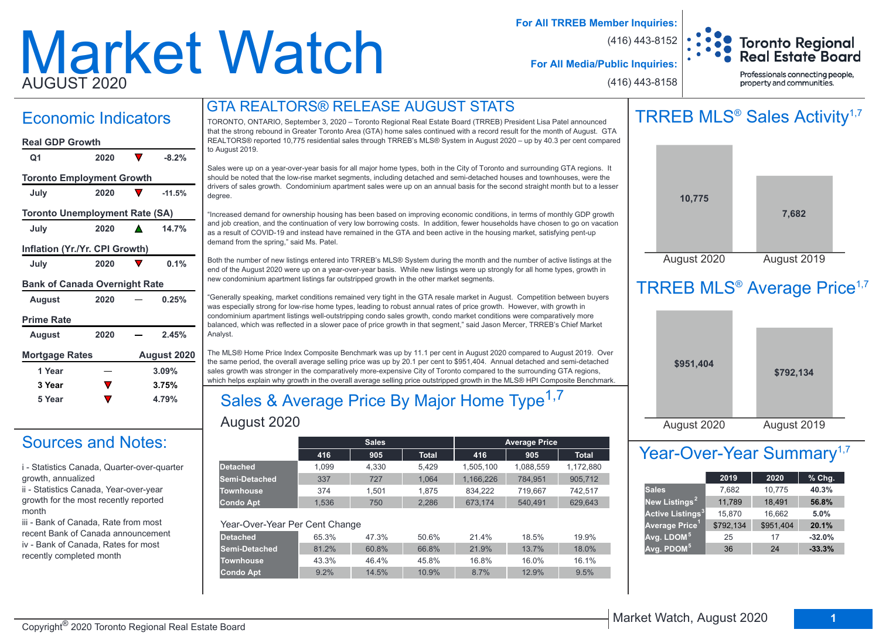# Market Watch

AUGUST 2020

**For All TRREB Member Inquiries:** (416) 443-8152

**For All Media/Public Inquiries:** (416) 443-8158

Toronto Regional Real Estate Board

Professionals connecting people, property and communities.

## Economic Indicators

| Real GDP Growth | | | |
|---|---|---|---|
| Q1 | 2020 | ▼ | -8.2% |
| **Toronto Employment Growth** | | | |
| July | 2020 | ▼ | -11.5% |
| **Toronto Unemployment Rate (SA)** | | | |
| July | 2020 | ▲ | 14.7% |
| **Inflation (Yr./Yr. CPI Growth)** | | | |
| July | 2020 | ▼ | 0.1% |
| **Bank of Canada Overnight Rate** | | | |
| August | 2020 | — | 0.25% |
| **Prime Rate** | | | |
| August | 2020 | — | 2.45% |

| Mortgage Rates | | August 2020 |
|---|---|---|
| 1 Year | — | 3.09% |
| 3 Year | ▼ | 3.75% |
| 5 Year | ▼ | 4.79% |

## Sources and Notes:

i - Statistics Canada, Quarter-over-quarter growth, annualized

ii - Statistics Canada, Year-over-year growth for the most recently reported month

iii - Bank of Canada, Rate from most recent Bank of Canada announcement

iv - Bank of Canada, Rates for most recently completed month

## GTA REALTORS® RELEASE AUGUST STATS

TORONTO, ONTARIO, September 3, 2020 – Toronto Regional Real Estate Board (TRREB) President Lisa Patel announced that the strong rebound in Greater Toronto Area (GTA) home sales continued with a record result for the month of August. GTA REALTORS® reported 10,775 residential sales through TRREB's MLS® System in August 2020 – up by 40.3 per cent compared to August 2019.

Sales were up on a year-over-year basis for all major home types, both in the City of Toronto and surrounding GTA regions. It should be noted that the low-rise market segments, including detached and semi-detached houses and townhouses, were the drivers of sales growth. Condominium apartment sales were up on an annual basis for the second straight month but to a lesser degree.

"Increased demand for ownership housing has been based on improving economic conditions, in terms of monthly GDP growth and job creation, and the continuation of very low borrowing costs. In addition, fewer households have chosen to go on vacation as a result of COVID-19 and instead have remained in the GTA and been active in the housing market, satisfying pent-up demand from the spring," said Ms. Patel.

Both the number of new listings entered into TRREB's MLS® System during the month and the number of active listings at the end of the August 2020 were up on a year-over-year basis. While new listings were up strongly for all home types, growth in new condominium apartment listings far outstripped growth in the other market segments.

"Generally speaking, market conditions remained very tight in the GTA resale market in August. Competition between buyers was especially strong for low-rise home types, leading to robust annual rates of price growth. However, with growth in condominium apartment listings well-outstripping condo sales growth, condo market conditions were comparatively more balanced, which was reflected in a slower pace of price growth in that segment," said Jason Mercer, TRREB's Chief Market Analyst.

The MLS® Home Price Index Composite Benchmark was up by 11.1 per cent in August 2020 compared to August 2019. Over the same period, the overall average selling price was up by 20.1 per cent to $951,404. Annual detached and semi-detached sales growth was stronger in the comparatively more-expensive City of Toronto compared to the surrounding GTA regions, which helps explain why growth in the overall average selling price outstripped growth in the MLS® HPI Composite Benchmark.

## Sales & Average Price By Major Home Type[1,7]

August 2020

| | Sales | | | Average Price | | |
|---|---|---|---|---|---|---|
| | 416 | 905 | Total | 416 | 905 | Total |
| Detached | 1,099 | 4,330 | 5,429 | 1,505,100 | 1,088,559 | 1,172,880 |
| Semi-Detached | 337 | 727 | 1,064 | 1,166,226 | 784,951 | 905,712 |
| Townhouse | 374 | 1,501 | 1,875 | 834,222 | 719,667 | 742,517 |
| Condo Apt | 1,536 | 750 | 2,286 | 673,174 | 540,491 | 629,643 |

Year-Over-Year Per Cent Change

| | 416 | 905 | Total | 416 | 905 | Total |
|---|---|---|---|---|---|---|
| Detached | 65.3% | 47.3% | 50.6% | 21.4% | 18.5% | 19.9% |
| Semi-Detached | 81.2% | 60.8% | 66.8% | 21.9% | 13.7% | 18.0% |
| Townhouse | 43.3% | 46.4% | 45.8% | 16.8% | 16.0% | 16.1% |
| Condo Apt | 9.2% | 14.5% | 10.9% | 8.7% | 12.9% | 9.5% |

## TRREB MLS® Sales Activity[1,7]

| August 2020 | August 2019 |
|---|---|
| 10,775 | 7,682 |

## TRREB MLS® Average Price[1,7]

| August 2020 | August 2019 |
|---|---|
| $951,404 | $792,134 |

## Year-Over-Year Summary[1,7]

| | 2019 | 2020 | % Chg. |
|---|---|---|---|
| Sales | 7,682 | 10,775 | 40.3% |
| New Listings[2] | 11,789 | 18,491 | 56.8% |
| Active Listings[3] | 15,870 | 16,662 | 5.0% |
| Average Price[1] | $792,134 | $951,404 | 20.1% |
| Avg. LDOM[5] | 25 | 17 | -32.0% |
| Avg. PDOM[5] | 36 | 24 | -33.3% |

Copyright® 2020 Toronto Regional Real Estate Board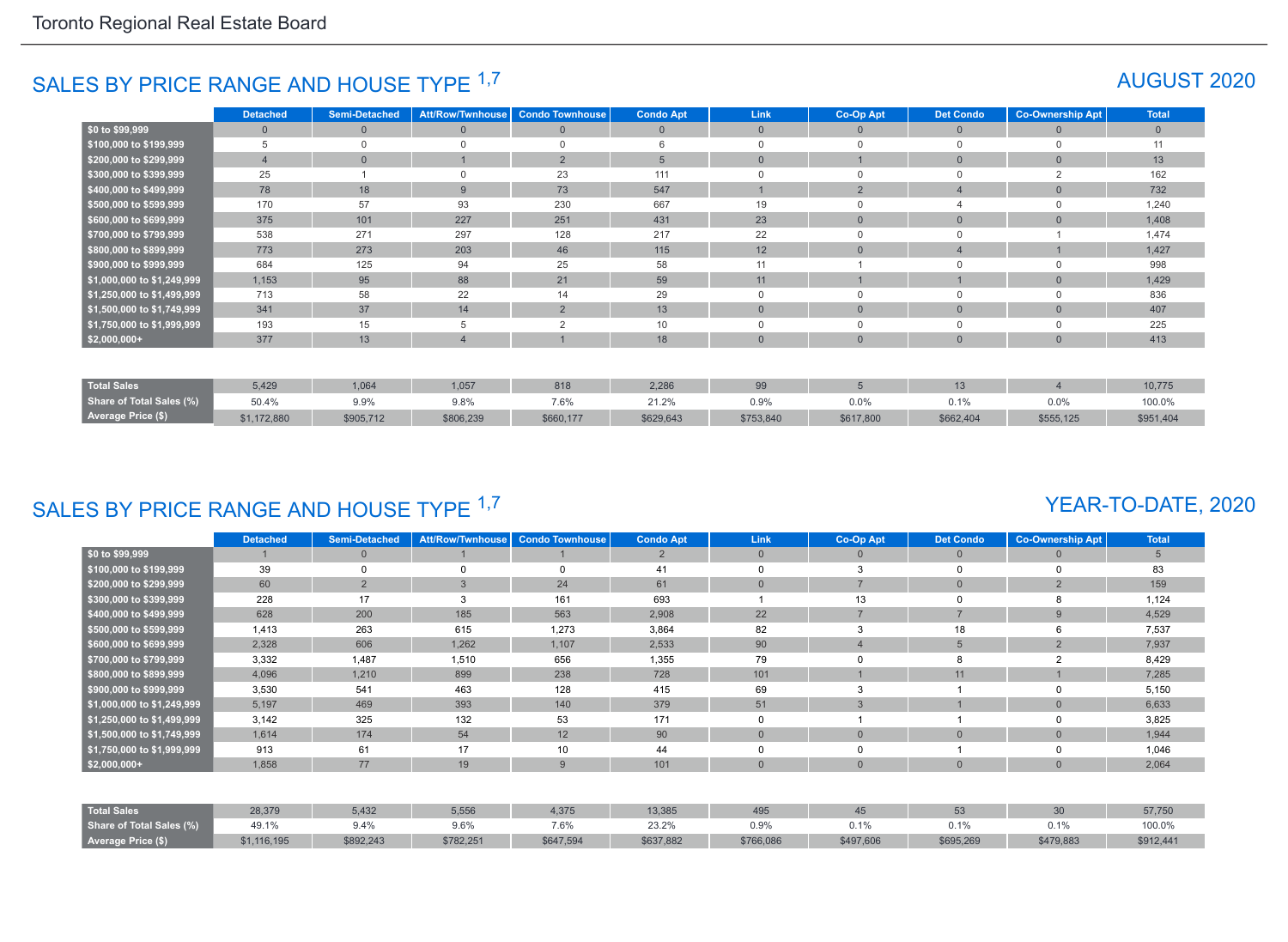## SALES BY PRICE RANGE AND HOUSE TYPE [1,7]

## AUGUST 2020

| | Detached | Semi-Detached | Att/Row/Twnhouse | Condo Townhouse | Condo Apt | Link | Co-Op Apt | Det Condo | Co-Ownership Apt | Total |
|---|---|---|---|---|---|---|---|---|---|---|
| $0 to $99,999 | 0 | 0 | 0 | 0 | 0 | 0 | 0 | 0 | 0 | 0 |
| $100,000 to $199,999 | 5 | 0 | 0 | 0 | 6 | 0 | 0 | 0 | 0 | 11 |
| $200,000 to $299,999 | 4 | 0 | 1 | 2 | 5 | 0 | 1 | 0 | 0 | 13 |
| $300,000 to $399,999 | 25 | 1 | 0 | 23 | 111 | 0 | 0 | 0 | 2 | 162 |
| $400,000 to $499,999 | 78 | 18 | 9 | 73 | 547 | 1 | 2 | 4 | 0 | 732 |
| $500,000 to $599,999 | 170 | 57 | 93 | 230 | 667 | 19 | 0 | 4 | 0 | 1,240 |
| $600,000 to $699,999 | 375 | 101 | 227 | 251 | 431 | 23 | 0 | 0 | 0 | 1,408 |
| $700,000 to $799,999 | 538 | 271 | 297 | 128 | 217 | 22 | 0 | 0 | 1 | 1,474 |
| $800,000 to $899,999 | 773 | 273 | 203 | 46 | 115 | 12 | 0 | 4 | 1 | 1,427 |
| $900,000 to $999,999 | 684 | 125 | 94 | 25 | 58 | 11 | 1 | 0 | 0 | 998 |
| $1,000,000 to $1,249,999 | 1,153 | 95 | 88 | 21 | 59 | 11 | 1 | 1 | 0 | 1,429 |
| $1,250,000 to $1,499,999 | 713 | 58 | 22 | 14 | 29 | 0 | 0 | 0 | 0 | 836 |
| $1,500,000 to $1,749,999 | 341 | 37 | 14 | 2 | 13 | 0 | 0 | 0 | 0 | 407 |
| $1,750,000 to $1,999,999 | 193 | 15 | 5 | 2 | 10 | 0 | 0 | 0 | 0 | 225 |
| $2,000,000+ | 377 | 13 | 4 | 1 | 18 | 0 | 0 | 0 | 0 | 413 |
| Total Sales | 5,429 | 1,064 | 1,057 | 818 | 2,286 | 99 | 5 | 13 | 4 | 10,775 |
| Share of Total Sales (%) | 50.4% | 9.9% | 9.8% | 7.6% | 21.2% | 0.9% | 0.0% | 0.1% | 0.0% | 100.0% |
| Average Price ($) | $1,172,880 | $905,712 | $806,239 | $660,177 | $629,643 | $753,840 | $617,800 | $662,404 | $555,125 | $951,404 |

## SALES BY PRICE RANGE AND HOUSE TYPE [1,7]

## YEAR-TO-DATE, 2020

| | Detached | Semi-Detached | Att/Row/Twnhouse | Condo Townhouse | Condo Apt | Link | Co-Op Apt | Det Condo | Co-Ownership Apt | Total |
|---|---|---|---|---|---|---|---|---|---|---|
| $0 to $99,999 | 1 | 0 | 1 | 1 | 2 | 0 | 0 | 0 | 0 | 5 |
| $100,000 to $199,999 | 39 | 0 | 0 | 0 | 41 | 0 | 3 | 0 | 0 | 83 |
| $200,000 to $299,999 | 60 | 2 | 3 | 24 | 61 | 0 | 7 | 0 | 2 | 159 |
| $300,000 to $399,999 | 228 | 17 | 3 | 161 | 693 | 1 | 13 | 0 | 8 | 1,124 |
| $400,000 to $499,999 | 628 | 200 | 185 | 563 | 2,908 | 22 | 7 | 7 | 9 | 4,529 |
| $500,000 to $599,999 | 1,413 | 263 | 615 | 1,273 | 3,864 | 82 | 3 | 18 | 6 | 7,537 |
| $600,000 to $699,999 | 2,328 | 606 | 1,262 | 1,107 | 2,533 | 90 | 4 | 5 | 2 | 7,937 |
| $700,000 to $799,999 | 3,332 | 1,487 | 1,510 | 656 | 1,355 | 79 | 0 | 8 | 2 | 8,429 |
| $800,000 to $899,999 | 4,096 | 1,210 | 899 | 238 | 728 | 101 | 1 | 11 | 1 | 7,285 |
| $900,000 to $999,999 | 3,530 | 541 | 463 | 128 | 415 | 69 | 3 | 1 | 0 | 5,150 |
| $1,000,000 to $1,249,999 | 5,197 | 469 | 393 | 140 | 379 | 51 | 3 | 1 | 0 | 6,633 |
| $1,250,000 to $1,499,999 | 3,142 | 325 | 132 | 53 | 171 | 0 | 1 | 1 | 0 | 3,825 |
| $1,500,000 to $1,749,999 | 1,614 | 174 | 54 | 12 | 90 | 0 | 0 | 0 | 0 | 1,944 |
| $1,750,000 to $1,999,999 | 913 | 61 | 17 | 10 | 44 | 0 | 0 | 1 | 0 | 1,046 |
| $2,000,000+ | 1,858 | 77 | 19 | 9 | 101 | 0 | 0 | 0 | 0 | 2,064 |
| Total Sales | 28,379 | 5,432 | 5,556 | 4,375 | 13,385 | 495 | 45 | 53 | 30 | 57,750 |
| Share of Total Sales (%) | 49.1% | 9.4% | 9.6% | 7.6% | 23.2% | 0.9% | 0.1% | 0.1% | 0.1% | 100.0% |
| Average Price ($) | $1,116,195 | $892,243 | $782,251 | $647,594 | $637,882 | $766,086 | $497,606 | $695,269 | $479,883 | $912,441 |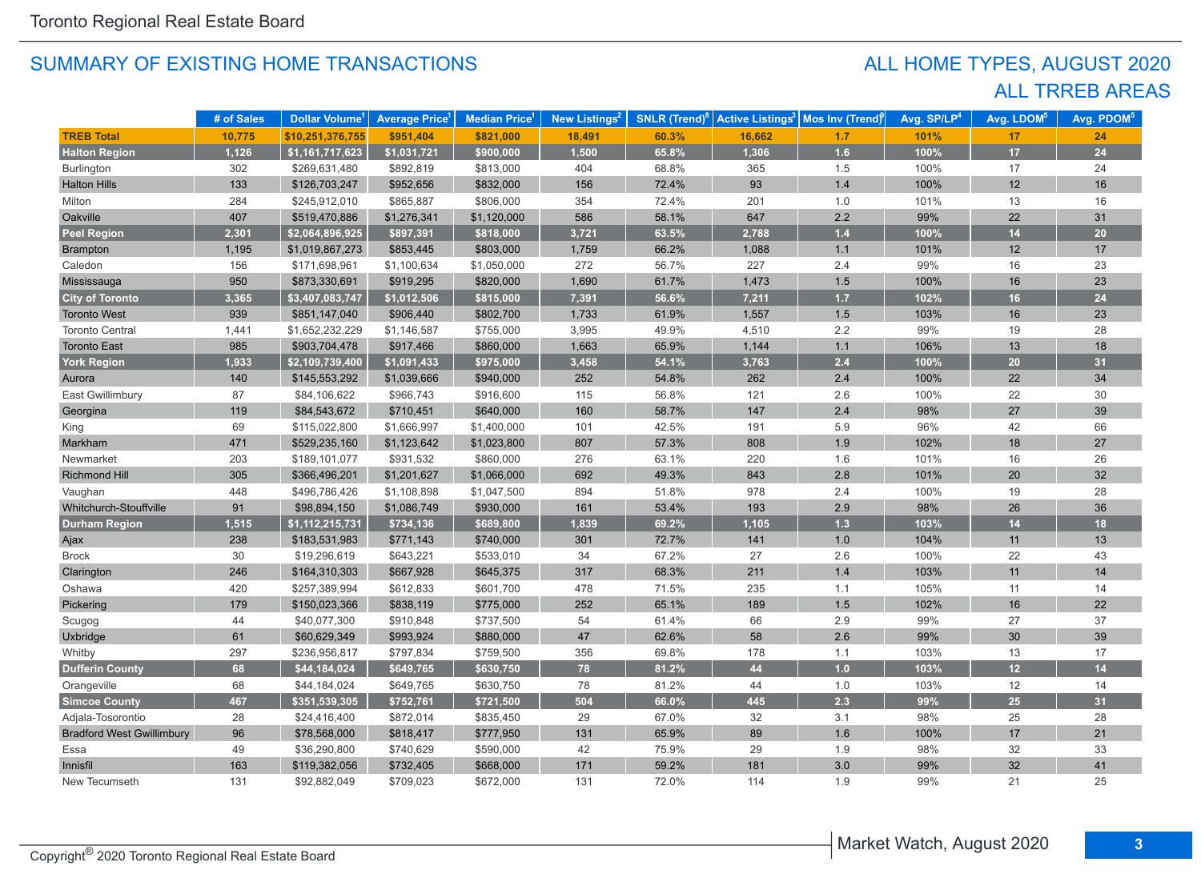## SUMMARY OF EXISTING HOME TRANSACTIONS

## ALL HOME TYPES, AUGUST 2020
## ALL TRREB AREAS

| | # of Sales | Dollar Volume[1] | Average Price[1] | Median Price[1] | New Listings[2] | SNLR (Trend)[8] | Active Listings[3] | Mos Inv (Trend)[9] | Avg. SP/LP[4] | Avg. LDOM[5] | Avg. PDOM[5] |
|---|---|---|---|---|---|---|---|---|---|---|---|
| **TREB Total** | **10,775** | **$10,251,376,755** | **$951,404** | **$821,000** | **18,491** | **60.3%** | **16,662** | **1.7** | **101%** | **17** | **24** |
| **Halton Region** | **1,126** | **$1,161,717,623** | **$1,031,721** | **$900,000** | **1,500** | **65.8%** | **1,306** | **1.6** | **100%** | **17** | **24** |
| Burlington | 302 | $269,631,480 | $892,819 | $813,000 | 404 | 68.8% | 365 | 1.5 | 100% | 17 | 24 |
| Halton Hills | 133 | $126,703,247 | $952,656 | $832,000 | 156 | 72.4% | 93 | 1.4 | 100% | 12 | 16 |
| Milton | 284 | $245,912,010 | $865,887 | $806,000 | 354 | 72.4% | 201 | 1.0 | 101% | 13 | 16 |
| Oakville | 407 | $519,470,886 | $1,276,341 | $1,120,000 | 586 | 58.1% | 647 | 2.2 | 99% | 22 | 31 |
| **Peel Region** | **2,301** | **$2,064,896,925** | **$897,391** | **$818,000** | **3,721** | **63.5%** | **2,788** | **1.4** | **100%** | **14** | **20** |
| Brampton | 1,195 | $1,019,867,273 | $853,445 | $803,000 | 1,759 | 66.2% | 1,088 | 1.1 | 101% | 12 | 17 |
| Caledon | 156 | $171,698,961 | $1,100,634 | $1,050,000 | 272 | 56.7% | 227 | 2.4 | 99% | 16 | 23 |
| Mississauga | 950 | $873,330,691 | $919,295 | $820,000 | 1,690 | 61.7% | 1,473 | 1.5 | 100% | 16 | 23 |
| **City of Toronto** | **3,365** | **$3,407,083,747** | **$1,012,506** | **$815,000** | **7,391** | **56.6%** | **7,211** | **1.7** | **102%** | **16** | **24** |
| Toronto West | 939 | $851,147,040 | $906,440 | $802,700 | 1,733 | 61.9% | 1,557 | 1.5 | 103% | 16 | 23 |
| Toronto Central | 1,441 | $1,652,232,229 | $1,146,587 | $755,000 | 3,995 | 49.9% | 4,510 | 2.2 | 99% | 19 | 28 |
| Toronto East | 985 | $903,704,478 | $917,466 | $860,000 | 1,663 | 65.9% | 1,144 | 1.1 | 106% | 13 | 18 |
| **York Region** | **1,933** | **$2,109,739,400** | **$1,091,433** | **$975,000** | **3,458** | **54.1%** | **3,763** | **2.4** | **100%** | **20** | **31** |
| Aurora | 140 | $145,553,292 | $1,039,666 | $940,000 | 252 | 54.8% | 262 | 2.4 | 100% | 22 | 34 |
| East Gwillimbury | 87 | $84,106,622 | $966,743 | $916,600 | 115 | 56.8% | 121 | 2.6 | 100% | 22 | 30 |
| Georgina | 119 | $84,543,672 | $710,451 | $640,000 | 160 | 58.7% | 147 | 2.4 | 98% | 27 | 39 |
| King | 69 | $115,022,800 | $1,666,997 | $1,400,000 | 101 | 42.5% | 191 | 5.9 | 96% | 42 | 66 |
| Markham | 471 | $529,235,160 | $1,123,642 | $1,023,800 | 807 | 57.3% | 808 | 1.9 | 102% | 18 | 27 |
| Newmarket | 203 | $189,101,077 | $931,532 | $860,000 | 276 | 63.1% | 220 | 1.6 | 101% | 16 | 26 |
| Richmond Hill | 305 | $366,496,201 | $1,201,627 | $1,066,000 | 692 | 49.3% | 843 | 2.8 | 101% | 20 | 32 |
| Vaughan | 448 | $496,786,426 | $1,108,898 | $1,047,500 | 894 | 51.8% | 978 | 2.4 | 100% | 19 | 28 |
| Whitchurch-Stouffville | 91 | $98,894,150 | $1,086,749 | $930,000 | 161 | 53.4% | 193 | 2.9 | 98% | 26 | 36 |
| **Durham Region** | **1,515** | **$1,112,215,731** | **$734,136** | **$689,800** | **1,839** | **69.2%** | **1,105** | **1.3** | **103%** | **14** | **18** |
| Ajax | 238 | $183,531,983 | $771,143 | $740,000 | 301 | 72.7% | 141 | 1.0 | 104% | 11 | 13 |
| Brock | 30 | $19,296,619 | $643,221 | $533,010 | 34 | 67.2% | 27 | 2.6 | 100% | 22 | 43 |
| Clarington | 246 | $164,310,303 | $667,928 | $645,375 | 317 | 68.3% | 211 | 1.4 | 103% | 11 | 14 |
| Oshawa | 420 | $257,389,994 | $612,833 | $601,700 | 478 | 71.5% | 235 | 1.1 | 105% | 11 | 14 |
| Pickering | 179 | $150,023,366 | $838,119 | $775,000 | 252 | 65.1% | 189 | 1.5 | 102% | 16 | 22 |
| Scugog | 44 | $40,077,300 | $910,848 | $737,500 | 54 | 61.4% | 66 | 2.9 | 99% | 27 | 37 |
| Uxbridge | 61 | $60,629,349 | $993,924 | $880,000 | 47 | 62.6% | 58 | 2.6 | 99% | 30 | 39 |
| Whitby | 297 | $236,956,817 | $797,834 | $759,500 | 356 | 69.8% | 178 | 1.1 | 103% | 13 | 17 |
| **Dufferin County** | **68** | **$44,184,024** | **$649,765** | **$630,750** | **78** | **81.2%** | **44** | **1.0** | **103%** | **12** | **14** |
| Orangeville | 68 | $44,184,024 | $649,765 | $630,750 | 78 | 81.2% | 44 | 1.0 | 103% | 12 | 14 |
| **Simcoe County** | **467** | **$351,539,305** | **$752,761** | **$721,500** | **504** | **66.0%** | **445** | **2.3** | **99%** | **25** | **31** |
| Adjala-Tosorontio | 28 | $24,416,400 | $872,014 | $835,450 | 29 | 67.0% | 32 | 3.1 | 98% | 25 | 28 |
| Bradford West Gwillimbury | 96 | $78,568,000 | $818,417 | $777,950 | 131 | 65.9% | 89 | 1.6 | 100% | 17 | 21 |
| Essa | 49 | $36,290,800 | $740,629 | $590,000 | 42 | 75.9% | 29 | 1.9 | 98% | 32 | 33 |
| Innisfil | 163 | $119,382,056 | $732,405 | $668,000 | 171 | 59.2% | 181 | 3.0 | 99% | 32 | 41 |
| New Tecumseth | 131 | $92,882,049 | $709,023 | $672,000 | 131 | 72.0% | 114 | 1.9 | 99% | 21 | 25 |

Copyright® 2020 Toronto Regional Real Estate Board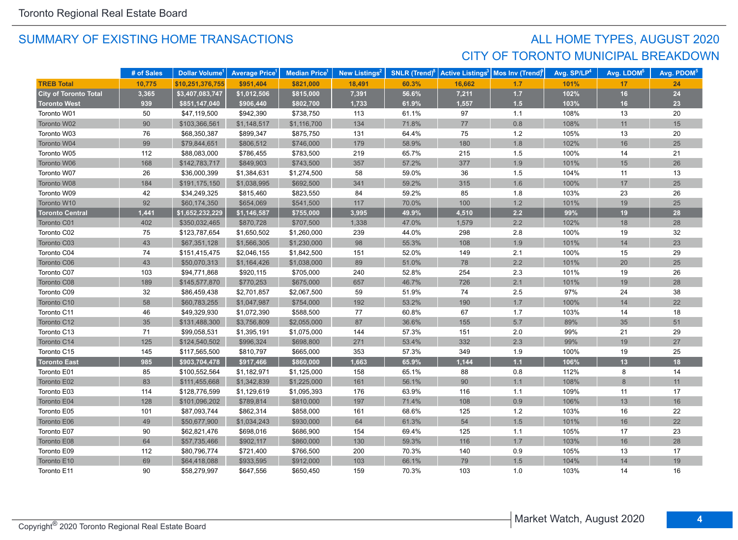## SUMMARY OF EXISTING HOME TRANSACTIONS

## ALL HOME TYPES, AUGUST 2020
## CITY OF TORONTO MUNICIPAL BREAKDOWN

| | # of Sales | Dollar Volume[1] | Average Price[1] | Median Price[1] | New Listings[2] | SNLR (Trend)[8] | Active Listings[3] | Mos Inv (Trend)[9] | Avg. SP/LP[4] | Avg. LDOM[5] | Avg. PDOM[5] |
|---|---|---|---|---|---|---|---|---|---|---|---|
| **TREB Total** | **10,775** | **$10,251,376,755** | **$951,404** | **$821,000** | **18,491** | **60.3%** | **16,662** | **1.7** | **101%** | **17** | **24** |
| **City of Toronto Total** | **3,365** | **$3,407,083,747** | **$1,012,506** | **$815,000** | **7,391** | **56.6%** | **7,211** | **1.7** | **102%** | **16** | **24** |
| **Toronto West** | **939** | **$851,147,040** | **$906,440** | **$802,700** | **1,733** | **61.9%** | **1,557** | **1.5** | **103%** | **16** | **23** |
| Toronto W01 | 50 | $47,119,500 | $942,390 | $738,750 | 113 | 61.1% | 97 | 1.1 | 108% | 13 | 20 |
| Toronto W02 | 90 | $103,366,561 | $1,148,517 | $1,116,700 | 134 | 71.8% | 77 | 0.8 | 108% | 11 | 15 |
| Toronto W03 | 76 | $68,350,387 | $899,347 | $875,750 | 131 | 64.4% | 75 | 1.2 | 105% | 13 | 20 |
| Toronto W04 | 99 | $79,844,651 | $806,512 | $746,000 | 179 | 58.9% | 180 | 1.8 | 102% | 16 | 25 |
| Toronto W05 | 112 | $88,083,000 | $786,455 | $783,500 | 219 | 65.7% | 215 | 1.5 | 100% | 14 | 21 |
| Toronto W06 | 168 | $142,783,717 | $849,903 | $743,500 | 357 | 57.2% | 377 | 1.9 | 101% | 15 | 26 |
| Toronto W07 | 26 | $36,000,399 | $1,384,631 | $1,274,500 | 58 | 59.0% | 36 | 1.5 | 104% | 11 | 13 |
| Toronto W08 | 184 | $191,175,150 | $1,038,995 | $692,500 | 341 | 59.2% | 315 | 1.6 | 100% | 17 | 25 |
| Toronto W09 | 42 | $34,249,325 | $815,460 | $823,550 | 84 | 59.2% | 85 | 1.8 | 103% | 23 | 26 |
| Toronto W10 | 92 | $60,174,350 | $654,069 | $541,500 | 117 | 70.0% | 100 | 1.2 | 101% | 19 | 25 |
| **Toronto Central** | **1,441** | **$1,652,232,229** | **$1,146,587** | **$755,000** | **3,995** | **49.9%** | **4,510** | **2.2** | **99%** | **19** | **28** |
| Toronto C01 | 402 | $350,032,465 | $870,728 | $707,500 | 1,338 | 47.0% | 1,579 | 2.2 | 102% | 18 | 28 |
| Toronto C02 | 75 | $123,787,654 | $1,650,502 | $1,260,000 | 239 | 44.0% | 298 | 2.8 | 100% | 19 | 32 |
| Toronto C03 | 43 | $67,351,128 | $1,566,305 | $1,230,000 | 98 | 55.3% | 108 | 1.9 | 101% | 14 | 23 |
| Toronto C04 | 74 | $151,415,475 | $2,046,155 | $1,842,500 | 151 | 52.0% | 149 | 2.1 | 100% | 15 | 29 |
| Toronto C06 | 43 | $50,070,313 | $1,164,426 | $1,038,000 | 89 | 51.0% | 78 | 2.2 | 101% | 20 | 25 |
| Toronto C07 | 103 | $94,771,868 | $920,115 | $705,000 | 240 | 52.8% | 254 | 2.3 | 101% | 19 | 26 |
| Toronto C08 | 189 | $145,577,870 | $770,253 | $675,000 | 657 | 46.7% | 726 | 2.1 | 101% | 19 | 28 |
| Toronto C09 | 32 | $86,459,438 | $2,701,857 | $2,067,500 | 59 | 51.9% | 74 | 2.5 | 97% | 24 | 38 |
| Toronto C10 | 58 | $60,783,255 | $1,047,987 | $754,000 | 192 | 53.2% | 190 | 1.7 | 100% | 14 | 22 |
| Toronto C11 | 46 | $49,329,930 | $1,072,390 | $588,500 | 77 | 60.8% | 67 | 1.7 | 103% | 14 | 18 |
| Toronto C12 | 35 | $131,488,300 | $3,756,809 | $2,055,000 | 87 | 36.6% | 155 | 5.7 | 89% | 35 | 51 |
| Toronto C13 | 71 | $99,058,531 | $1,395,191 | $1,075,000 | 144 | 57.3% | 151 | 2.0 | 99% | 21 | 29 |
| Toronto C14 | 125 | $124,540,502 | $996,324 | $698,800 | 271 | 53.4% | 332 | 2.3 | 99% | 19 | 27 |
| Toronto C15 | 145 | $117,565,500 | $810,797 | $665,000 | 353 | 57.3% | 349 | 1.9 | 100% | 19 | 25 |
| **Toronto East** | **985** | **$903,704,478** | **$917,466** | **$860,000** | **1,663** | **65.9%** | **1,144** | **1.1** | **106%** | **13** | **18** |
| Toronto E01 | 85 | $100,552,564 | $1,182,971 | $1,125,000 | 158 | 65.1% | 88 | 0.8 | 112% | 8 | 14 |
| Toronto E02 | 83 | $111,455,668 | $1,342,839 | $1,225,000 | 161 | 56.1% | 90 | 1.1 | 108% | 8 | 11 |
| Toronto E03 | 114 | $128,776,599 | $1,129,619 | $1,095,393 | 176 | 63.9% | 116 | 1.1 | 109% | 11 | 17 |
| Toronto E04 | 128 | $101,096,202 | $789,814 | $810,000 | 197 | 71.4% | 108 | 0.9 | 106% | 13 | 16 |
| Toronto E05 | 101 | $87,093,744 | $862,314 | $858,000 | 161 | 68.6% | 125 | 1.2 | 103% | 16 | 22 |
| Toronto E06 | 49 | $50,677,900 | $1,034,243 | $930,000 | 64 | 61.3% | 54 | 1.5 | 101% | 16 | 22 |
| Toronto E07 | 90 | $62,821,476 | $698,016 | $686,900 | 154 | 69.4% | 125 | 1.1 | 105% | 17 | 23 |
| Toronto E08 | 64 | $57,735,466 | $902,117 | $860,000 | 130 | 59.3% | 116 | 1.7 | 103% | 16 | 28 |
| Toronto E09 | 112 | $80,796,774 | $721,400 | $766,500 | 200 | 70.3% | 140 | 0.9 | 105% | 13 | 17 |
| Toronto E10 | 69 | $64,418,088 | $933,595 | $912,000 | 103 | 66.1% | 79 | 1.5 | 104% | 14 | 19 |
| Toronto E11 | 90 | $58,279,997 | $647,556 | $650,450 | 159 | 70.3% | 103 | 1.0 | 103% | 14 | 16 |

Copyright® 2020 Toronto Regional Real Estate Board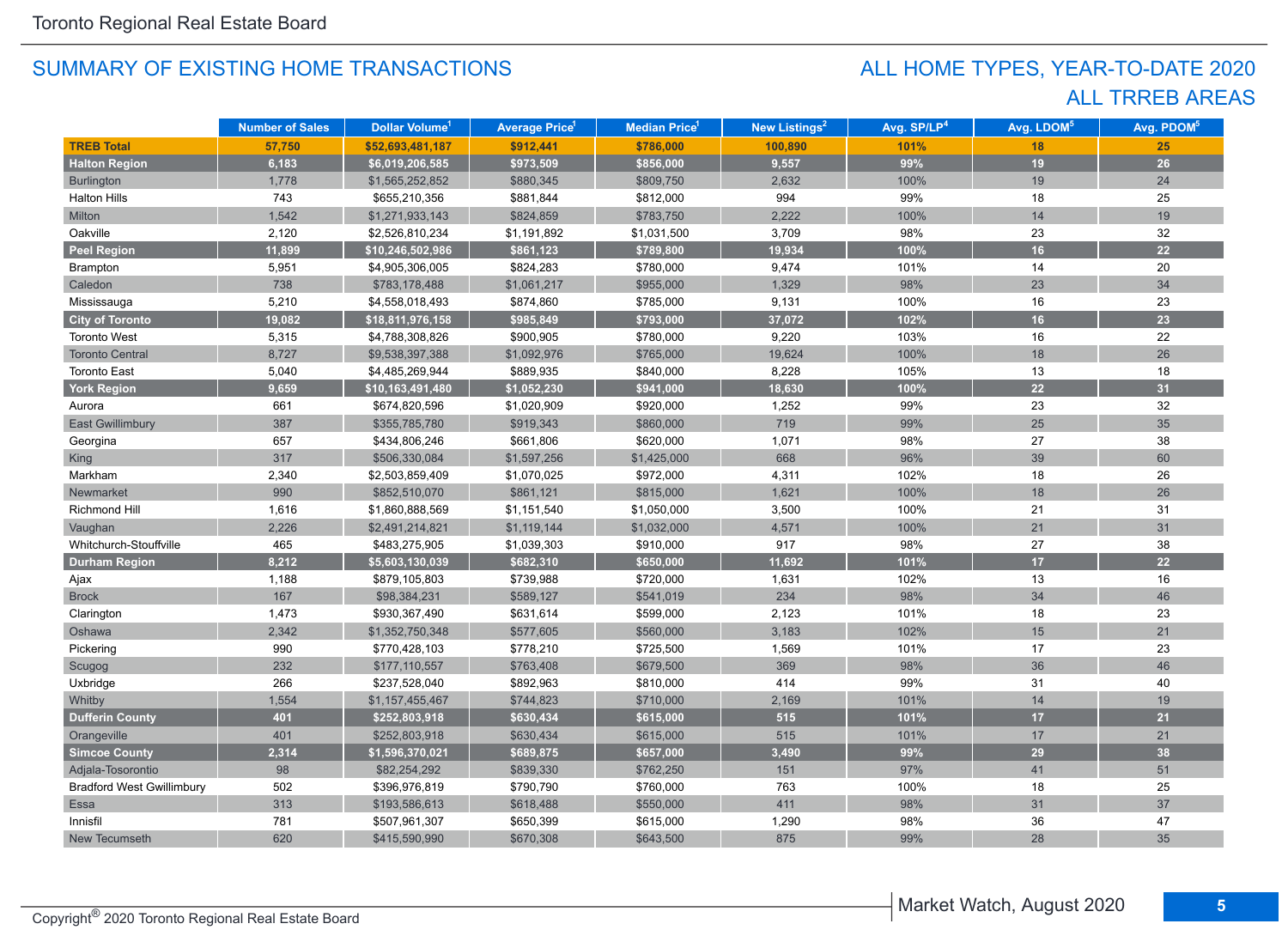# SUMMARY OF EXISTING HOME TRANSACTIONS

## ALL HOME TYPES, YEAR-TO-DATE 2020
## ALL TRREB AREAS

| | Number of Sales | Dollar Volume[1] | Average Price[1] | Median Price[1] | New Listings[2] | Avg. SP/LP[4] | Avg. LDOM[5] | Avg. PDOM[5] |
|---|---|---|---|---|---|---|---|---|
| **TREB Total** | **57,750** | **$52,693,481,187** | **$912,441** | **$786,000** | **100,890** | **101%** | **18** | **25** |
| **Halton Region** | **6,183** | **$6,019,206,585** | **$973,509** | **$856,000** | **9,557** | **99%** | **19** | **26** |
| Burlington | 1,778 | $1,565,252,852 | $880,345 | $809,750 | 2,632 | 100% | 19 | 24 |
| Halton Hills | 743 | $655,210,356 | $881,844 | $812,000 | 994 | 99% | 18 | 25 |
| Milton | 1,542 | $1,271,933,143 | $824,859 | $783,750 | 2,222 | 100% | 14 | 19 |
| Oakville | 2,120 | $2,526,810,234 | $1,191,892 | $1,031,500 | 3,709 | 98% | 23 | 32 |
| **Peel Region** | **11,899** | **$10,246,502,986** | **$861,123** | **$789,800** | **19,934** | **100%** | **16** | **22** |
| Brampton | 5,951 | $4,905,306,005 | $824,283 | $780,000 | 9,474 | 101% | 14 | 20 |
| Caledon | 738 | $783,178,488 | $1,061,217 | $955,000 | 1,329 | 98% | 23 | 34 |
| Mississauga | 5,210 | $4,558,018,493 | $874,860 | $785,000 | 9,131 | 100% | 16 | 23 |
| **City of Toronto** | **19,082** | **$18,811,976,158** | **$985,849** | **$793,000** | **37,072** | **102%** | **16** | **23** |
| Toronto West | 5,315 | $4,788,308,826 | $900,905 | $780,000 | 9,220 | 103% | 16 | 22 |
| Toronto Central | 8,727 | $9,538,397,388 | $1,092,976 | $765,000 | 19,624 | 100% | 18 | 26 |
| Toronto East | 5,040 | $4,485,269,944 | $889,935 | $840,000 | 8,228 | 105% | 13 | 18 |
| **York Region** | **9,659** | **$10,163,491,480** | **$1,052,230** | **$941,000** | **18,630** | **100%** | **22** | **31** |
| Aurora | 661 | $674,820,596 | $1,020,909 | $920,000 | 1,252 | 99% | 23 | 32 |
| East Gwillimbury | 387 | $355,785,780 | $919,343 | $860,000 | 719 | 99% | 25 | 35 |
| Georgina | 657 | $434,806,246 | $661,806 | $620,000 | 1,071 | 98% | 27 | 38 |
| King | 317 | $506,330,084 | $1,597,256 | $1,425,000 | 668 | 96% | 39 | 60 |
| Markham | 2,340 | $2,503,859,409 | $1,070,025 | $972,000 | 4,311 | 102% | 18 | 26 |
| Newmarket | 990 | $852,510,070 | $861,121 | $815,000 | 1,621 | 100% | 18 | 26 |
| Richmond Hill | 1,616 | $1,860,888,569 | $1,151,540 | $1,050,000 | 3,500 | 100% | 21 | 31 |
| Vaughan | 2,226 | $2,491,214,821 | $1,119,144 | $1,032,000 | 4,571 | 100% | 21 | 31 |
| Whitchurch-Stouffville | 465 | $483,275,905 | $1,039,303 | $910,000 | 917 | 98% | 27 | 38 |
| **Durham Region** | **8,212** | **$5,603,130,039** | **$682,310** | **$650,000** | **11,692** | **101%** | **17** | **22** |
| Ajax | 1,188 | $879,105,803 | $739,988 | $720,000 | 1,631 | 102% | 13 | 16 |
| Brock | 167 | $98,384,231 | $589,127 | $541,019 | 234 | 98% | 34 | 46 |
| Clarington | 1,473 | $930,367,490 | $631,614 | $599,000 | 2,123 | 101% | 18 | 23 |
| Oshawa | 2,342 | $1,352,750,348 | $577,605 | $560,000 | 3,183 | 102% | 15 | 21 |
| Pickering | 990 | $770,428,103 | $778,210 | $725,500 | 1,569 | 101% | 17 | 23 |
| Scugog | 232 | $177,110,557 | $763,408 | $679,500 | 369 | 98% | 36 | 46 |
| Uxbridge | 266 | $237,528,040 | $892,963 | $810,000 | 414 | 99% | 31 | 40 |
| Whitby | 1,554 | $1,157,455,467 | $744,823 | $710,000 | 2,169 | 101% | 14 | 19 |
| **Dufferin County** | **401** | **$252,803,918** | **$630,434** | **$615,000** | **515** | **101%** | **17** | **21** |
| Orangeville | 401 | $252,803,918 | $630,434 | $615,000 | 515 | 101% | 17 | 21 |
| **Simcoe County** | **2,314** | **$1,596,370,021** | **$689,875** | **$657,000** | **3,490** | **99%** | **29** | **38** |
| Adjala-Tosorontio | 98 | $82,254,292 | $839,330 | $762,250 | 151 | 97% | 41 | 51 |
| Bradford West Gwillimbury | 502 | $396,976,819 | $790,790 | $760,000 | 763 | 100% | 18 | 25 |
| Essa | 313 | $193,586,613 | $618,488 | $550,000 | 411 | 98% | 31 | 37 |
| Innisfil | 781 | $507,961,307 | $650,399 | $615,000 | 1,290 | 98% | 36 | 47 |
| New Tecumseth | 620 | $415,590,990 | $670,308 | $643,500 | 875 | 99% | 28 | 35 |

Copyright® 2020 Toronto Regional Real Estate Board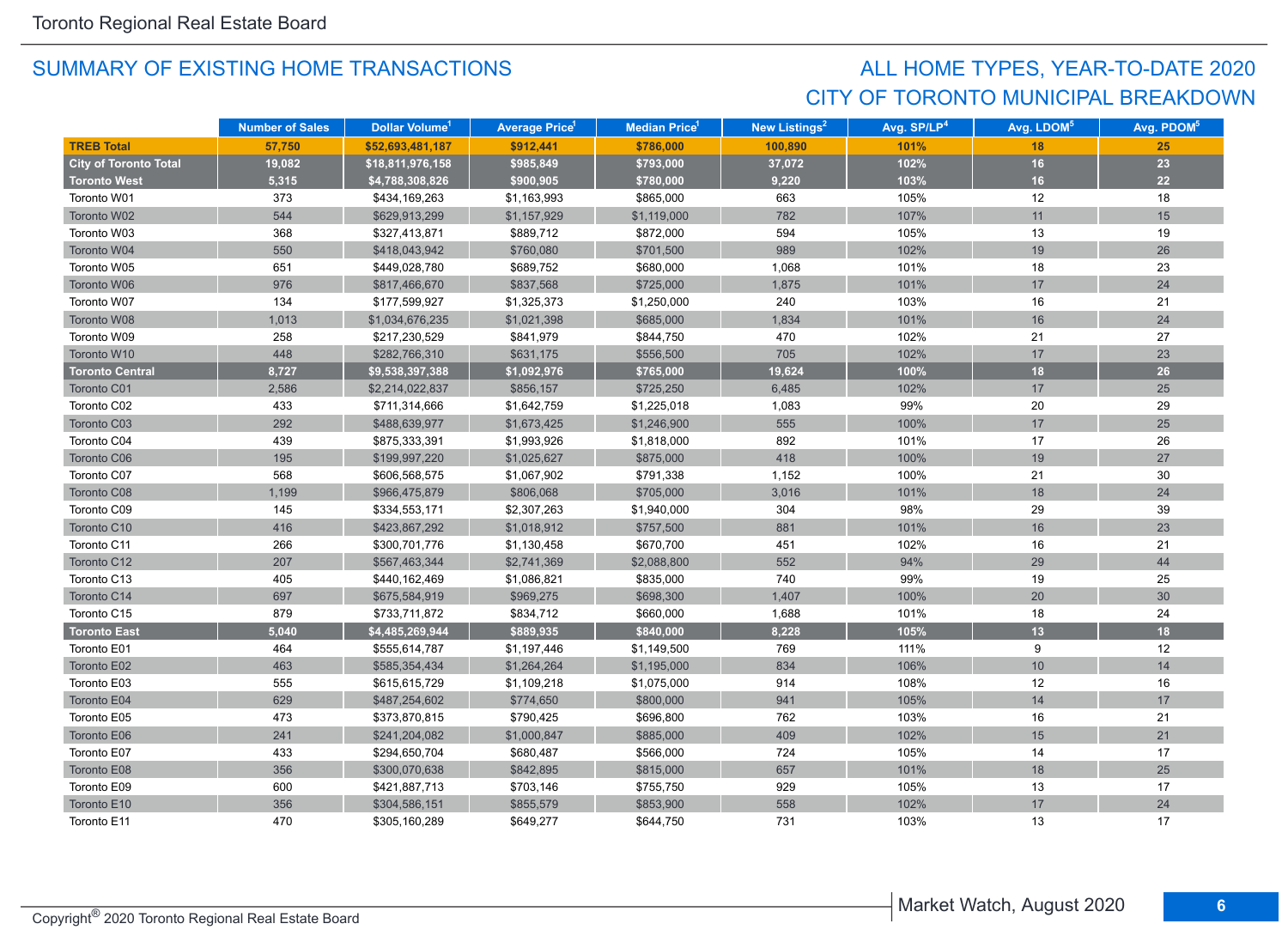## SUMMARY OF EXISTING HOME TRANSACTIONS

## ALL HOME TYPES, YEAR-TO-DATE 2020
## CITY OF TORONTO MUNICIPAL BREAKDOWN

| | Number of Sales | Dollar Volume[1] | Average Price[1] | Median Price[1] | New Listings[2] | Avg. SP/LP[4] | Avg. LDOM[5] | Avg. PDOM[5] |
|---|---|---|---|---|---|---|---|---|
| **TREB Total** | **57,750** | **$52,693,481,187** | **$912,441** | **$786,000** | **100,890** | **101%** | **18** | **25** |
| **City of Toronto Total** | **19,082** | **$18,811,976,158** | **$985,849** | **$793,000** | **37,072** | **102%** | **16** | **23** |
| **Toronto West** | **5,315** | **$4,788,308,826** | **$900,905** | **$780,000** | **9,220** | **103%** | **16** | **22** |
| Toronto W01 | 373 | $434,169,263 | $1,163,993 | $865,000 | 663 | 105% | 12 | 18 |
| Toronto W02 | 544 | $629,913,299 | $1,157,929 | $1,119,000 | 782 | 107% | 11 | 15 |
| Toronto W03 | 368 | $327,413,871 | $889,712 | $872,000 | 594 | 105% | 13 | 19 |
| Toronto W04 | 550 | $418,043,942 | $760,080 | $701,500 | 989 | 102% | 19 | 26 |
| Toronto W05 | 651 | $449,028,780 | $689,752 | $680,000 | 1,068 | 101% | 18 | 23 |
| Toronto W06 | 976 | $817,466,670 | $837,568 | $725,000 | 1,875 | 101% | 17 | 24 |
| Toronto W07 | 134 | $177,599,927 | $1,325,373 | $1,250,000 | 240 | 103% | 16 | 21 |
| Toronto W08 | 1,013 | $1,034,676,235 | $1,021,398 | $685,000 | 1,834 | 101% | 16 | 24 |
| Toronto W09 | 258 | $217,230,529 | $841,979 | $844,750 | 470 | 102% | 21 | 27 |
| Toronto W10 | 448 | $282,766,310 | $631,175 | $556,500 | 705 | 102% | 17 | 23 |
| **Toronto Central** | **8,727** | **$9,538,397,388** | **$1,092,976** | **$765,000** | **19,624** | **100%** | **18** | **26** |
| Toronto C01 | 2,586 | $2,214,022,837 | $856,157 | $725,250 | 6,485 | 102% | 17 | 25 |
| Toronto C02 | 433 | $711,314,666 | $1,642,759 | $1,225,018 | 1,083 | 99% | 20 | 29 |
| Toronto C03 | 292 | $488,639,977 | $1,673,425 | $1,246,900 | 555 | 100% | 17 | 25 |
| Toronto C04 | 439 | $875,333,391 | $1,993,926 | $1,818,000 | 892 | 101% | 17 | 26 |
| Toronto C06 | 195 | $199,997,220 | $1,025,627 | $875,000 | 418 | 100% | 19 | 27 |
| Toronto C07 | 568 | $606,568,575 | $1,067,902 | $791,338 | 1,152 | 100% | 21 | 30 |
| Toronto C08 | 1,199 | $966,475,879 | $806,068 | $705,000 | 3,016 | 101% | 18 | 24 |
| Toronto C09 | 145 | $334,553,171 | $2,307,263 | $1,940,000 | 304 | 98% | 29 | 39 |
| Toronto C10 | 416 | $423,867,292 | $1,018,912 | $757,500 | 881 | 101% | 16 | 23 |
| Toronto C11 | 266 | $300,701,776 | $1,130,458 | $670,700 | 451 | 102% | 16 | 21 |
| Toronto C12 | 207 | $567,463,344 | $2,741,369 | $2,088,800 | 552 | 94% | 29 | 44 |
| Toronto C13 | 405 | $440,162,469 | $1,086,821 | $835,000 | 740 | 99% | 19 | 25 |
| Toronto C14 | 697 | $675,584,919 | $969,275 | $698,300 | 1,407 | 100% | 20 | 30 |
| Toronto C15 | 879 | $733,711,872 | $834,712 | $660,000 | 1,688 | 101% | 18 | 24 |
| **Toronto East** | **5,040** | **$4,485,269,944** | **$889,935** | **$840,000** | **8,228** | **105%** | **13** | **18** |
| Toronto E01 | 464 | $555,614,787 | $1,197,446 | $1,149,500 | 769 | 111% | 9 | 12 |
| Toronto E02 | 463 | $585,354,434 | $1,264,264 | $1,195,000 | 834 | 106% | 10 | 14 |
| Toronto E03 | 555 | $615,615,729 | $1,109,218 | $1,075,000 | 914 | 108% | 12 | 16 |
| Toronto E04 | 629 | $487,254,602 | $774,650 | $800,000 | 941 | 105% | 14 | 17 |
| Toronto E05 | 473 | $373,870,815 | $790,425 | $696,800 | 762 | 103% | 16 | 21 |
| Toronto E06 | 241 | $241,204,082 | $1,000,847 | $885,000 | 409 | 102% | 15 | 21 |
| Toronto E07 | 433 | $294,650,704 | $680,487 | $566,000 | 724 | 105% | 14 | 17 |
| Toronto E08 | 356 | $300,070,638 | $842,895 | $815,000 | 657 | 101% | 18 | 25 |
| Toronto E09 | 600 | $421,887,713 | $703,146 | $755,750 | 929 | 105% | 13 | 17 |
| Toronto E10 | 356 | $304,586,151 | $855,579 | $853,900 | 558 | 102% | 17 | 24 |
| Toronto E11 | 470 | $305,160,289 | $649,277 | $644,750 | 731 | 103% | 13 | 17 |

Copyright® 2020 Toronto Regional Real Estate Board

Market Watch, August 2020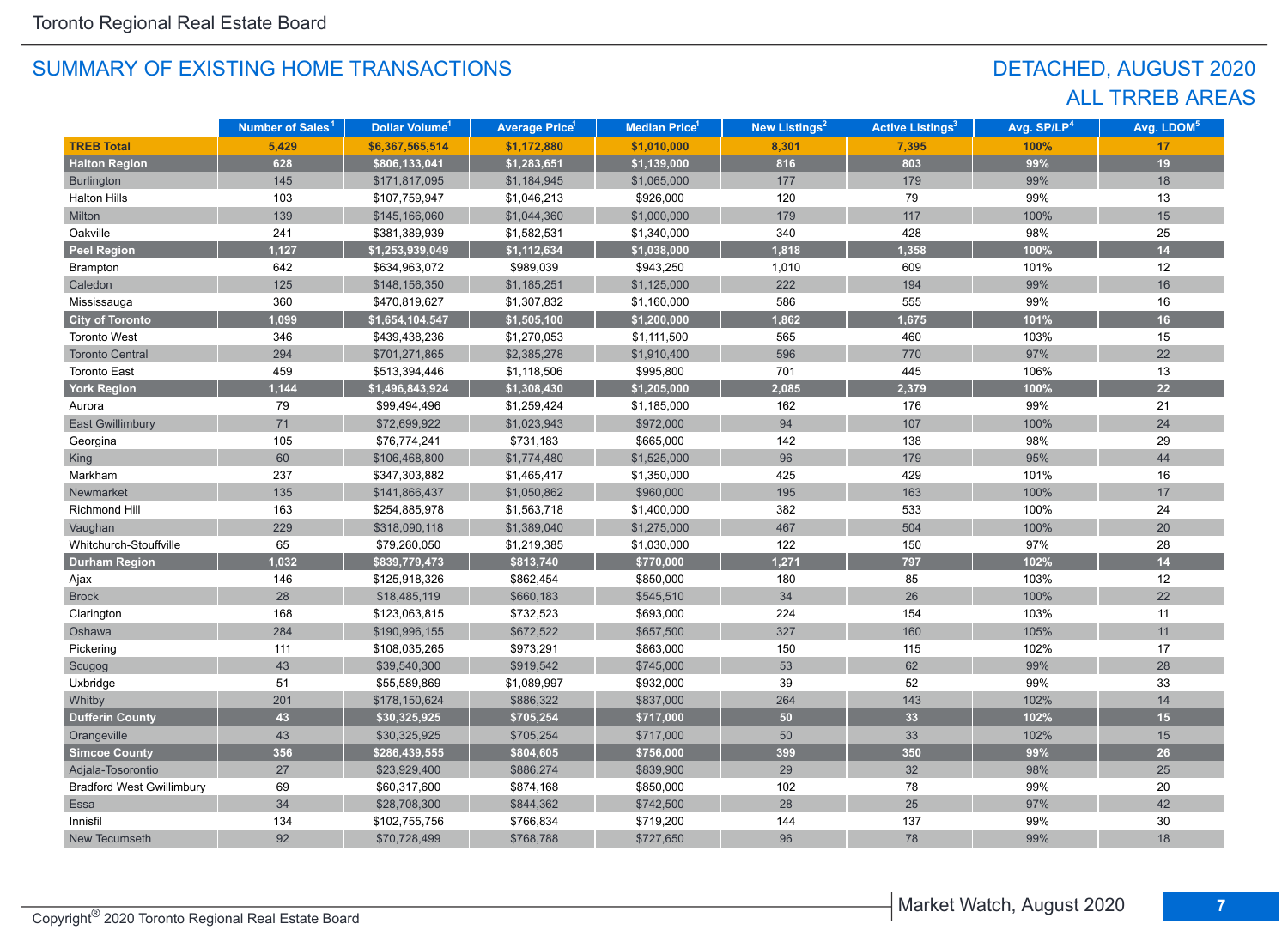## SUMMARY OF EXISTING HOME TRANSACTIONS

## DETACHED, AUGUST 2020
## ALL TRREB AREAS

| | Number of Sales[1] | Dollar Volume[1] | Average Price[1] | Median Price[1] | New Listings[2] | Active Listings[3] | Avg. SP/LP[4] | Avg. LDOM[5] |
|---|---|---|---|---|---|---|---|---|
| **TREB Total** | **5,429** | **$6,367,565,514** | **$1,172,880** | **$1,010,000** | **8,301** | **7,395** | **100%** | **17** |
| **Halton Region** | **628** | **$806,133,041** | **$1,283,651** | **$1,139,000** | **816** | **803** | **99%** | **19** |
| Burlington | 145 | $171,817,095 | $1,184,945 | $1,065,000 | 177 | 179 | 99% | 18 |
| Halton Hills | 103 | $107,759,947 | $1,046,213 | $926,000 | 120 | 79 | 99% | 13 |
| Milton | 139 | $145,166,060 | $1,044,360 | $1,000,000 | 179 | 117 | 100% | 15 |
| Oakville | 241 | $381,389,939 | $1,582,531 | $1,340,000 | 340 | 428 | 98% | 25 |
| **Peel Region** | **1,127** | **$1,253,939,049** | **$1,112,634** | **$1,038,000** | **1,818** | **1,358** | **100%** | **14** |
| Brampton | 642 | $634,963,072 | $989,039 | $943,250 | 1,010 | 609 | 101% | 12 |
| Caledon | 125 | $148,156,350 | $1,185,251 | $1,125,000 | 222 | 194 | 99% | 16 |
| Mississauga | 360 | $470,819,627 | $1,307,832 | $1,160,000 | 586 | 555 | 99% | 16 |
| **City of Toronto** | **1,099** | **$1,654,104,547** | **$1,505,100** | **$1,200,000** | **1,862** | **1,675** | **101%** | **16** |
| Toronto West | 346 | $439,438,236 | $1,270,053 | $1,111,500 | 565 | 460 | 103% | 15 |
| Toronto Central | 294 | $701,271,865 | $2,385,278 | $1,910,400 | 596 | 770 | 97% | 22 |
| Toronto East | 459 | $513,394,446 | $1,118,506 | $995,800 | 701 | 445 | 106% | 13 |
| **York Region** | **1,144** | **$1,496,843,924** | **$1,308,430** | **$1,205,000** | **2,085** | **2,379** | **100%** | **22** |
| Aurora | 79 | $99,494,496 | $1,259,424 | $1,185,000 | 162 | 176 | 99% | 21 |
| East Gwillimbury | 71 | $72,699,922 | $1,023,943 | $972,000 | 94 | 107 | 100% | 24 |
| Georgina | 105 | $76,774,241 | $731,183 | $665,000 | 142 | 138 | 98% | 29 |
| King | 60 | $106,468,800 | $1,774,480 | $1,525,000 | 96 | 179 | 95% | 44 |
| Markham | 237 | $347,303,882 | $1,465,417 | $1,350,000 | 425 | 429 | 101% | 16 |
| Newmarket | 135 | $141,866,437 | $1,050,862 | $960,000 | 195 | 163 | 100% | 17 |
| Richmond Hill | 163 | $254,885,978 | $1,563,718 | $1,400,000 | 382 | 533 | 100% | 24 |
| Vaughan | 229 | $318,090,118 | $1,389,040 | $1,275,000 | 467 | 504 | 100% | 20 |
| Whitchurch-Stouffville | 65 | $79,260,050 | $1,219,385 | $1,030,000 | 122 | 150 | 97% | 28 |
| **Durham Region** | **1,032** | **$839,779,473** | **$813,740** | **$770,000** | **1,271** | **797** | **102%** | **14** |
| Ajax | 146 | $125,918,326 | $862,454 | $850,000 | 180 | 85 | 103% | 12 |
| Brock | 28 | $18,485,119 | $660,183 | $545,510 | 34 | 26 | 100% | 22 |
| Clarington | 168 | $123,063,815 | $732,523 | $693,000 | 224 | 154 | 103% | 11 |
| Oshawa | 284 | $190,996,155 | $672,522 | $657,500 | 327 | 160 | 105% | 11 |
| Pickering | 111 | $108,035,265 | $973,291 | $863,000 | 150 | 115 | 102% | 17 |
| Scugog | 43 | $39,540,300 | $919,542 | $745,000 | 53 | 62 | 99% | 28 |
| Uxbridge | 51 | $55,589,869 | $1,089,997 | $932,000 | 39 | 52 | 99% | 33 |
| Whitby | 201 | $178,150,624 | $886,322 | $837,000 | 264 | 143 | 102% | 14 |
| **Dufferin County** | **43** | **$30,325,925** | **$705,254** | **$717,000** | **50** | **33** | **102%** | **15** |
| Orangeville | 43 | $30,325,925 | $705,254 | $717,000 | 50 | 33 | 102% | 15 |
| **Simcoe County** | **356** | **$286,439,555** | **$804,605** | **$756,000** | **399** | **350** | **99%** | **26** |
| Adjala-Tosorontio | 27 | $23,929,400 | $886,274 | $839,900 | 29 | 32 | 98% | 25 |
| Bradford West Gwillimbury | 69 | $60,317,600 | $874,168 | $850,000 | 102 | 78 | 99% | 20 |
| Essa | 34 | $28,708,300 | $844,362 | $742,500 | 28 | 25 | 97% | 42 |
| Innisfil | 134 | $102,755,756 | $766,834 | $719,200 | 144 | 137 | 99% | 30 |
| New Tecumseth | 92 | $70,728,499 | $768,788 | $727,650 | 96 | 78 | 99% | 18 |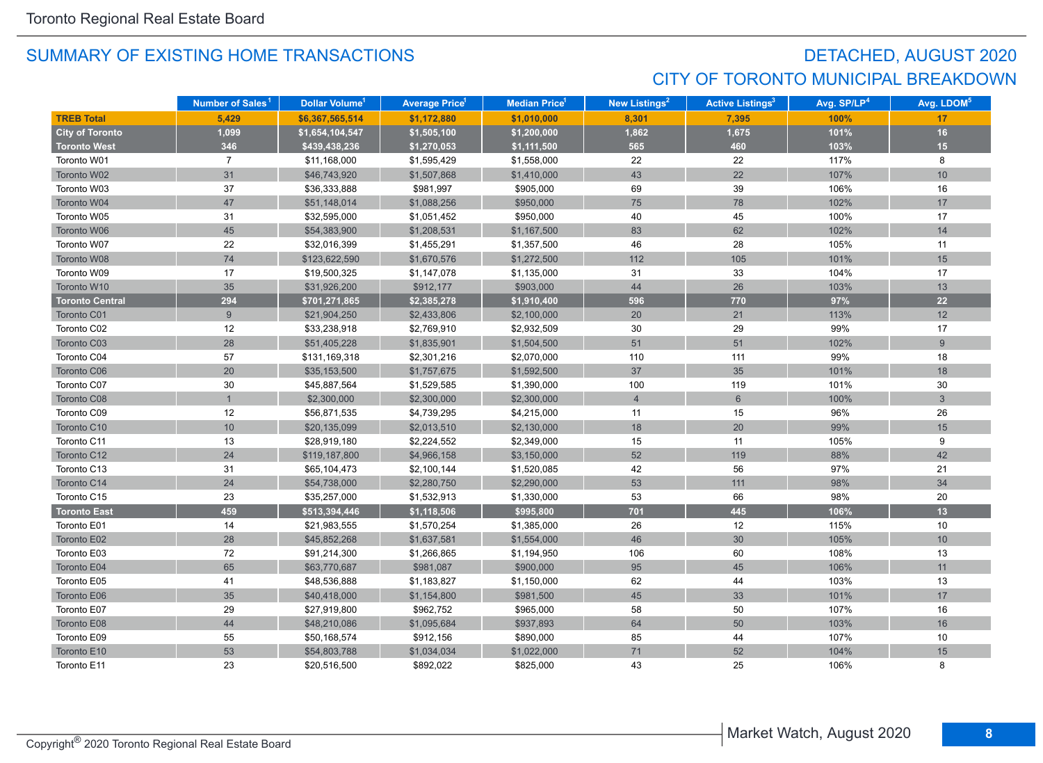## SUMMARY OF EXISTING HOME TRANSACTIONS

## DETACHED, AUGUST 2020
## CITY OF TORONTO MUNICIPAL BREAKDOWN

| | Number of Sales[1] | Dollar Volume[1] | Average Price[1] | Median Price[1] | New Listings[2] | Active Listings[3] | Avg. SP/LP[4] | Avg. LDOM[5] |
|---|---|---|---|---|---|---|---|---|
| **TREB Total** | **5,429** | **$6,367,565,514** | **$1,172,880** | **$1,010,000** | **8,301** | **7,395** | **100%** | **17** |
| **City of Toronto** | **1,099** | **$1,654,104,547** | **$1,505,100** | **$1,200,000** | **1,862** | **1,675** | **101%** | **16** |
| **Toronto West** | **346** | **$439,438,236** | **$1,270,053** | **$1,111,500** | **565** | **460** | **103%** | **15** |
| Toronto W01 | 7 | $11,168,000 | $1,595,429 | $1,558,000 | 22 | 22 | 117% | 8 |
| Toronto W02 | 31 | $46,743,920 | $1,507,868 | $1,410,000 | 43 | 22 | 107% | 10 |
| Toronto W03 | 37 | $36,333,888 | $981,997 | $905,000 | 69 | 39 | 106% | 16 |
| Toronto W04 | 47 | $51,148,014 | $1,088,256 | $950,000 | 75 | 78 | 102% | 17 |
| Toronto W05 | 31 | $32,595,000 | $1,051,452 | $950,000 | 40 | 45 | 100% | 17 |
| Toronto W06 | 45 | $54,383,900 | $1,208,531 | $1,167,500 | 83 | 62 | 102% | 14 |
| Toronto W07 | 22 | $32,016,399 | $1,455,291 | $1,357,500 | 46 | 28 | 105% | 11 |
| Toronto W08 | 74 | $123,622,590 | $1,670,576 | $1,272,500 | 112 | 105 | 101% | 15 |
| Toronto W09 | 17 | $19,500,325 | $1,147,078 | $1,135,000 | 31 | 33 | 104% | 17 |
| Toronto W10 | 35 | $31,926,200 | $912,177 | $903,000 | 44 | 26 | 103% | 13 |
| **Toronto Central** | **294** | **$701,271,865** | **$2,385,278** | **$1,910,400** | **596** | **770** | **97%** | **22** |
| Toronto C01 | 9 | $21,904,250 | $2,433,806 | $2,100,000 | 20 | 21 | 113% | 12 |
| Toronto C02 | 12 | $33,238,918 | $2,769,910 | $2,932,509 | 30 | 29 | 99% | 17 |
| Toronto C03 | 28 | $51,405,228 | $1,835,901 | $1,504,500 | 51 | 51 | 102% | 9 |
| Toronto C04 | 57 | $131,169,318 | $2,301,216 | $2,070,000 | 110 | 111 | 99% | 18 |
| Toronto C06 | 20 | $35,153,500 | $1,757,675 | $1,592,500 | 37 | 35 | 101% | 18 |
| Toronto C07 | 30 | $45,887,564 | $1,529,585 | $1,390,000 | 100 | 119 | 101% | 30 |
| Toronto C08 | 1 | $2,300,000 | $2,300,000 | $2,300,000 | 4 | 6 | 100% | 3 |
| Toronto C09 | 12 | $56,871,535 | $4,739,295 | $4,215,000 | 11 | 15 | 96% | 26 |
| Toronto C10 | 10 | $20,135,099 | $2,013,510 | $2,130,000 | 18 | 20 | 99% | 15 |
| Toronto C11 | 13 | $28,919,180 | $2,224,552 | $2,349,000 | 15 | 11 | 105% | 9 |
| Toronto C12 | 24 | $119,187,800 | $4,966,158 | $3,150,000 | 52 | 119 | 88% | 42 |
| Toronto C13 | 31 | $65,104,473 | $2,100,144 | $1,520,085 | 42 | 56 | 97% | 21 |
| Toronto C14 | 24 | $54,738,000 | $2,280,750 | $2,290,000 | 53 | 111 | 98% | 34 |
| Toronto C15 | 23 | $35,257,000 | $1,532,913 | $1,330,000 | 53 | 66 | 98% | 20 |
| **Toronto East** | **459** | **$513,394,446** | **$1,118,506** | **$995,800** | **701** | **445** | **106%** | **13** |
| Toronto E01 | 14 | $21,983,555 | $1,570,254 | $1,385,000 | 26 | 12 | 115% | 10 |
| Toronto E02 | 28 | $45,852,268 | $1,637,581 | $1,554,000 | 46 | 30 | 105% | 10 |
| Toronto E03 | 72 | $91,214,300 | $1,266,865 | $1,194,950 | 106 | 60 | 108% | 13 |
| Toronto E04 | 65 | $63,770,687 | $981,087 | $900,000 | 95 | 45 | 106% | 11 |
| Toronto E05 | 41 | $48,536,888 | $1,183,827 | $1,150,000 | 62 | 44 | 103% | 13 |
| Toronto E06 | 35 | $40,418,000 | $1,154,800 | $981,500 | 45 | 33 | 101% | 17 |
| Toronto E07 | 29 | $27,919,800 | $962,752 | $965,000 | 58 | 50 | 107% | 16 |
| Toronto E08 | 44 | $48,210,086 | $1,095,684 | $937,893 | 64 | 50 | 103% | 16 |
| Toronto E09 | 55 | $50,168,574 | $912,156 | $890,000 | 85 | 44 | 107% | 10 |
| Toronto E10 | 53 | $54,803,788 | $1,034,034 | $1,022,000 | 71 | 52 | 104% | 15 |
| Toronto E11 | 23 | $20,516,500 | $892,022 | $825,000 | 43 | 25 | 106% | 8 |

Copyright® 2020 Toronto Regional Real Estate Board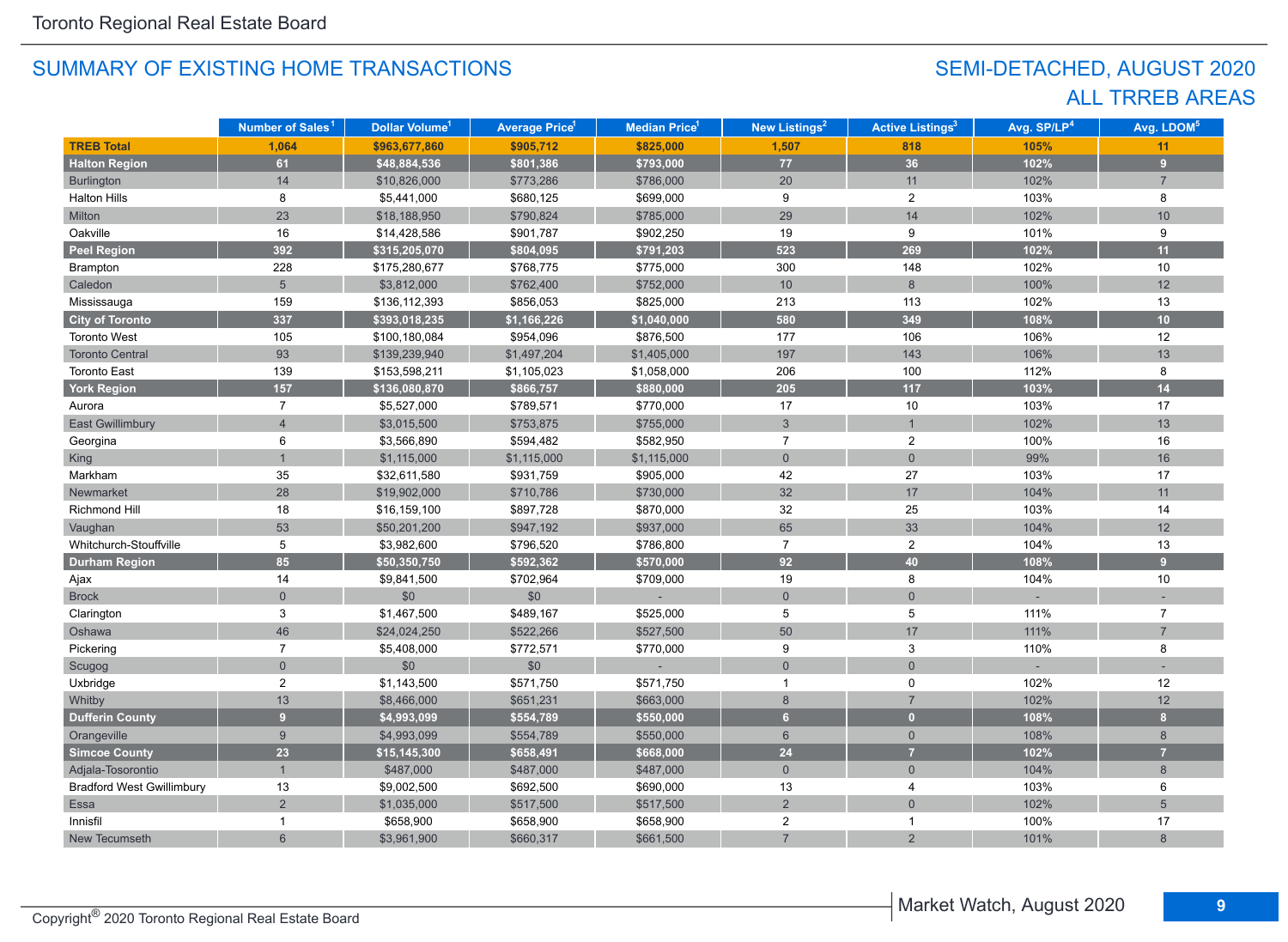# SUMMARY OF EXISTING HOME TRANSACTIONS

## SEMI-DETACHED, AUGUST 2020
## ALL TRREB AREAS

| | Number of Sales[1] | Dollar Volume[1] | Average Price[1] | Median Price[1] | New Listings[2] | Active Listings[3] | Avg. SP/LP[4] | Avg. LDOM[5] |
|---|---|---|---|---|---|---|---|---|
| **TREB Total** | **1,064** | **$963,677,860** | **$905,712** | **$825,000** | **1,507** | **818** | **105%** | **11** |
| **Halton Region** | **61** | **$48,884,536** | **$801,386** | **$793,000** | **77** | **36** | **102%** | **9** |
| Burlington | 14 | $10,826,000 | $773,286 | $786,000 | 20 | 11 | 102% | 7 |
| Halton Hills | 8 | $5,441,000 | $680,125 | $699,000 | 9 | 2 | 103% | 8 |
| Milton | 23 | $18,188,950 | $790,824 | $785,000 | 29 | 14 | 102% | 10 |
| Oakville | 16 | $14,428,586 | $901,787 | $902,250 | 19 | 9 | 101% | 9 |
| **Peel Region** | **392** | **$315,205,070** | **$804,095** | **$791,203** | **523** | **269** | **102%** | **11** |
| Brampton | 228 | $175,280,677 | $768,775 | $775,000 | 300 | 148 | 102% | 10 |
| Caledon | 5 | $3,812,000 | $762,400 | $752,000 | 10 | 8 | 100% | 12 |
| Mississauga | 159 | $136,112,393 | $856,053 | $825,000 | 213 | 113 | 102% | 13 |
| **City of Toronto** | **337** | **$393,018,235** | **$1,166,226** | **$1,040,000** | **580** | **349** | **108%** | **10** |
| Toronto West | 105 | $100,180,084 | $954,096 | $876,500 | 177 | 106 | 106% | 12 |
| Toronto Central | 93 | $139,239,940 | $1,497,204 | $1,405,000 | 197 | 143 | 106% | 13 |
| Toronto East | 139 | $153,598,211 | $1,105,023 | $1,058,000 | 206 | 100 | 112% | 8 |
| **York Region** | **157** | **$136,080,870** | **$866,757** | **$880,000** | **205** | **117** | **103%** | **14** |
| Aurora | 7 | $5,527,000 | $789,571 | $770,000 | 17 | 10 | 103% | 17 |
| East Gwillimbury | 4 | $3,015,500 | $753,875 | $755,000 | 3 | 1 | 102% | 13 |
| Georgina | 6 | $3,566,890 | $594,482 | $582,950 | 7 | 2 | 100% | 16 |
| King | 1 | $1,115,000 | $1,115,000 | $1,115,000 | 0 | 0 | 99% | 16 |
| Markham | 35 | $32,611,580 | $931,759 | $905,000 | 42 | 27 | 103% | 17 |
| Newmarket | 28 | $19,902,000 | $710,786 | $730,000 | 32 | 17 | 104% | 11 |
| Richmond Hill | 18 | $16,159,100 | $897,728 | $870,000 | 32 | 25 | 103% | 14 |
| Vaughan | 53 | $50,201,200 | $947,192 | $937,000 | 65 | 33 | 104% | 12 |
| Whitchurch-Stouffville | 5 | $3,982,600 | $796,520 | $786,800 | 7 | 2 | 104% | 13 |
| **Durham Region** | **85** | **$50,350,750** | **$592,362** | **$570,000** | **92** | **40** | **108%** | **9** |
| Ajax | 14 | $9,841,500 | $702,964 | $709,000 | 19 | 8 | 104% | 10 |
| Brock | 0 | $0 | $0 | - | 0 | 0 | - | - |
| Clarington | 3 | $1,467,500 | $489,167 | $525,000 | 5 | 5 | 111% | 7 |
| Oshawa | 46 | $24,024,250 | $522,266 | $527,500 | 50 | 17 | 111% | 7 |
| Pickering | 7 | $5,408,000 | $772,571 | $770,000 | 9 | 3 | 110% | 8 |
| Scugog | 0 | $0 | $0 | - | 0 | 0 | - | - |
| Uxbridge | 2 | $1,143,500 | $571,750 | $571,750 | 1 | 0 | 102% | 12 |
| Whitby | 13 | $8,466,000 | $651,231 | $663,000 | 8 | 7 | 102% | 12 |
| **Dufferin County** | **9** | **$4,993,099** | **$554,789** | **$550,000** | **6** | **0** | **108%** | **8** |
| Orangeville | 9 | $4,993,099 | $554,789 | $550,000 | 6 | 0 | 108% | 8 |
| **Simcoe County** | **23** | **$15,145,300** | **$658,491** | **$668,000** | **24** | **7** | **102%** | **7** |
| Adjala-Tosorontio | 1 | $487,000 | $487,000 | $487,000 | 0 | 0 | 104% | 8 |
| Bradford West Gwillimbury | 13 | $9,002,500 | $692,500 | $690,000 | 13 | 4 | 103% | 6 |
| Essa | 2 | $1,035,000 | $517,500 | $517,500 | 2 | 0 | 102% | 5 |
| Innisfil | 1 | $658,900 | $658,900 | $658,900 | 2 | 1 | 100% | 17 |
| New Tecumseth | 6 | $3,961,900 | $660,317 | $661,500 | 7 | 2 | 101% | 8 |

Copyright® 2020 Toronto Regional Real Estate Board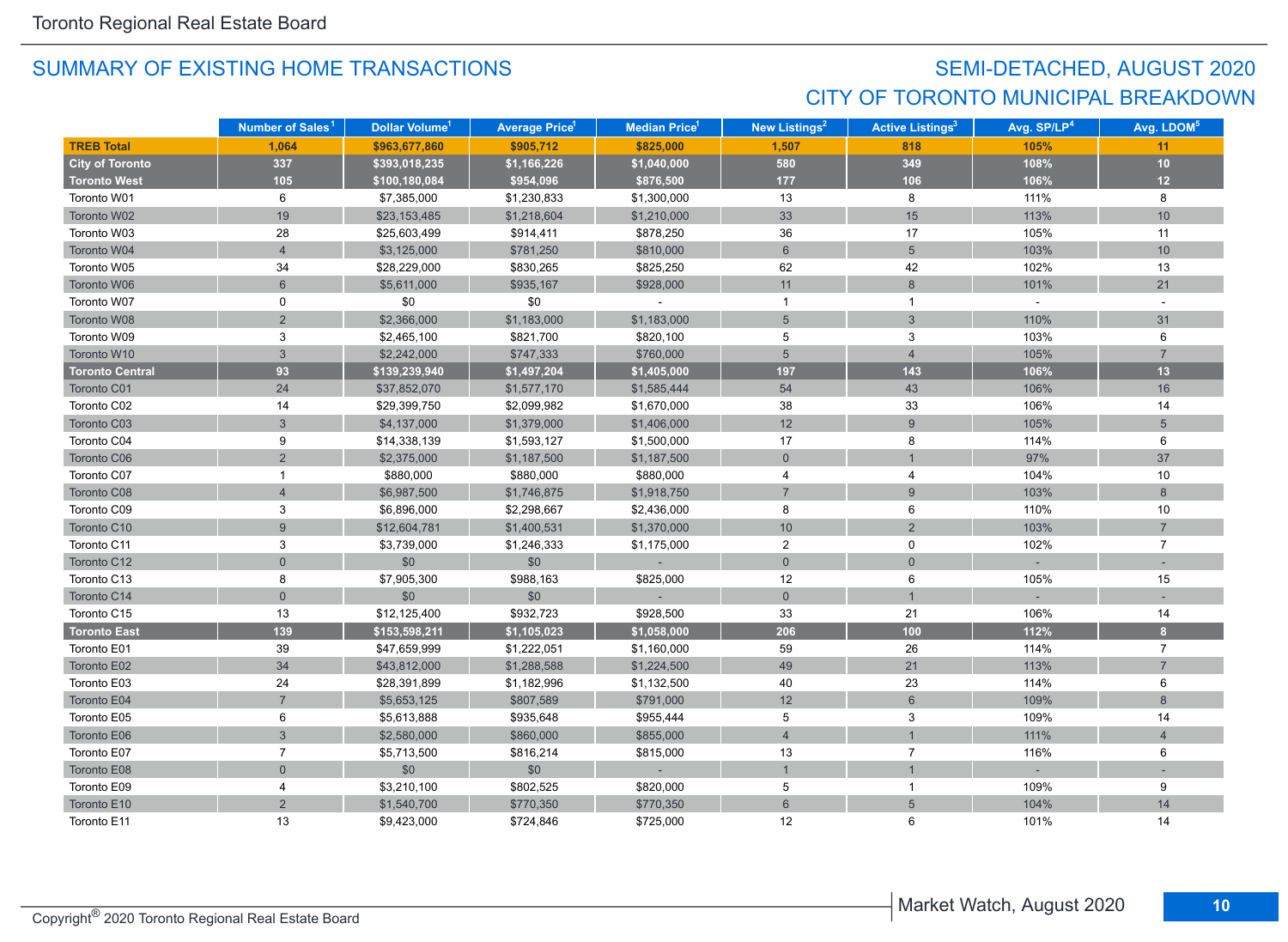Toronto Regional Real Estate Board

## SUMMARY OF EXISTING HOME TRANSACTIONS

## SEMI-DETACHED, AUGUST 2020
## CITY OF TORONTO MUNICIPAL BREAKDOWN

| | Number of Sales[1] | Dollar Volume[1] | Average Price[1] | Median Price[1] | New Listings[2] | Active Listings[3] | Avg. SP/LP[4] | Avg. LDOM[5] |
|---|---|---|---|---|---|---|---|---|
| **TREB Total** | **1,064** | **$963,677,860** | **$905,712** | **$825,000** | **1,507** | **818** | **105%** | **11** |
| **City of Toronto** | **337** | **$393,018,235** | **$1,166,226** | **$1,040,000** | **580** | **349** | **108%** | **10** |
| **Toronto West** | **105** | **$100,180,084** | **$954,096** | **$876,500** | **177** | **106** | **106%** | **12** |
| Toronto W01 | 6 | $7,385,000 | $1,230,833 | $1,300,000 | 13 | 8 | 111% | 8 |
| Toronto W02 | 19 | $23,153,485 | $1,218,604 | $1,210,000 | 33 | 15 | 113% | 10 |
| Toronto W03 | 28 | $25,603,499 | $914,411 | $878,250 | 36 | 17 | 105% | 11 |
| Toronto W04 | 4 | $3,125,000 | $781,250 | $810,000 | 6 | 5 | 103% | 10 |
| Toronto W05 | 34 | $28,229,000 | $830,265 | $825,250 | 62 | 42 | 102% | 13 |
| Toronto W06 | 6 | $5,611,000 | $935,167 | $928,000 | 11 | 8 | 101% | 21 |
| Toronto W07 | 0 | $0 | $0 | - | 1 | 1 | - | - |
| Toronto W08 | 2 | $2,366,000 | $1,183,000 | $1,183,000 | 5 | 3 | 110% | 31 |
| Toronto W09 | 3 | $2,465,100 | $821,700 | $820,100 | 5 | 3 | 103% | 6 |
| Toronto W10 | 3 | $2,242,000 | $747,333 | $760,000 | 5 | 4 | 105% | 7 |
| **Toronto Central** | **93** | **$139,239,940** | **$1,497,204** | **$1,405,000** | **197** | **143** | **106%** | **13** |
| Toronto C01 | 24 | $37,852,070 | $1,577,170 | $1,585,444 | 54 | 43 | 106% | 16 |
| Toronto C02 | 14 | $29,399,750 | $2,099,982 | $1,670,000 | 38 | 33 | 106% | 14 |
| Toronto C03 | 3 | $4,137,000 | $1,379,000 | $1,406,000 | 12 | 9 | 105% | 5 |
| Toronto C04 | 9 | $14,338,139 | $1,593,127 | $1,500,000 | 17 | 8 | 114% | 6 |
| Toronto C06 | 2 | $2,375,000 | $1,187,500 | $1,187,500 | 0 | 1 | 97% | 37 |
| Toronto C07 | 1 | $880,000 | $880,000 | $880,000 | 4 | 4 | 104% | 10 |
| Toronto C08 | 4 | $6,987,500 | $1,746,875 | $1,918,750 | 7 | 9 | 103% | 8 |
| Toronto C09 | 3 | $6,896,000 | $2,298,667 | $2,436,000 | 8 | 6 | 110% | 10 |
| Toronto C10 | 9 | $12,604,781 | $1,400,531 | $1,370,000 | 10 | 2 | 103% | 7 |
| Toronto C11 | 3 | $3,739,000 | $1,246,333 | $1,175,000 | 2 | 0 | 102% | 7 |
| Toronto C12 | 0 | $0 | $0 | - | 0 | 0 | - | - |
| Toronto C13 | 8 | $7,905,300 | $988,163 | $825,000 | 12 | 6 | 105% | 15 |
| Toronto C14 | 0 | $0 | $0 | - | 0 | 1 | - | - |
| Toronto C15 | 13 | $12,125,400 | $932,723 | $928,500 | 33 | 21 | 106% | 14 |
| **Toronto East** | **139** | **$153,598,211** | **$1,105,023** | **$1,058,000** | **206** | **100** | **112%** | **8** |
| Toronto E01 | 39 | $47,659,999 | $1,222,051 | $1,160,000 | 59 | 26 | 114% | 7 |
| Toronto E02 | 34 | $43,812,000 | $1,288,588 | $1,224,500 | 49 | 21 | 113% | 7 |
| Toronto E03 | 24 | $28,391,899 | $1,182,996 | $1,132,500 | 40 | 23 | 114% | 6 |
| Toronto E04 | 7 | $5,653,125 | $807,589 | $791,000 | 12 | 6 | 109% | 8 |
| Toronto E05 | 6 | $5,613,888 | $935,648 | $955,444 | 5 | 3 | 109% | 14 |
| Toronto E06 | 3 | $2,580,000 | $860,000 | $855,000 | 4 | 1 | 111% | 4 |
| Toronto E07 | 7 | $5,713,500 | $816,214 | $815,000 | 13 | 7 | 116% | 6 |
| Toronto E08 | 0 | $0 | $0 | - | 1 | 1 | - | - |
| Toronto E09 | 4 | $3,210,100 | $802,525 | $820,000 | 5 | 1 | 109% | 9 |
| Toronto E10 | 2 | $1,540,700 | $770,350 | $770,350 | 6 | 5 | 104% | 14 |
| Toronto E11 | 13 | $9,423,000 | $724,846 | $725,000 | 12 | 6 | 101% | 14 |

Copyright® 2020 Toronto Regional Real Estate Board

Market Watch, August 2020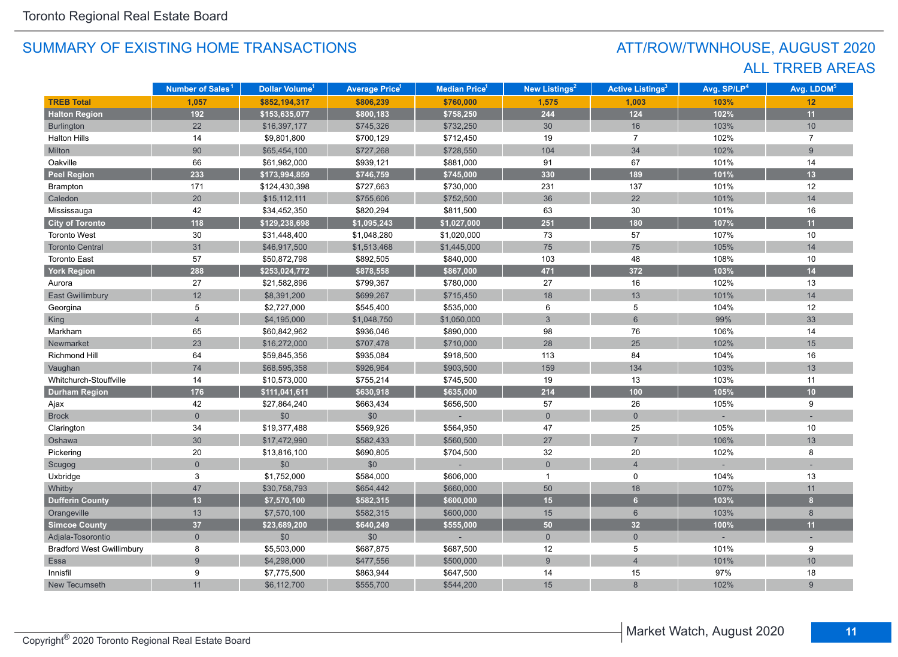Toronto Regional Real Estate Board

## SUMMARY OF EXISTING HOME TRANSACTIONS

## ATT/ROW/TWNHOUSE, AUGUST 2020
## ALL TRREB AREAS

| | Number of Sales[1] | Dollar Volume[1] | Average Price[1] | Median Price[1] | New Listings[2] | Active Listings[3] | Avg. SP/LP[4] | Avg. LDOM[5] |
|---|---|---|---|---|---|---|---|---|
| **TREB Total** | **1,057** | **$852,194,317** | **$806,239** | **$760,000** | **1,575** | **1,003** | **103%** | **12** |
| **Halton Region** | **192** | **$153,635,077** | **$800,183** | **$758,250** | **244** | **124** | **102%** | **11** |
| Burlington | 22 | $16,397,177 | $745,326 | $732,250 | 30 | 16 | 103% | 10 |
| Halton Hills | 14 | $9,801,800 | $700,129 | $712,450 | 19 | 7 | 102% | 7 |
| Milton | 90 | $65,454,100 | $727,268 | $728,550 | 104 | 34 | 102% | 9 |
| Oakville | 66 | $61,982,000 | $939,121 | $881,000 | 91 | 67 | 101% | 14 |
| **Peel Region** | **233** | **$173,994,859** | **$746,759** | **$745,000** | **330** | **189** | **101%** | **13** |
| Brampton | 171 | $124,430,398 | $727,663 | $730,000 | 231 | 137 | 101% | 12 |
| Caledon | 20 | $15,112,111 | $755,606 | $752,500 | 36 | 22 | 101% | 14 |
| Mississauga | 42 | $34,452,350 | $820,294 | $811,500 | 63 | 30 | 101% | 16 |
| **City of Toronto** | **118** | **$129,238,698** | **$1,095,243** | **$1,027,000** | **251** | **180** | **107%** | **11** |
| Toronto West | 30 | $31,448,400 | $1,048,280 | $1,020,000 | 73 | 57 | 107% | 10 |
| Toronto Central | 31 | $46,917,500 | $1,513,468 | $1,445,000 | 75 | 75 | 105% | 14 |
| Toronto East | 57 | $50,872,798 | $892,505 | $840,000 | 103 | 48 | 108% | 10 |
| **York Region** | **288** | **$253,024,772** | **$878,558** | **$867,000** | **471** | **372** | **103%** | **14** |
| Aurora | 27 | $21,582,896 | $799,367 | $780,000 | 27 | 16 | 102% | 13 |
| East Gwillimbury | 12 | $8,391,200 | $699,267 | $715,450 | 18 | 13 | 101% | 14 |
| Georgina | 5 | $2,727,000 | $545,400 | $535,000 | 6 | 5 | 104% | 12 |
| King | 4 | $4,195,000 | $1,048,750 | $1,050,000 | 3 | 6 | 99% | 33 |
| Markham | 65 | $60,842,962 | $936,046 | $890,000 | 98 | 76 | 106% | 14 |
| Newmarket | 23 | $16,272,000 | $707,478 | $710,000 | 28 | 25 | 102% | 15 |
| Richmond Hill | 64 | $59,845,356 | $935,084 | $918,500 | 113 | 84 | 104% | 16 |
| Vaughan | 74 | $68,595,358 | $926,964 | $903,500 | 159 | 134 | 103% | 13 |
| Whitchurch-Stouffville | 14 | $10,573,000 | $755,214 | $745,500 | 19 | 13 | 103% | 11 |
| **Durham Region** | **176** | **$111,041,611** | **$630,918** | **$635,000** | **214** | **100** | **105%** | **10** |
| Ajax | 42 | $27,864,240 | $663,434 | $656,500 | 57 | 26 | 105% | 9 |
| Brock | 0 | $0 | $0 | - | 0 | 0 | - | - |
| Clarington | 34 | $19,377,488 | $569,926 | $564,950 | 47 | 25 | 105% | 10 |
| Oshawa | 30 | $17,472,990 | $582,433 | $560,500 | 27 | 7 | 106% | 13 |
| Pickering | 20 | $13,816,100 | $690,805 | $704,500 | 32 | 20 | 102% | 8 |
| Scugog | 0 | $0 | $0 | - | 0 | 4 | - | - |
| Uxbridge | 3 | $1,752,000 | $584,000 | $606,000 | 1 | 0 | 104% | 13 |
| Whitby | 47 | $30,758,793 | $654,442 | $660,000 | 50 | 18 | 107% | 11 |
| **Dufferin County** | **13** | **$7,570,100** | **$582,315** | **$600,000** | **15** | **6** | **103%** | **8** |
| Orangeville | 13 | $7,570,100 | $582,315 | $600,000 | 15 | 6 | 103% | 8 |
| **Simcoe County** | **37** | **$23,689,200** | **$640,249** | **$555,000** | **50** | **32** | **100%** | **11** |
| Adjala-Tosorontio | 0 | $0 | $0 | - | 0 | 0 | - | - |
| Bradford West Gwillimbury | 8 | $5,503,000 | $687,875 | $687,500 | 12 | 5 | 101% | 9 |
| Essa | 9 | $4,298,000 | $477,556 | $500,000 | 9 | 4 | 101% | 10 |
| Innisfil | 9 | $7,775,500 | $863,944 | $647,500 | 14 | 15 | 97% | 18 |
| New Tecumseth | 11 | $6,112,700 | $555,700 | $544,200 | 15 | 8 | 102% | 9 |

Copyright® 2020 Toronto Regional Real Estate Board

Market Watch, August 2020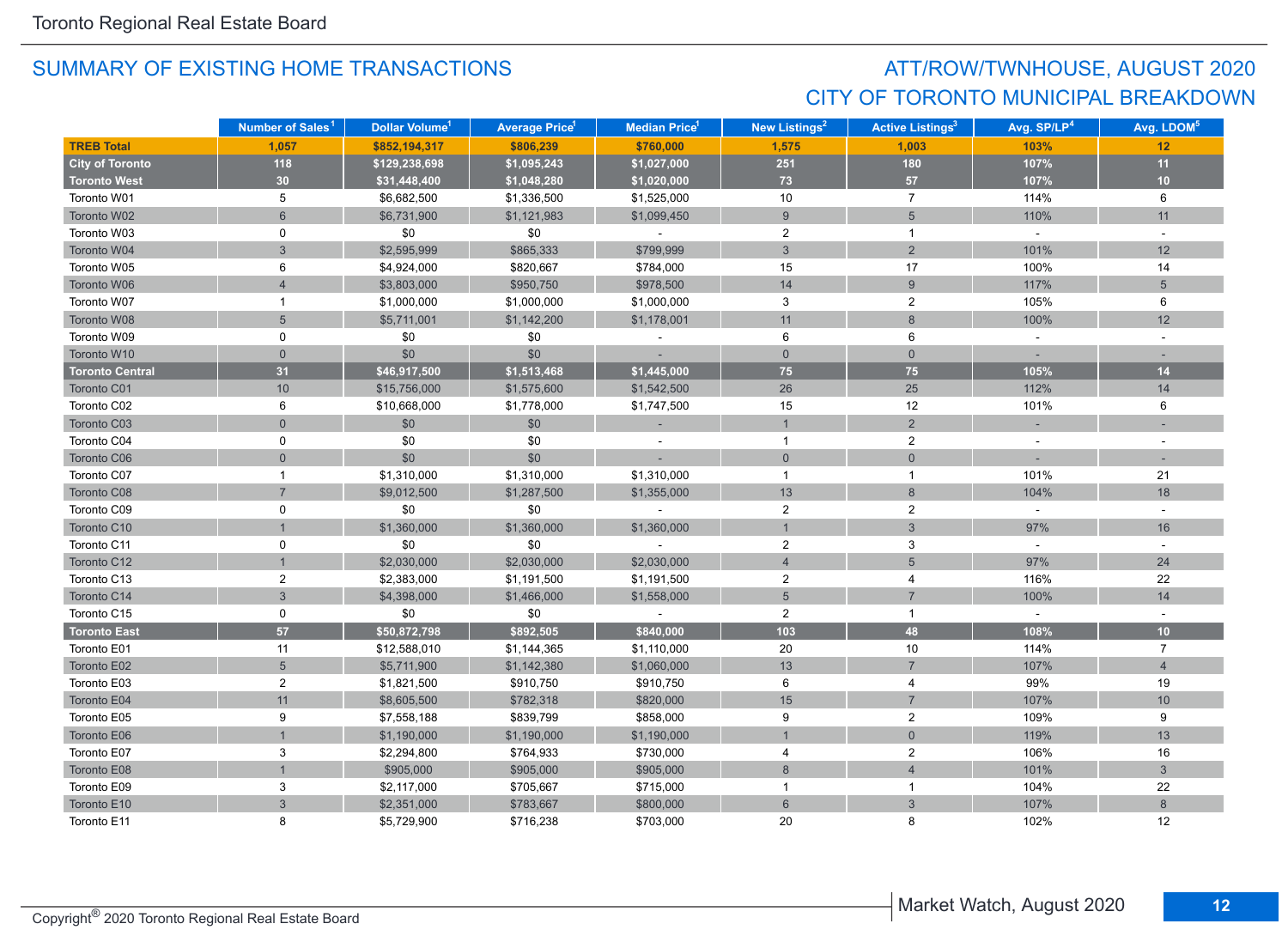## SUMMARY OF EXISTING HOME TRANSACTIONS

## ATT/ROW/TWNHOUSE, AUGUST 2020
## CITY OF TORONTO MUNICIPAL BREAKDOWN

| | Number of Sales[1] | Dollar Volume[1] | Average Price[1] | Median Price[1] | New Listings[2] | Active Listings[3] | Avg. SP/LP[4] | Avg. LDOM[5] |
|---|---|---|---|---|---|---|---|---|
| **TREB Total** | **1,057** | **$852,194,317** | **$806,239** | **$760,000** | **1,575** | **1,003** | **103%** | **12** |
| **City of Toronto** | **118** | **$129,238,698** | **$1,095,243** | **$1,027,000** | **251** | **180** | **107%** | **11** |
| **Toronto West** | **30** | **$31,448,400** | **$1,048,280** | **$1,020,000** | **73** | **57** | **107%** | **10** |
| Toronto W01 | 5 | $6,682,500 | $1,336,500 | $1,525,000 | 10 | 7 | 114% | 6 |
| Toronto W02 | 6 | $6,731,900 | $1,121,983 | $1,099,450 | 9 | 5 | 110% | 11 |
| Toronto W03 | 0 | $0 | $0 | - | 2 | 1 | - | - |
| Toronto W04 | 3 | $2,595,999 | $865,333 | $799,999 | 3 | 2 | 101% | 12 |
| Toronto W05 | 6 | $4,924,000 | $820,667 | $784,000 | 15 | 17 | 100% | 14 |
| Toronto W06 | 4 | $3,803,000 | $950,750 | $978,500 | 14 | 9 | 117% | 5 |
| Toronto W07 | 1 | $1,000,000 | $1,000,000 | $1,000,000 | 3 | 2 | 105% | 6 |
| Toronto W08 | 5 | $5,711,001 | $1,142,200 | $1,178,001 | 11 | 8 | 100% | 12 |
| Toronto W09 | 0 | $0 | $0 | - | 6 | 6 | - | - |
| Toronto W10 | 0 | $0 | $0 | - | 0 | 0 | - | - |
| **Toronto Central** | **31** | **$46,917,500** | **$1,513,468** | **$1,445,000** | **75** | **75** | **105%** | **14** |
| Toronto C01 | 10 | $15,756,000 | $1,575,600 | $1,542,500 | 26 | 25 | 112% | 14 |
| Toronto C02 | 6 | $10,668,000 | $1,778,000 | $1,747,500 | 15 | 12 | 101% | 6 |
| Toronto C03 | 0 | $0 | $0 | - | 1 | 2 | - | - |
| Toronto C04 | 0 | $0 | $0 | - | 1 | 2 | - | - |
| Toronto C06 | 0 | $0 | $0 | - | 0 | 0 | - | - |
| Toronto C07 | 1 | $1,310,000 | $1,310,000 | $1,310,000 | 1 | 1 | 101% | 21 |
| Toronto C08 | 7 | $9,012,500 | $1,287,500 | $1,355,000 | 13 | 8 | 104% | 18 |
| Toronto C09 | 0 | $0 | $0 | - | 2 | 2 | - | - |
| Toronto C10 | 1 | $1,360,000 | $1,360,000 | $1,360,000 | 1 | 3 | 97% | 16 |
| Toronto C11 | 0 | $0 | $0 | - | 2 | 3 | - | - |
| Toronto C12 | 1 | $2,030,000 | $2,030,000 | $2,030,000 | 4 | 5 | 97% | 24 |
| Toronto C13 | 2 | $2,383,000 | $1,191,500 | $1,191,500 | 2 | 4 | 116% | 22 |
| Toronto C14 | 3 | $4,398,000 | $1,466,000 | $1,558,000 | 5 | 7 | 100% | 14 |
| Toronto C15 | 0 | $0 | $0 | - | 2 | 1 | - | - |
| **Toronto East** | **57** | **$50,872,798** | **$892,505** | **$840,000** | **103** | **48** | **108%** | **10** |
| Toronto E01 | 11 | $12,588,010 | $1,144,365 | $1,110,000 | 20 | 10 | 114% | 7 |
| Toronto E02 | 5 | $5,711,900 | $1,142,380 | $1,060,000 | 13 | 7 | 107% | 4 |
| Toronto E03 | 2 | $1,821,500 | $910,750 | $910,750 | 6 | 4 | 99% | 19 |
| Toronto E04 | 11 | $8,605,500 | $782,318 | $820,000 | 15 | 7 | 107% | 10 |
| Toronto E05 | 9 | $7,558,188 | $839,799 | $858,000 | 9 | 2 | 109% | 9 |
| Toronto E06 | 1 | $1,190,000 | $1,190,000 | $1,190,000 | 1 | 0 | 119% | 13 |
| Toronto E07 | 3 | $2,294,800 | $764,933 | $730,000 | 4 | 2 | 106% | 16 |
| Toronto E08 | 1 | $905,000 | $905,000 | $905,000 | 8 | 4 | 101% | 3 |
| Toronto E09 | 3 | $2,117,000 | $705,667 | $715,000 | 1 | 1 | 104% | 22 |
| Toronto E10 | 3 | $2,351,000 | $783,667 | $800,000 | 6 | 3 | 107% | 8 |
| Toronto E11 | 8 | $5,729,900 | $716,238 | $703,000 | 20 | 8 | 102% | 12 |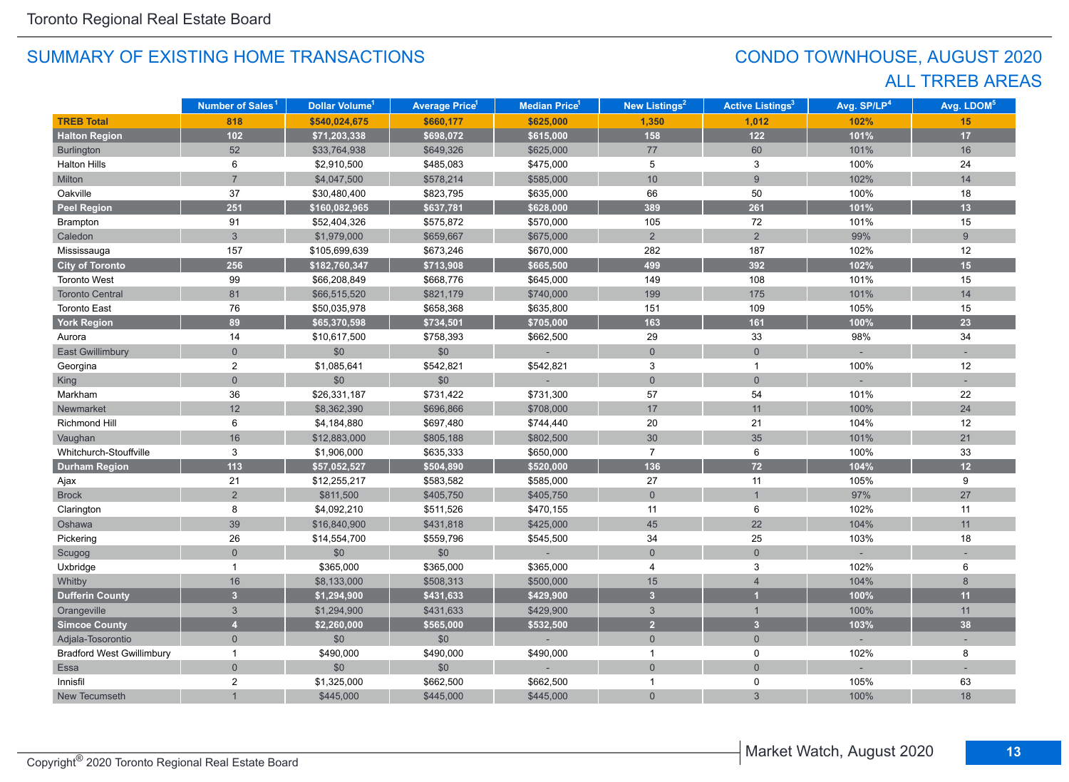Toronto Regional Real Estate Board

## SUMMARY OF EXISTING HOME TRANSACTIONS

## CONDO TOWNHOUSE, AUGUST 2020
## ALL TRREB AREAS

| | Number of Sales[1] | Dollar Volume[1] | Average Price[1] | Median Price[1] | New Listings[2] | Active Listings[3] | Avg. SP/LP[4] | Avg. LDOM[5] |
|---|---|---|---|---|---|---|---|---|
| **TREB Total** | **818** | **$540,024,675** | **$660,177** | **$625,000** | **1,350** | **1,012** | **102%** | **15** |
| **Halton Region** | **102** | **$71,203,338** | **$698,072** | **$615,000** | **158** | **122** | **101%** | **17** |
| Burlington | 52 | $33,764,938 | $649,326 | $625,000 | 77 | 60 | 101% | 16 |
| Halton Hills | 6 | $2,910,500 | $485,083 | $475,000 | 5 | 3 | 100% | 24 |
| Milton | 7 | $4,047,500 | $578,214 | $585,000 | 10 | 9 | 102% | 14 |
| Oakville | 37 | $30,480,400 | $823,795 | $635,000 | 66 | 50 | 100% | 18 |
| **Peel Region** | **251** | **$160,082,965** | **$637,781** | **$628,000** | **389** | **261** | **101%** | **13** |
| Brampton | 91 | $52,404,326 | $575,872 | $570,000 | 105 | 72 | 101% | 15 |
| Caledon | 3 | $1,979,000 | $659,667 | $675,000 | 2 | 2 | 99% | 9 |
| Mississauga | 157 | $105,699,639 | $673,246 | $670,000 | 282 | 187 | 102% | 12 |
| **City of Toronto** | **256** | **$182,760,347** | **$713,908** | **$665,500** | **499** | **392** | **102%** | **15** |
| Toronto West | 99 | $66,208,849 | $668,776 | $645,000 | 149 | 108 | 101% | 15 |
| Toronto Central | 81 | $66,515,520 | $821,179 | $740,000 | 199 | 175 | 101% | 14 |
| Toronto East | 76 | $50,035,978 | $658,368 | $635,800 | 151 | 109 | 105% | 15 |
| **York Region** | **89** | **$65,370,598** | **$734,501** | **$705,000** | **163** | **161** | **100%** | **23** |
| Aurora | 14 | $10,617,500 | $758,393 | $662,500 | 29 | 33 | 98% | 34 |
| East Gwillimbury | 0 | $0 | $0 | - | 0 | 0 | - | - |
| Georgina | 2 | $1,085,641 | $542,821 | $542,821 | 3 | 1 | 100% | 12 |
| King | 0 | $0 | $0 | - | 0 | 0 | - | - |
| Markham | 36 | $26,331,187 | $731,422 | $731,300 | 57 | 54 | 101% | 22 |
| Newmarket | 12 | $8,362,390 | $696,866 | $708,000 | 17 | 11 | 100% | 24 |
| Richmond Hill | 6 | $4,184,880 | $697,480 | $744,440 | 20 | 21 | 104% | 12 |
| Vaughan | 16 | $12,883,000 | $805,188 | $802,500 | 30 | 35 | 101% | 21 |
| Whitchurch-Stouffville | 3 | $1,906,000 | $635,333 | $650,000 | 7 | 6 | 100% | 33 |
| **Durham Region** | **113** | **$57,052,527** | **$504,890** | **$520,000** | **136** | **72** | **104%** | **12** |
| Ajax | 21 | $12,255,217 | $583,582 | $585,000 | 27 | 11 | 105% | 9 |
| Brock | 2 | $811,500 | $405,750 | $405,750 | 0 | 1 | 97% | 27 |
| Clarington | 8 | $4,092,210 | $511,526 | $470,155 | 11 | 6 | 102% | 11 |
| Oshawa | 39 | $16,840,900 | $431,818 | $425,000 | 45 | 22 | 104% | 11 |
| Pickering | 26 | $14,554,700 | $559,796 | $545,500 | 34 | 25 | 103% | 18 |
| Scugog | 0 | $0 | $0 | - | 0 | 0 | - | - |
| Uxbridge | 1 | $365,000 | $365,000 | $365,000 | 4 | 3 | 102% | 6 |
| Whitby | 16 | $8,133,000 | $508,313 | $500,000 | 15 | 4 | 104% | 8 |
| **Dufferin County** | **3** | **$1,294,900** | **$431,633** | **$429,900** | **3** | **1** | **100%** | **11** |
| Orangeville | 3 | $1,294,900 | $431,633 | $429,900 | 3 | 1 | 100% | 11 |
| **Simcoe County** | **4** | **$2,260,000** | **$565,000** | **$532,500** | **2** | **3** | **103%** | **38** |
| Adjala-Tosorontio | 0 | $0 | $0 | - | 0 | 0 | - | - |
| Bradford West Gwillimbury | 1 | $490,000 | $490,000 | $490,000 | 1 | 0 | 102% | 8 |
| Essa | 0 | $0 | $0 | - | 0 | 0 | - | - |
| Innisfil | 2 | $1,325,000 | $662,500 | $662,500 | 1 | 0 | 105% | 63 |
| New Tecumseth | 1 | $445,000 | $445,000 | $445,000 | 0 | 3 | 100% | 18 |

Copyright® 2020 Toronto Regional Real Estate Board

Market Watch, August 2020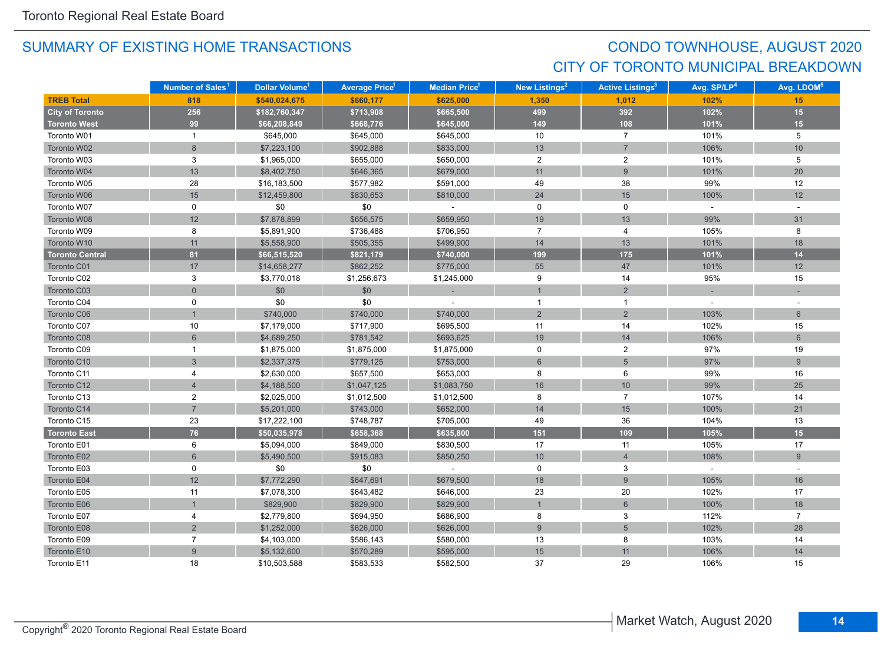## SUMMARY OF EXISTING HOME TRANSACTIONS

## CONDO TOWNHOUSE, AUGUST 2020
## CITY OF TORONTO MUNICIPAL BREAKDOWN

| | Number of Sales[1] | Dollar Volume[1] | Average Price[1] | Median Price[1] | New Listings[2] | Active Listings[3] | Avg. SP/LP[4] | Avg. LDOM[5] |
|---|---|---|---|---|---|---|---|---|
| **TREB Total** | **818** | **$540,024,675** | **$660,177** | **$625,000** | **1,350** | **1,012** | **102%** | **15** |
| **City of Toronto** | **256** | **$182,760,347** | **$713,908** | **$665,500** | **499** | **392** | **102%** | **15** |
| **Toronto West** | **99** | **$66,208,849** | **$668,776** | **$645,000** | **149** | **108** | **101%** | **15** |
| Toronto W01 | 1 | $645,000 | $645,000 | $645,000 | 10 | 7 | 101% | 5 |
| Toronto W02 | 8 | $7,223,100 | $902,888 | $833,000 | 13 | 7 | 106% | 10 |
| Toronto W03 | 3 | $1,965,000 | $655,000 | $650,000 | 2 | 2 | 101% | 5 |
| Toronto W04 | 13 | $8,402,750 | $646,365 | $679,000 | 11 | 9 | 101% | 20 |
| Toronto W05 | 28 | $16,183,500 | $577,982 | $591,000 | 49 | 38 | 99% | 12 |
| Toronto W06 | 15 | $12,459,800 | $830,653 | $810,000 | 24 | 15 | 100% | 12 |
| Toronto W07 | 0 | $0 | $0 | - | 0 | 0 | - | - |
| Toronto W08 | 12 | $7,878,899 | $656,575 | $659,950 | 19 | 13 | 99% | 31 |
| Toronto W09 | 8 | $5,891,900 | $736,488 | $706,950 | 7 | 4 | 105% | 8 |
| Toronto W10 | 11 | $5,558,900 | $505,355 | $499,900 | 14 | 13 | 101% | 18 |
| **Toronto Central** | **81** | **$66,515,520** | **$821,179** | **$740,000** | **199** | **175** | **101%** | **14** |
| Toronto C01 | 17 | $14,658,277 | $862,252 | $775,000 | 55 | 47 | 101% | 12 |
| Toronto C02 | 3 | $3,770,018 | $1,256,673 | $1,245,000 | 9 | 14 | 95% | 15 |
| Toronto C03 | 0 | $0 | $0 | - | 1 | 2 | - | - |
| Toronto C04 | 0 | $0 | $0 | - | 1 | 1 | - | - |
| Toronto C06 | 1 | $740,000 | $740,000 | $740,000 | 2 | 2 | 103% | 6 |
| Toronto C07 | 10 | $7,179,000 | $717,900 | $695,500 | 11 | 14 | 102% | 15 |
| Toronto C08 | 6 | $4,689,250 | $781,542 | $693,625 | 19 | 14 | 106% | 6 |
| Toronto C09 | 1 | $1,875,000 | $1,875,000 | $1,875,000 | 0 | 2 | 97% | 19 |
| Toronto C10 | 3 | $2,337,375 | $779,125 | $753,000 | 6 | 5 | 97% | 9 |
| Toronto C11 | 4 | $2,630,000 | $657,500 | $653,000 | 8 | 6 | 99% | 16 |
| Toronto C12 | 4 | $4,188,500 | $1,047,125 | $1,083,750 | 16 | 10 | 99% | 25 |
| Toronto C13 | 2 | $2,025,000 | $1,012,500 | $1,012,500 | 8 | 7 | 107% | 14 |
| Toronto C14 | 7 | $5,201,000 | $743,000 | $652,000 | 14 | 15 | 100% | 21 |
| Toronto C15 | 23 | $17,222,100 | $748,787 | $705,000 | 49 | 36 | 104% | 13 |
| **Toronto East** | **76** | **$50,035,978** | **$658,368** | **$635,800** | **151** | **109** | **105%** | **15** |
| Toronto E01 | 6 | $5,094,000 | $849,000 | $830,500 | 17 | 11 | 105% | 17 |
| Toronto E02 | 6 | $5,490,500 | $915,083 | $850,250 | 10 | 4 | 108% | 9 |
| Toronto E03 | 0 | $0 | $0 | - | 0 | 3 | - | - |
| Toronto E04 | 12 | $7,772,290 | $647,691 | $679,500 | 18 | 9 | 105% | 16 |
| Toronto E05 | 11 | $7,078,300 | $643,482 | $646,000 | 23 | 20 | 102% | 17 |
| Toronto E06 | 1 | $829,900 | $829,900 | $829,900 | 1 | 6 | 100% | 18 |
| Toronto E07 | 4 | $2,779,800 | $694,950 | $686,900 | 8 | 3 | 112% | 7 |
| Toronto E08 | 2 | $1,252,000 | $626,000 | $626,000 | 9 | 5 | 102% | 28 |
| Toronto E09 | 7 | $4,103,000 | $586,143 | $580,000 | 13 | 8 | 103% | 14 |
| Toronto E10 | 9 | $5,132,600 | $570,289 | $595,000 | 15 | 11 | 106% | 14 |
| Toronto E11 | 18 | $10,503,588 | $583,533 | $582,500 | 37 | 29 | 106% | 15 |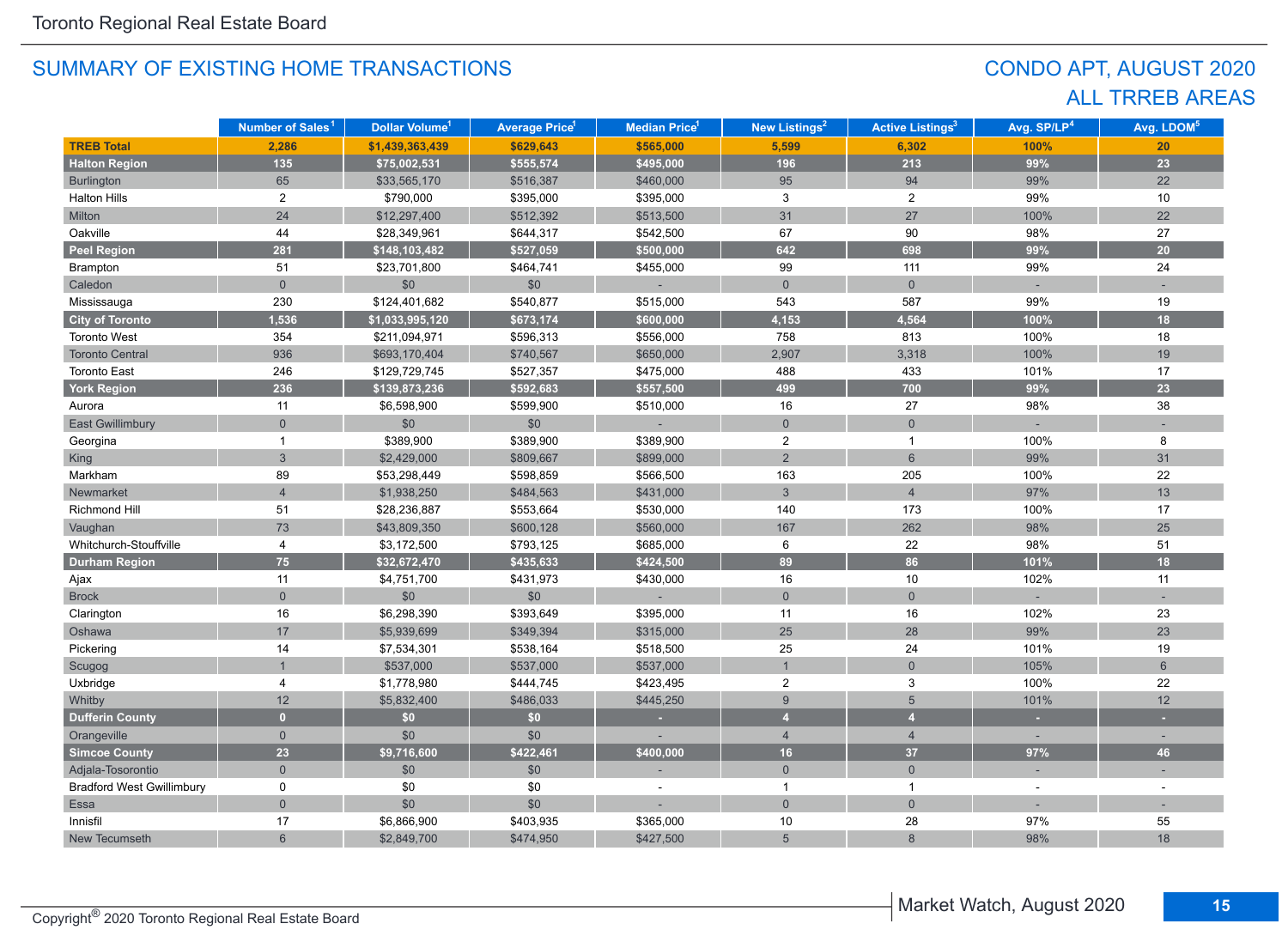Toronto Regional Real Estate Board

## SUMMARY OF EXISTING HOME TRANSACTIONS

## CONDO APT, AUGUST 2020
## ALL TRREB AREAS

| | Number of Sales[1] | Dollar Volume[1] | Average Price[1] | Median Price[1] | New Listings[2] | Active Listings[3] | Avg. SP/LP[4] | Avg. LDOM[5] |
|---|---|---|---|---|---|---|---|---|
| **TREB Total** | **2,286** | **$1,439,363,439** | **$629,643** | **$565,000** | **5,599** | **6,302** | **100%** | **20** |
| **Halton Region** | **135** | **$75,002,531** | **$555,574** | **$495,000** | **196** | **213** | **99%** | **23** |
| Burlington | 65 | $33,565,170 | $516,387 | $460,000 | 95 | 94 | 99% | 22 |
| Halton Hills | 2 | $790,000 | $395,000 | $395,000 | 3 | 2 | 99% | 10 |
| Milton | 24 | $12,297,400 | $512,392 | $513,500 | 31 | 27 | 100% | 22 |
| Oakville | 44 | $28,349,961 | $644,317 | $542,500 | 67 | 90 | 98% | 27 |
| **Peel Region** | **281** | **$148,103,482** | **$527,059** | **$500,000** | **642** | **698** | **99%** | **20** |
| Brampton | 51 | $23,701,800 | $464,741 | $455,000 | 99 | 111 | 99% | 24 |
| Caledon | 0 | $0 | $0 | - | 0 | 0 | - | - |
| Mississauga | 230 | $124,401,682 | $540,877 | $515,000 | 543 | 587 | 99% | 19 |
| **City of Toronto** | **1,536** | **$1,033,995,120** | **$673,174** | **$600,000** | **4,153** | **4,564** | **100%** | **18** |
| Toronto West | 354 | $211,094,971 | $596,313 | $556,000 | 758 | 813 | 100% | 18 |
| Toronto Central | 936 | $693,170,404 | $740,567 | $650,000 | 2,907 | 3,318 | 100% | 19 |
| Toronto East | 246 | $129,729,745 | $527,357 | $475,000 | 488 | 433 | 101% | 17 |
| **York Region** | **236** | **$139,873,236** | **$592,683** | **$557,500** | **499** | **700** | **99%** | **23** |
| Aurora | 11 | $6,598,900 | $599,900 | $510,000 | 16 | 27 | 98% | 38 |
| East Gwillimbury | 0 | $0 | $0 | - | 0 | 0 | - | - |
| Georgina | 1 | $389,900 | $389,900 | $389,900 | 2 | 1 | 100% | 8 |
| King | 3 | $2,429,000 | $809,667 | $899,000 | 2 | 6 | 99% | 31 |
| Markham | 89 | $53,298,449 | $598,859 | $566,500 | 163 | 205 | 100% | 22 |
| Newmarket | 4 | $1,938,250 | $484,563 | $431,000 | 3 | 4 | 97% | 13 |
| Richmond Hill | 51 | $28,236,887 | $553,664 | $530,000 | 140 | 173 | 100% | 17 |
| Vaughan | 73 | $43,809,350 | $600,128 | $560,000 | 167 | 262 | 98% | 25 |
| Whitchurch-Stouffville | 4 | $3,172,500 | $793,125 | $685,000 | 6 | 22 | 98% | 51 |
| **Durham Region** | **75** | **$32,672,470** | **$435,633** | **$424,500** | **89** | **86** | **101%** | **18** |
| Ajax | 11 | $4,751,700 | $431,973 | $430,000 | 16 | 10 | 102% | 11 |
| Brock | 0 | $0 | $0 | - | 0 | 0 | - | - |
| Clarington | 16 | $6,298,390 | $393,649 | $395,000 | 11 | 16 | 102% | 23 |
| Oshawa | 17 | $5,939,699 | $349,394 | $315,000 | 25 | 28 | 99% | 23 |
| Pickering | 14 | $7,534,301 | $538,164 | $518,500 | 25 | 24 | 101% | 19 |
| Scugog | 1 | $537,000 | $537,000 | $537,000 | 1 | 0 | 105% | 6 |
| Uxbridge | 4 | $1,778,980 | $444,745 | $423,495 | 2 | 3 | 100% | 22 |
| Whitby | 12 | $5,832,400 | $486,033 | $445,250 | 9 | 5 | 101% | 12 |
| **Dufferin County** | **0** | **$0** | **$0** | **-** | **4** | **4** | **-** | **-** |
| Orangeville | 0 | $0 | $0 | - | 4 | 4 | - | - |
| **Simcoe County** | **23** | **$9,716,600** | **$422,461** | **$400,000** | **16** | **37** | **97%** | **46** |
| Adjala-Tosorontio | 0 | $0 | $0 | - | 0 | 0 | - | - |
| Bradford West Gwillimbury | 0 | $0 | $0 | - | 1 | 1 | - | - |
| Essa | 0 | $0 | $0 | - | 0 | 0 | - | - |
| Innisfil | 17 | $6,866,900 | $403,935 | $365,000 | 10 | 28 | 97% | 55 |
| New Tecumseth | 6 | $2,849,700 | $474,950 | $427,500 | 5 | 8 | 98% | 18 |

Copyright® 2020 Toronto Regional Real Estate Board

Market Watch, August 2020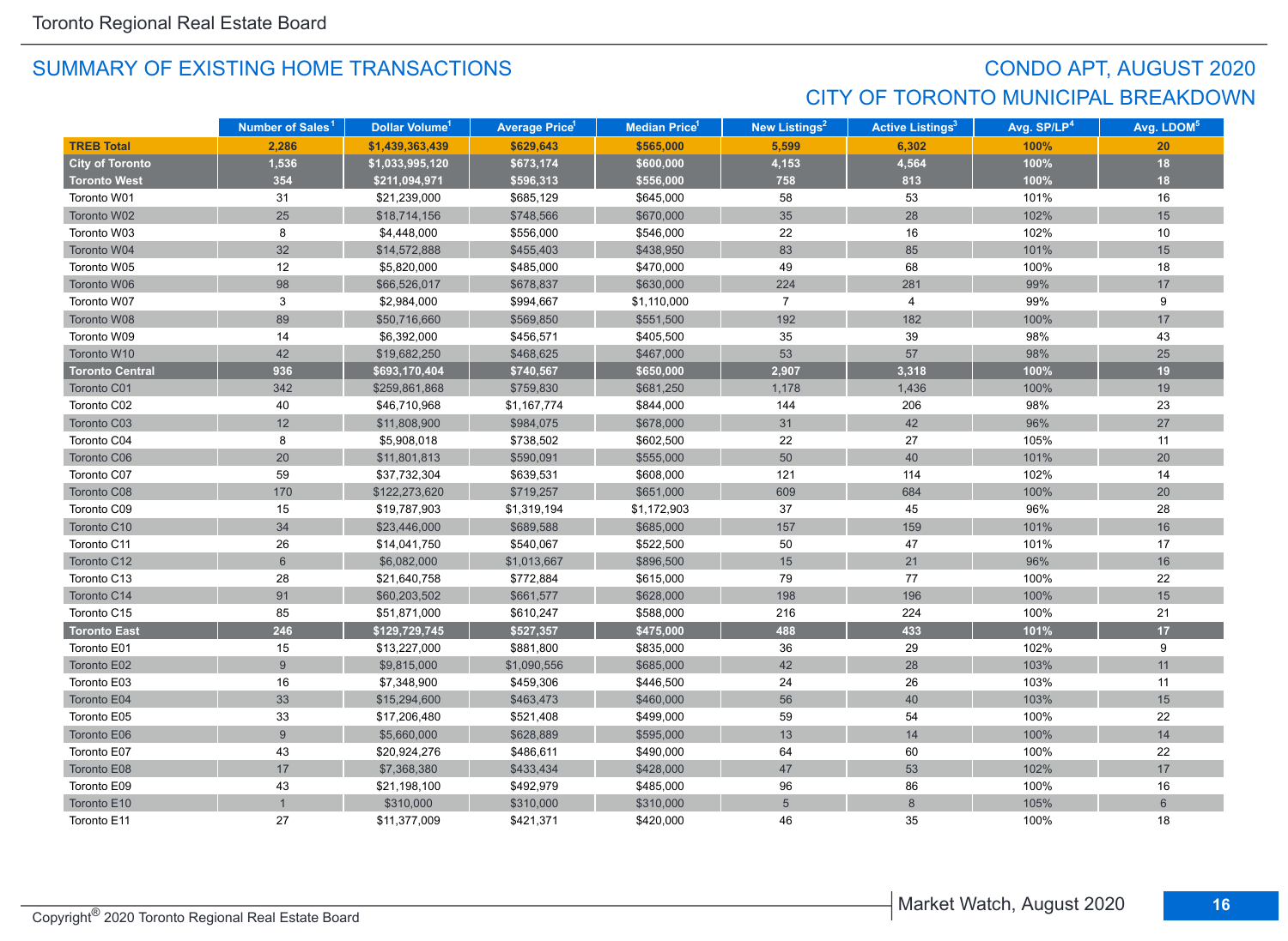## SUMMARY OF EXISTING HOME TRANSACTIONS

## CONDO APT, AUGUST 2020
## CITY OF TORONTO MUNICIPAL BREAKDOWN

| | Number of Sales[1] | Dollar Volume[1] | Average Price[1] | Median Price[1] | New Listings[2] | Active Listings[3] | Avg. SP/LP[4] | Avg. LDOM[5] |
|---|---|---|---|---|---|---|---|---|
| **TREB Total** | **2,286** | **$1,439,363,439** | **$629,643** | **$565,000** | **5,599** | **6,302** | **100%** | **20** |
| **City of Toronto** | **1,536** | **$1,033,995,120** | **$673,174** | **$600,000** | **4,153** | **4,564** | **100%** | **18** |
| **Toronto West** | **354** | **$211,094,971** | **$596,313** | **$556,000** | **758** | **813** | **100%** | **18** |
| Toronto W01 | 31 | $21,239,000 | $685,129 | $645,000 | 58 | 53 | 101% | 16 |
| Toronto W02 | 25 | $18,714,156 | $748,566 | $670,000 | 35 | 28 | 102% | 15 |
| Toronto W03 | 8 | $4,448,000 | $556,000 | $546,000 | 22 | 16 | 102% | 10 |
| Toronto W04 | 32 | $14,572,888 | $455,403 | $438,950 | 83 | 85 | 101% | 15 |
| Toronto W05 | 12 | $5,820,000 | $485,000 | $470,000 | 49 | 68 | 100% | 18 |
| Toronto W06 | 98 | $66,526,017 | $678,837 | $630,000 | 224 | 281 | 99% | 17 |
| Toronto W07 | 3 | $2,984,000 | $994,667 | $1,110,000 | 7 | 4 | 99% | 9 |
| Toronto W08 | 89 | $50,716,660 | $569,850 | $551,500 | 192 | 182 | 100% | 17 |
| Toronto W09 | 14 | $6,392,000 | $456,571 | $405,500 | 35 | 39 | 98% | 43 |
| Toronto W10 | 42 | $19,682,250 | $468,625 | $467,000 | 53 | 57 | 98% | 25 |
| **Toronto Central** | **936** | **$693,170,404** | **$740,567** | **$650,000** | **2,907** | **3,318** | **100%** | **19** |
| Toronto C01 | 342 | $259,861,868 | $759,830 | $681,250 | 1,178 | 1,436 | 100% | 19 |
| Toronto C02 | 40 | $46,710,968 | $1,167,774 | $844,000 | 144 | 206 | 98% | 23 |
| Toronto C03 | 12 | $11,808,900 | $984,075 | $678,000 | 31 | 42 | 96% | 27 |
| Toronto C04 | 8 | $5,908,018 | $738,502 | $602,500 | 22 | 27 | 105% | 11 |
| Toronto C06 | 20 | $11,801,813 | $590,091 | $555,000 | 50 | 40 | 101% | 20 |
| Toronto C07 | 59 | $37,732,304 | $639,531 | $608,000 | 121 | 114 | 102% | 14 |
| Toronto C08 | 170 | $122,273,620 | $719,257 | $651,000 | 609 | 684 | 100% | 20 |
| Toronto C09 | 15 | $19,787,903 | $1,319,194 | $1,172,903 | 37 | 45 | 96% | 28 |
| Toronto C10 | 34 | $23,446,000 | $689,588 | $685,000 | 157 | 159 | 101% | 16 |
| Toronto C11 | 26 | $14,041,750 | $540,067 | $522,500 | 50 | 47 | 101% | 17 |
| Toronto C12 | 6 | $6,082,000 | $1,013,667 | $896,500 | 15 | 21 | 96% | 16 |
| Toronto C13 | 28 | $21,640,758 | $772,884 | $615,000 | 79 | 77 | 100% | 22 |
| Toronto C14 | 91 | $60,203,502 | $661,577 | $628,000 | 198 | 196 | 100% | 15 |
| Toronto C15 | 85 | $51,871,000 | $610,247 | $588,000 | 216 | 224 | 100% | 21 |
| **Toronto East** | **246** | **$129,729,745** | **$527,357** | **$475,000** | **488** | **433** | **101%** | **17** |
| Toronto E01 | 15 | $13,227,000 | $881,800 | $835,000 | 36 | 29 | 102% | 9 |
| Toronto E02 | 9 | $9,815,000 | $1,090,556 | $685,000 | 42 | 28 | 103% | 11 |
| Toronto E03 | 16 | $7,348,900 | $459,306 | $446,500 | 24 | 26 | 103% | 11 |
| Toronto E04 | 33 | $15,294,600 | $463,473 | $460,000 | 56 | 40 | 103% | 15 |
| Toronto E05 | 33 | $17,206,480 | $521,408 | $499,000 | 59 | 54 | 100% | 22 |
| Toronto E06 | 9 | $5,660,000 | $628,889 | $595,000 | 13 | 14 | 100% | 14 |
| Toronto E07 | 43 | $20,924,276 | $486,611 | $490,000 | 64 | 60 | 100% | 22 |
| Toronto E08 | 17 | $7,368,380 | $433,434 | $428,000 | 47 | 53 | 102% | 17 |
| Toronto E09 | 43 | $21,198,100 | $492,979 | $485,000 | 96 | 86 | 100% | 16 |
| Toronto E10 | 1 | $310,000 | $310,000 | $310,000 | 5 | 8 | 105% | 6 |
| Toronto E11 | 27 | $11,377,009 | $421,371 | $420,000 | 46 | 35 | 100% | 18 |

Copyright® 2020 Toronto Regional Real Estate Board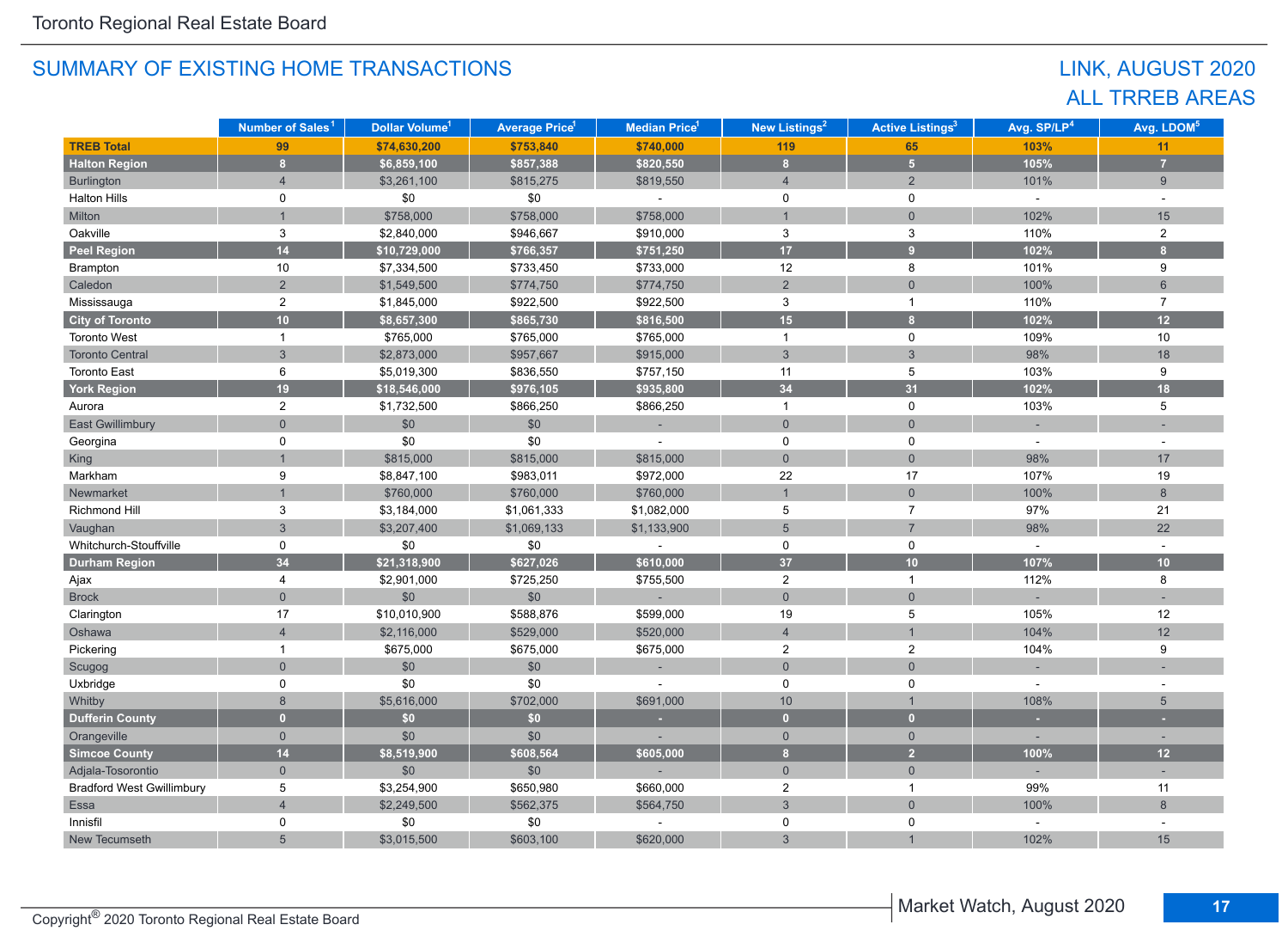## SUMMARY OF EXISTING HOME TRANSACTIONS

## LINK, AUGUST 2020
## ALL TRREB AREAS

| | Number of Sales[1] | Dollar Volume[1] | Average Price[1] | Median Price[1] | New Listings[2] | Active Listings[3] | Avg. SP/LP[4] | Avg. LDOM[5] |
|---|---|---|---|---|---|---|---|---|
| **TREB Total** | **99** | **$74,630,200** | **$753,840** | **$740,000** | **119** | **65** | **103%** | **11** |
| **Halton Region** | **8** | **$6,859,100** | **$857,388** | **$820,550** | **8** | **5** | **105%** | **7** |
| Burlington | 4 | $3,261,100 | $815,275 | $819,550 | 4 | 2 | 101% | 9 |
| Halton Hills | 0 | $0 | $0 | - | 0 | 0 | - | - |
| Milton | 1 | $758,000 | $758,000 | $758,000 | 1 | 0 | 102% | 15 |
| Oakville | 3 | $2,840,000 | $946,667 | $910,000 | 3 | 3 | 110% | 2 |
| **Peel Region** | **14** | **$10,729,000** | **$766,357** | **$751,250** | **17** | **9** | **102%** | **8** |
| Brampton | 10 | $7,334,500 | $733,450 | $733,000 | 12 | 8 | 101% | 9 |
| Caledon | 2 | $1,549,500 | $774,750 | $774,750 | 2 | 0 | 100% | 6 |
| Mississauga | 2 | $1,845,000 | $922,500 | $922,500 | 3 | 1 | 110% | 7 |
| **City of Toronto** | **10** | **$8,657,300** | **$865,730** | **$816,500** | **15** | **8** | **102%** | **12** |
| Toronto West | 1 | $765,000 | $765,000 | $765,000 | 1 | 0 | 109% | 10 |
| Toronto Central | 3 | $2,873,000 | $957,667 | $915,000 | 3 | 3 | 98% | 18 |
| Toronto East | 6 | $5,019,300 | $836,550 | $757,150 | 11 | 5 | 103% | 9 |
| **York Region** | **19** | **$18,546,000** | **$976,105** | **$935,800** | **34** | **31** | **102%** | **18** |
| Aurora | 2 | $1,732,500 | $866,250 | $866,250 | 1 | 0 | 103% | 5 |
| East Gwillimbury | 0 | $0 | $0 | - | 0 | 0 | - | - |
| Georgina | 0 | $0 | $0 | - | 0 | 0 | - | - |
| King | 1 | $815,000 | $815,000 | $815,000 | 0 | 0 | 98% | 17 |
| Markham | 9 | $8,847,100 | $983,011 | $972,000 | 22 | 17 | 107% | 19 |
| Newmarket | 1 | $760,000 | $760,000 | $760,000 | 1 | 0 | 100% | 8 |
| Richmond Hill | 3 | $3,184,000 | $1,061,333 | $1,082,000 | 5 | 7 | 97% | 21 |
| Vaughan | 3 | $3,207,400 | $1,069,133 | $1,133,900 | 5 | 7 | 98% | 22 |
| Whitchurch-Stouffville | 0 | $0 | $0 | - | 0 | 0 | - | - |
| **Durham Region** | **34** | **$21,318,900** | **$627,026** | **$610,000** | **37** | **10** | **107%** | **10** |
| Ajax | 4 | $2,901,000 | $725,250 | $755,500 | 2 | 1 | 112% | 8 |
| Brock | 0 | $0 | $0 | - | 0 | 0 | - | - |
| Clarington | 17 | $10,010,900 | $588,876 | $599,000 | 19 | 5 | 105% | 12 |
| Oshawa | 4 | $2,116,000 | $529,000 | $520,000 | 4 | 1 | 104% | 12 |
| Pickering | 1 | $675,000 | $675,000 | $675,000 | 2 | 2 | 104% | 9 |
| Scugog | 0 | $0 | $0 | - | 0 | 0 | - | - |
| Uxbridge | 0 | $0 | $0 | - | 0 | 0 | - | - |
| Whitby | 8 | $5,616,000 | $702,000 | $691,000 | 10 | 1 | 108% | 5 |
| **Dufferin County** | **0** | **$0** | **$0** | **-** | **0** | **0** | **-** | **-** |
| Orangeville | 0 | $0 | $0 | - | 0 | 0 | - | - |
| **Simcoe County** | **14** | **$8,519,900** | **$608,564** | **$605,000** | **8** | **2** | **100%** | **12** |
| Adjala-Tosorontio | 0 | $0 | $0 | - | 0 | 0 | - | - |
| Bradford West Gwillimbury | 5 | $3,254,900 | $650,980 | $660,000 | 2 | 1 | 99% | 11 |
| Essa | 4 | $2,249,500 | $562,375 | $564,750 | 3 | 0 | 100% | 8 |
| Innisfil | 0 | $0 | $0 | - | 0 | 0 | - | - |
| New Tecumseth | 5 | $3,015,500 | $603,100 | $620,000 | 3 | 1 | 102% | 15 |

Copyright® 2020 Toronto Regional Real Estate Board

Market Watch, August 2020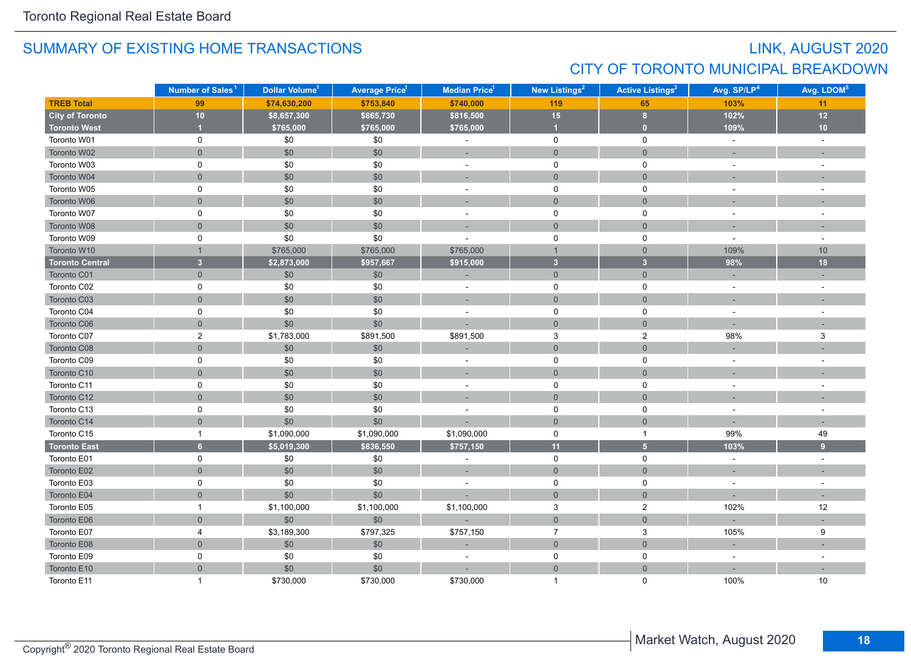# SUMMARY OF EXISTING HOME TRANSACTIONS

## LINK, AUGUST 2020
## CITY OF TORONTO MUNICIPAL BREAKDOWN

| | Number of Sales[1] | Dollar Volume[1] | Average Price[1] | Median Price[1] | New Listings[2] | Active Listings[3] | Avg. SP/LP[4] | Avg. LDOM[5] |
|---|---|---|---|---|---|---|---|---|
| **TREB Total** | **99** | **$74,630,200** | **$753,840** | **$740,000** | **119** | **65** | **103%** | **11** |
| **City of Toronto** | **10** | **$8,657,300** | **$865,730** | **$816,500** | **15** | **8** | **102%** | **12** |
| **Toronto West** | **1** | **$765,000** | **$765,000** | **$765,000** | **1** | **0** | **109%** | **10** |
| Toronto W01 | 0 | $0 | $0 | - | 0 | 0 | - | - |
| Toronto W02 | 0 | $0 | $0 | - | 0 | 0 | - | - |
| Toronto W03 | 0 | $0 | $0 | - | 0 | 0 | - | - |
| Toronto W04 | 0 | $0 | $0 | - | 0 | 0 | - | - |
| Toronto W05 | 0 | $0 | $0 | - | 0 | 0 | - | - |
| Toronto W06 | 0 | $0 | $0 | - | 0 | 0 | - | - |
| Toronto W07 | 0 | $0 | $0 | - | 0 | 0 | - | - |
| Toronto W08 | 0 | $0 | $0 | - | 0 | 0 | - | - |
| Toronto W09 | 0 | $0 | $0 | - | 0 | 0 | - | - |
| Toronto W10 | 1 | $765,000 | $765,000 | $765,000 | 1 | 0 | 109% | 10 |
| **Toronto Central** | **3** | **$2,873,000** | **$957,667** | **$915,000** | **3** | **3** | **98%** | **18** |
| Toronto C01 | 0 | $0 | $0 | - | 0 | 0 | - | - |
| Toronto C02 | 0 | $0 | $0 | - | 0 | 0 | - | - |
| Toronto C03 | 0 | $0 | $0 | - | 0 | 0 | - | - |
| Toronto C04 | 0 | $0 | $0 | - | 0 | 0 | - | - |
| Toronto C06 | 0 | $0 | $0 | - | 0 | 0 | - | - |
| Toronto C07 | 2 | $1,783,000 | $891,500 | $891,500 | 3 | 2 | 98% | 3 |
| Toronto C08 | 0 | $0 | $0 | - | 0 | 0 | - | - |
| Toronto C09 | 0 | $0 | $0 | - | 0 | 0 | - | - |
| Toronto C10 | 0 | $0 | $0 | - | 0 | 0 | - | - |
| Toronto C11 | 0 | $0 | $0 | - | 0 | 0 | - | - |
| Toronto C12 | 0 | $0 | $0 | - | 0 | 0 | - | - |
| Toronto C13 | 0 | $0 | $0 | - | 0 | 0 | - | - |
| Toronto C14 | 0 | $0 | $0 | - | 0 | 0 | - | - |
| Toronto C15 | 1 | $1,090,000 | $1,090,000 | $1,090,000 | 0 | 1 | 99% | 49 |
| **Toronto East** | **6** | **$5,019,300** | **$836,550** | **$757,150** | **11** | **5** | **103%** | **9** |
| Toronto E01 | 0 | $0 | $0 | - | 0 | 0 | - | - |
| Toronto E02 | 0 | $0 | $0 | - | 0 | 0 | - | - |
| Toronto E03 | 0 | $0 | $0 | - | 0 | 0 | - | - |
| Toronto E04 | 0 | $0 | $0 | - | 0 | 0 | - | - |
| Toronto E05 | 1 | $1,100,000 | $1,100,000 | $1,100,000 | 3 | 2 | 102% | 12 |
| Toronto E06 | 0 | $0 | $0 | - | 0 | 0 | - | - |
| Toronto E07 | 4 | $3,189,300 | $797,325 | $757,150 | 7 | 3 | 105% | 9 |
| Toronto E08 | 0 | $0 | $0 | - | 0 | 0 | - | - |
| Toronto E09 | 0 | $0 | $0 | - | 0 | 0 | - | - |
| Toronto E10 | 0 | $0 | $0 | - | 0 | 0 | - | - |
| Toronto E11 | 1 | $730,000 | $730,000 | $730,000 | 1 | 0 | 100% | 10 |

Copyright® 2020 Toronto Regional Real Estate Board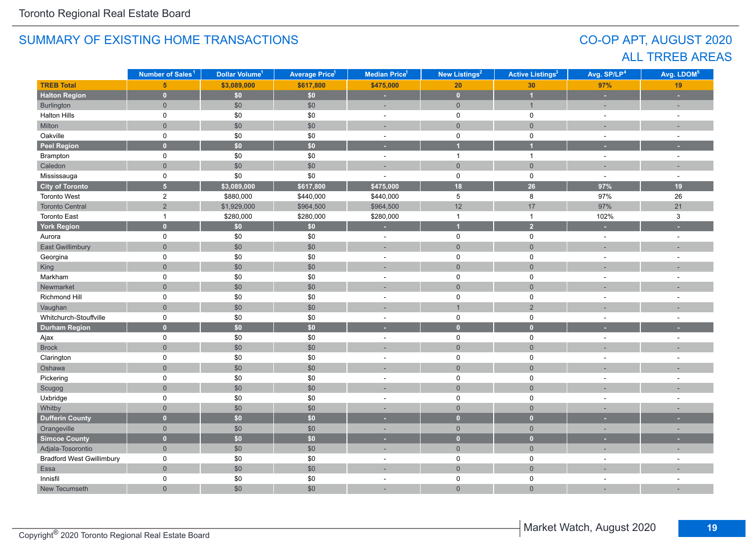## SUMMARY OF EXISTING HOME TRANSACTIONS

## CO-OP APT, AUGUST 2020
## ALL TRREB AREAS

| | Number of Sales[1] | Dollar Volume[1] | Average Price[1] | Median Price[1] | New Listings[2] | Active Listings[3] | Avg. SP/LP[4] | Avg. LDOM[5] |
|---|---|---|---|---|---|---|---|---|
| **TREB Total** | **5** | **$3,089,000** | **$617,800** | **$475,000** | **20** | **30** | **97%** | **19** |
| **Halton Region** | **0** | **$0** | **$0** | **-** | **0** | **1** | **-** | **-** |
| Burlington | 0 | $0 | $0 | - | 0 | 1 | - | - |
| Halton Hills | 0 | $0 | $0 | - | 0 | 0 | - | - |
| Milton | 0 | $0 | $0 | - | 0 | 0 | - | - |
| Oakville | 0 | $0 | $0 | - | 0 | 0 | - | - |
| **Peel Region** | **0** | **$0** | **$0** | **-** | **1** | **1** | **-** | **-** |
| Brampton | 0 | $0 | $0 | - | 1 | 1 | - | - |
| Caledon | 0 | $0 | $0 | - | 0 | 0 | - | - |
| Mississauga | 0 | $0 | $0 | - | 0 | 0 | - | - |
| **City of Toronto** | **5** | **$3,089,000** | **$617,800** | **$475,000** | **18** | **26** | **97%** | **19** |
| Toronto West | 2 | $880,000 | $440,000 | $440,000 | 5 | 8 | 97% | 26 |
| Toronto Central | 2 | $1,929,000 | $964,500 | $964,500 | 12 | 17 | 97% | 21 |
| Toronto East | 1 | $280,000 | $280,000 | $280,000 | 1 | 1 | 102% | 3 |
| **York Region** | **0** | **$0** | **$0** | **-** | **1** | **2** | **-** | **-** |
| Aurora | 0 | $0 | $0 | - | 0 | 0 | - | - |
| East Gwillimbury | 0 | $0 | $0 | - | 0 | 0 | - | - |
| Georgina | 0 | $0 | $0 | - | 0 | 0 | - | - |
| King | 0 | $0 | $0 | - | 0 | 0 | - | - |
| Markham | 0 | $0 | $0 | - | 0 | 0 | - | - |
| Newmarket | 0 | $0 | $0 | - | 0 | 0 | - | - |
| Richmond Hill | 0 | $0 | $0 | - | 0 | 0 | - | - |
| Vaughan | 0 | $0 | $0 | - | 1 | 2 | - | - |
| Whitchurch-Stouffville | 0 | $0 | $0 | - | 0 | 0 | - | - |
| **Durham Region** | **0** | **$0** | **$0** | **-** | **0** | **0** | **-** | **-** |
| Ajax | 0 | $0 | $0 | - | 0 | 0 | - | - |
| Brock | 0 | $0 | $0 | - | 0 | 0 | - | - |
| Clarington | 0 | $0 | $0 | - | 0 | 0 | - | - |
| Oshawa | 0 | $0 | $0 | - | 0 | 0 | - | - |
| Pickering | 0 | $0 | $0 | - | 0 | 0 | - | - |
| Scugog | 0 | $0 | $0 | - | 0 | 0 | - | - |
| Uxbridge | 0 | $0 | $0 | - | 0 | 0 | - | - |
| Whitby | 0 | $0 | $0 | - | 0 | 0 | - | - |
| **Dufferin County** | **0** | **$0** | **$0** | **-** | **0** | **0** | **-** | **-** |
| Orangeville | 0 | $0 | $0 | - | 0 | 0 | - | - |
| **Simcoe County** | **0** | **$0** | **$0** | **-** | **0** | **0** | **-** | **-** |
| Adjala-Tosorontio | 0 | $0 | $0 | - | 0 | 0 | - | - |
| Bradford West Gwillimbury | 0 | $0 | $0 | - | 0 | 0 | - | - |
| Essa | 0 | $0 | $0 | - | 0 | 0 | - | - |
| Innisfil | 0 | $0 | $0 | - | 0 | 0 | - | - |
| New Tecumseth | 0 | $0 | $0 | - | 0 | 0 | - | - |

Copyright® 2020 Toronto Regional Real Estate Board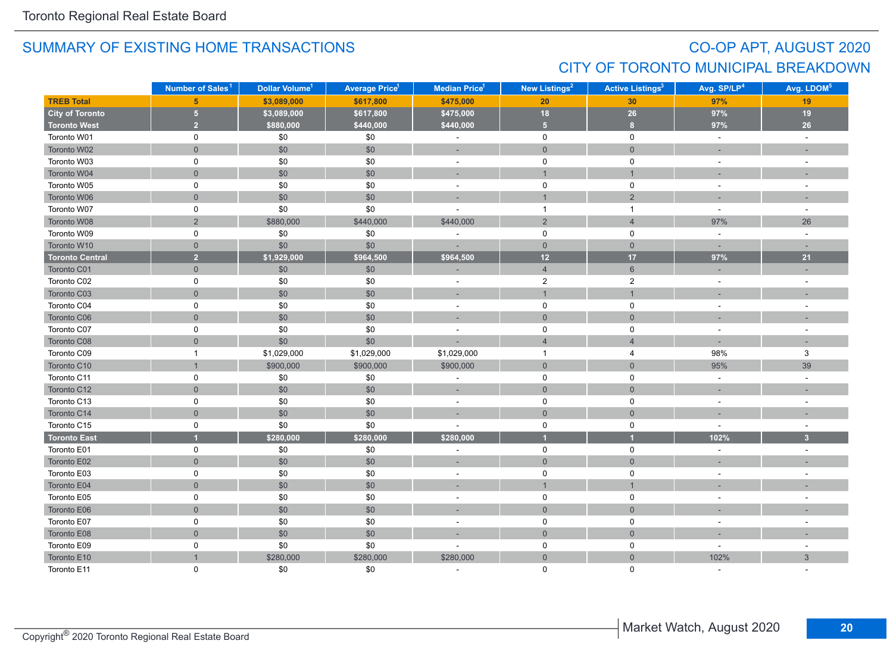Toronto Regional Real Estate Board

## SUMMARY OF EXISTING HOME TRANSACTIONS

## CO-OP APT, AUGUST 2020
## CITY OF TORONTO MUNICIPAL BREAKDOWN

| | Number of Sales[1] | Dollar Volume[1] | Average Price[1] | Median Price[1] | New Listings[2] | Active Listings[3] | Avg. SP/LP[4] | Avg. LDOM[5] |
|---|---|---|---|---|---|---|---|---|
| **TREB Total** | **5** | **$3,089,000** | **$617,800** | **$475,000** | **20** | **30** | **97%** | **19** |
| **City of Toronto** | **5** | **$3,089,000** | **$617,800** | **$475,000** | **18** | **26** | **97%** | **19** |
| **Toronto West** | **2** | **$880,000** | **$440,000** | **$440,000** | **5** | **8** | **97%** | **26** |
| Toronto W01 | 0 | $0 | $0 | - | 0 | 0 | - | - |
| Toronto W02 | 0 | $0 | $0 | - | 0 | 0 | - | - |
| Toronto W03 | 0 | $0 | $0 | - | 0 | 0 | - | - |
| Toronto W04 | 0 | $0 | $0 | - | 1 | 1 | - | - |
| Toronto W05 | 0 | $0 | $0 | - | 0 | 0 | - | - |
| Toronto W06 | 0 | $0 | $0 | - | 1 | 2 | - | - |
| Toronto W07 | 0 | $0 | $0 | - | 1 | 1 | - | - |
| Toronto W08 | 2 | $880,000 | $440,000 | $440,000 | 2 | 4 | 97% | 26 |
| Toronto W09 | 0 | $0 | $0 | - | 0 | 0 | - | - |
| Toronto W10 | 0 | $0 | $0 | - | 0 | 0 | - | - |
| **Toronto Central** | **2** | **$1,929,000** | **$964,500** | **$964,500** | **12** | **17** | **97%** | **21** |
| Toronto C01 | 0 | $0 | $0 | - | 4 | 6 | - | - |
| Toronto C02 | 0 | $0 | $0 | - | 2 | 2 | - | - |
| Toronto C03 | 0 | $0 | $0 | - | 1 | 1 | - | - |
| Toronto C04 | 0 | $0 | $0 | - | 0 | 0 | - | - |
| Toronto C06 | 0 | $0 | $0 | - | 0 | 0 | - | - |
| Toronto C07 | 0 | $0 | $0 | - | 0 | 0 | - | - |
| Toronto C08 | 0 | $0 | $0 | - | 4 | 4 | - | - |
| Toronto C09 | 1 | $1,029,000 | $1,029,000 | $1,029,000 | 1 | 4 | 98% | 3 |
| Toronto C10 | 1 | $900,000 | $900,000 | $900,000 | 0 | 0 | 95% | 39 |
| Toronto C11 | 0 | $0 | $0 | - | 0 | 0 | - | - |
| Toronto C12 | 0 | $0 | $0 | - | 0 | 0 | - | - |
| Toronto C13 | 0 | $0 | $0 | - | 0 | 0 | - | - |
| Toronto C14 | 0 | $0 | $0 | - | 0 | 0 | - | - |
| Toronto C15 | 0 | $0 | $0 | - | 0 | 0 | - | - |
| **Toronto East** | **1** | **$280,000** | **$280,000** | **$280,000** | **1** | **1** | **102%** | **3** |
| Toronto E01 | 0 | $0 | $0 | - | 0 | 0 | - | - |
| Toronto E02 | 0 | $0 | $0 | - | 0 | 0 | - | - |
| Toronto E03 | 0 | $0 | $0 | - | 0 | 0 | - | - |
| Toronto E04 | 0 | $0 | $0 | - | 1 | 1 | - | - |
| Toronto E05 | 0 | $0 | $0 | - | 0 | 0 | - | - |
| Toronto E06 | 0 | $0 | $0 | - | 0 | 0 | - | - |
| Toronto E07 | 0 | $0 | $0 | - | 0 | 0 | - | - |
| Toronto E08 | 0 | $0 | $0 | - | 0 | 0 | - | - |
| Toronto E09 | 0 | $0 | $0 | - | 0 | 0 | - | - |
| Toronto E10 | 1 | $280,000 | $280,000 | $280,000 | 0 | 0 | 102% | 3 |
| Toronto E11 | 0 | $0 | $0 | - | 0 | 0 | - | - |

Copyright® 2020 Toronto Regional Real Estate Board

Market Watch, August 2020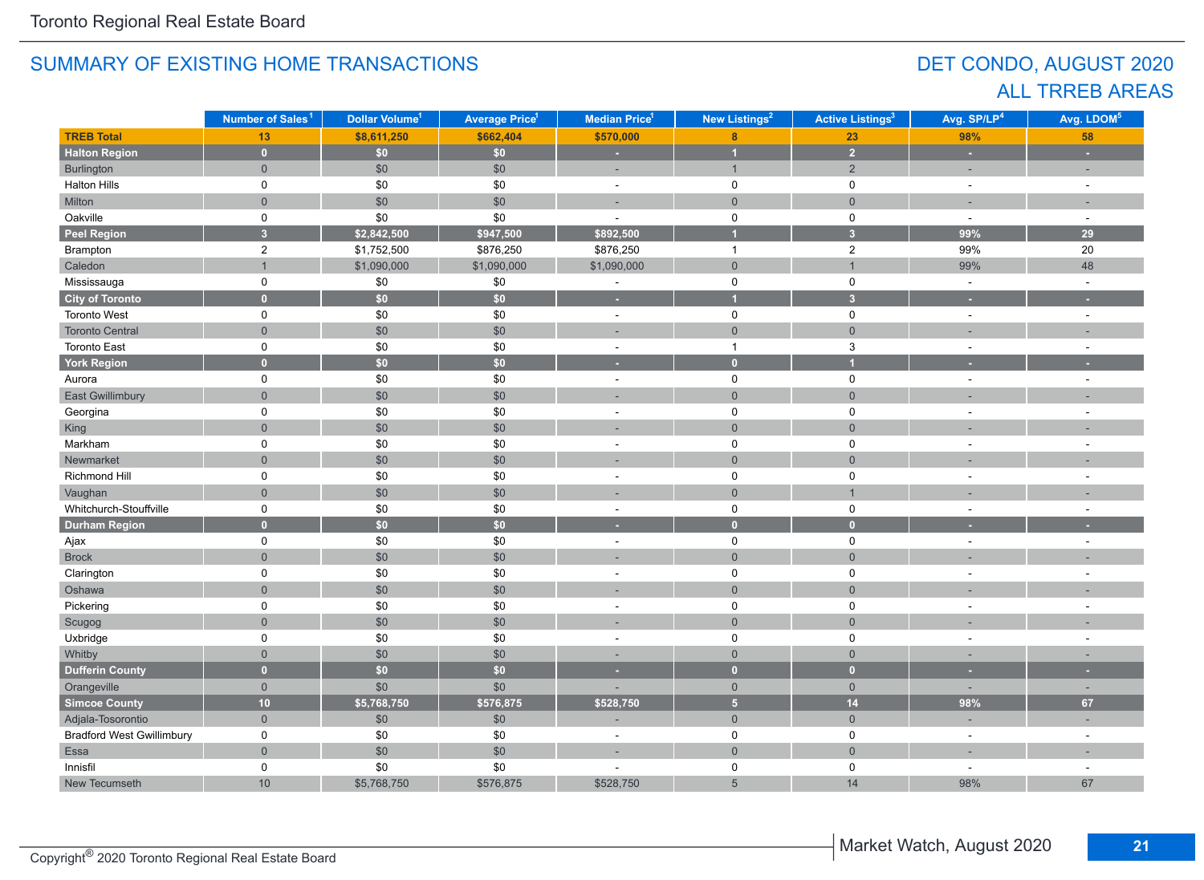Toronto Regional Real Estate Board

## SUMMARY OF EXISTING HOME TRANSACTIONS

## DET CONDO, AUGUST 2020
## ALL TRREB AREAS

| | Number of Sales[1] | Dollar Volume[1] | Average Price[1] | Median Price[1] | New Listings[2] | Active Listings[3] | Avg. SP/LP[4] | Avg. LDOM[5] |
|---|---|---|---|---|---|---|---|---|
| **TREB Total** | **13** | **$8,611,250** | **$662,404** | **$570,000** | **8** | **23** | **98%** | **58** |
| **Halton Region** | **0** | **$0** | **$0** | **-** | **1** | **2** | **-** | **-** |
| Burlington | 0 | $0 | $0 | - | 1 | 2 | - | - |
| Halton Hills | 0 | $0 | $0 | - | 0 | 0 | - | - |
| Milton | 0 | $0 | $0 | - | 0 | 0 | - | - |
| Oakville | 0 | $0 | $0 | - | 0 | 0 | - | - |
| **Peel Region** | **3** | **$2,842,500** | **$947,500** | **$892,500** | **1** | **3** | **99%** | **29** |
| Brampton | 2 | $1,752,500 | $876,250 | $876,250 | 1 | 2 | 99% | 20 |
| Caledon | 1 | $1,090,000 | $1,090,000 | $1,090,000 | 0 | 1 | 99% | 48 |
| Mississauga | 0 | $0 | $0 | - | 0 | 0 | - | - |
| **City of Toronto** | **0** | **$0** | **$0** | **-** | **1** | **3** | **-** | **-** |
| Toronto West | 0 | $0 | $0 | - | 0 | 0 | - | - |
| Toronto Central | 0 | $0 | $0 | - | 0 | 0 | - | - |
| Toronto East | 0 | $0 | $0 | - | 1 | 3 | - | - |
| **York Region** | **0** | **$0** | **$0** | **-** | **0** | **1** | **-** | **-** |
| Aurora | 0 | $0 | $0 | - | 0 | 0 | - | - |
| East Gwillimbury | 0 | $0 | $0 | - | 0 | 0 | - | - |
| Georgina | 0 | $0 | $0 | - | 0 | 0 | - | - |
| King | 0 | $0 | $0 | - | 0 | 0 | - | - |
| Markham | 0 | $0 | $0 | - | 0 | 0 | - | - |
| Newmarket | 0 | $0 | $0 | - | 0 | 0 | - | - |
| Richmond Hill | 0 | $0 | $0 | - | 0 | 0 | - | - |
| Vaughan | 0 | $0 | $0 | - | 0 | 1 | - | - |
| Whitchurch-Stouffville | 0 | $0 | $0 | - | 0 | 0 | - | - |
| **Durham Region** | **0** | **$0** | **$0** | **-** | **0** | **0** | **-** | **-** |
| Ajax | 0 | $0 | $0 | - | 0 | 0 | - | - |
| Brock | 0 | $0 | $0 | - | 0 | 0 | - | - |
| Clarington | 0 | $0 | $0 | - | 0 | 0 | - | - |
| Oshawa | 0 | $0 | $0 | - | 0 | 0 | - | - |
| Pickering | 0 | $0 | $0 | - | 0 | 0 | - | - |
| Scugog | 0 | $0 | $0 | - | 0 | 0 | - | - |
| Uxbridge | 0 | $0 | $0 | - | 0 | 0 | - | - |
| Whitby | 0 | $0 | $0 | - | 0 | 0 | - | - |
| **Dufferin County** | **0** | **$0** | **$0** | **-** | **0** | **0** | **-** | **-** |
| Orangeville | 0 | $0 | $0 | - | 0 | 0 | - | - |
| **Simcoe County** | **10** | **$5,768,750** | **$576,875** | **$528,750** | **5** | **14** | **98%** | **67** |
| Adjala-Tosorontio | 0 | $0 | $0 | - | 0 | 0 | - | - |
| Bradford West Gwillimbury | 0 | $0 | $0 | - | 0 | 0 | - | - |
| Essa | 0 | $0 | $0 | - | 0 | 0 | - | - |
| Innisfil | 0 | $0 | $0 | - | 0 | 0 | - | - |
| New Tecumseth | 10 | $5,768,750 | $576,875 | $528,750 | 5 | 14 | 98% | 67 |

Copyright® 2020 Toronto Regional Real Estate Board

Market Watch, August 2020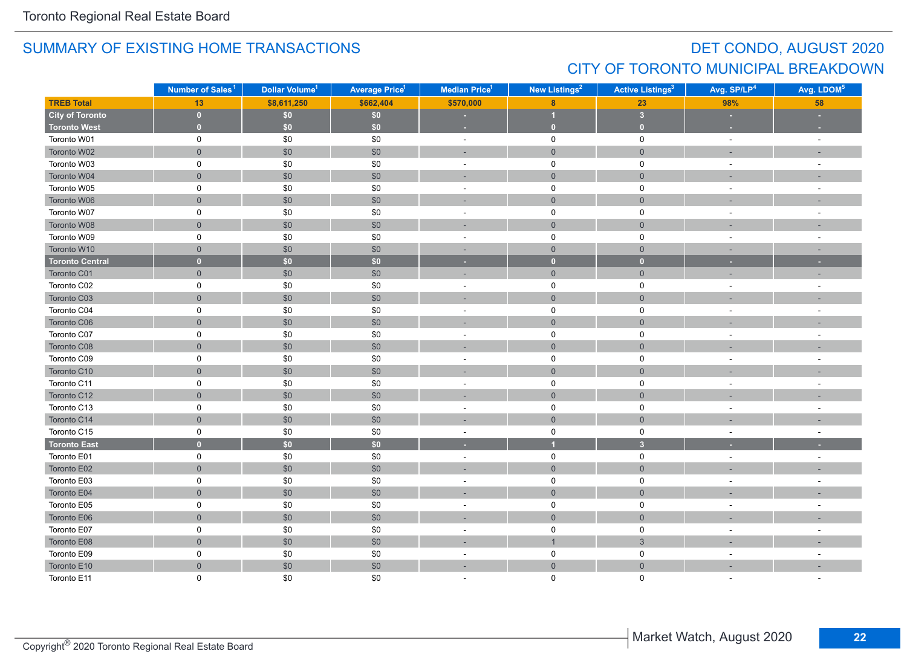## SUMMARY OF EXISTING HOME TRANSACTIONS

## DET CONDO, AUGUST 2020
## CITY OF TORONTO MUNICIPAL BREAKDOWN

| | Number of Sales[1] | Dollar Volume[1] | Average Price[1] | Median Price[1] | New Listings[2] | Active Listings[3] | Avg. SP/LP[4] | Avg. LDOM[5] |
|---|---|---|---|---|---|---|---|---|
| **TREB Total** | **13** | **$8,611,250** | **$662,404** | **$570,000** | **8** | **23** | **98%** | **58** |
| **City of Toronto** | **0** | **$0** | **$0** | **-** | **1** | **3** | **-** | **-** |
| **Toronto West** | **0** | **$0** | **$0** | **-** | **0** | **0** | **-** | **-** |
| Toronto W01 | 0 | $0 | $0 | - | 0 | 0 | - | - |
| Toronto W02 | 0 | $0 | $0 | - | 0 | 0 | - | - |
| Toronto W03 | 0 | $0 | $0 | - | 0 | 0 | - | - |
| Toronto W04 | 0 | $0 | $0 | - | 0 | 0 | - | - |
| Toronto W05 | 0 | $0 | $0 | - | 0 | 0 | - | - |
| Toronto W06 | 0 | $0 | $0 | - | 0 | 0 | - | - |
| Toronto W07 | 0 | $0 | $0 | - | 0 | 0 | - | - |
| Toronto W08 | 0 | $0 | $0 | - | 0 | 0 | - | - |
| Toronto W09 | 0 | $0 | $0 | - | 0 | 0 | - | - |
| Toronto W10 | 0 | $0 | $0 | - | 0 | 0 | - | - |
| **Toronto Central** | **0** | **$0** | **$0** | **-** | **0** | **0** | **-** | **-** |
| Toronto C01 | 0 | $0 | $0 | - | 0 | 0 | - | - |
| Toronto C02 | 0 | $0 | $0 | - | 0 | 0 | - | - |
| Toronto C03 | 0 | $0 | $0 | - | 0 | 0 | - | - |
| Toronto C04 | 0 | $0 | $0 | - | 0 | 0 | - | - |
| Toronto C06 | 0 | $0 | $0 | - | 0 | 0 | - | - |
| Toronto C07 | 0 | $0 | $0 | - | 0 | 0 | - | - |
| Toronto C08 | 0 | $0 | $0 | - | 0 | 0 | - | - |
| Toronto C09 | 0 | $0 | $0 | - | 0 | 0 | - | - |
| Toronto C10 | 0 | $0 | $0 | - | 0 | 0 | - | - |
| Toronto C11 | 0 | $0 | $0 | - | 0 | 0 | - | - |
| Toronto C12 | 0 | $0 | $0 | - | 0 | 0 | - | - |
| Toronto C13 | 0 | $0 | $0 | - | 0 | 0 | - | - |
| Toronto C14 | 0 | $0 | $0 | - | 0 | 0 | - | - |
| Toronto C15 | 0 | $0 | $0 | - | 0 | 0 | - | - |
| **Toronto East** | **0** | **$0** | **$0** | **-** | **1** | **3** | **-** | **-** |
| Toronto E01 | 0 | $0 | $0 | - | 0 | 0 | - | - |
| Toronto E02 | 0 | $0 | $0 | - | 0 | 0 | - | - |
| Toronto E03 | 0 | $0 | $0 | - | 0 | 0 | - | - |
| Toronto E04 | 0 | $0 | $0 | - | 0 | 0 | - | - |
| Toronto E05 | 0 | $0 | $0 | - | 0 | 0 | - | - |
| Toronto E06 | 0 | $0 | $0 | - | 0 | 0 | - | - |
| Toronto E07 | 0 | $0 | $0 | - | 0 | 0 | - | - |
| Toronto E08 | 0 | $0 | $0 | - | 1 | 3 | - | - |
| Toronto E09 | 0 | $0 | $0 | - | 0 | 0 | - | - |
| Toronto E10 | 0 | $0 | $0 | - | 0 | 0 | - | - |
| Toronto E11 | 0 | $0 | $0 | - | 0 | 0 | - | - |

Copyright® 2020 Toronto Regional Real Estate Board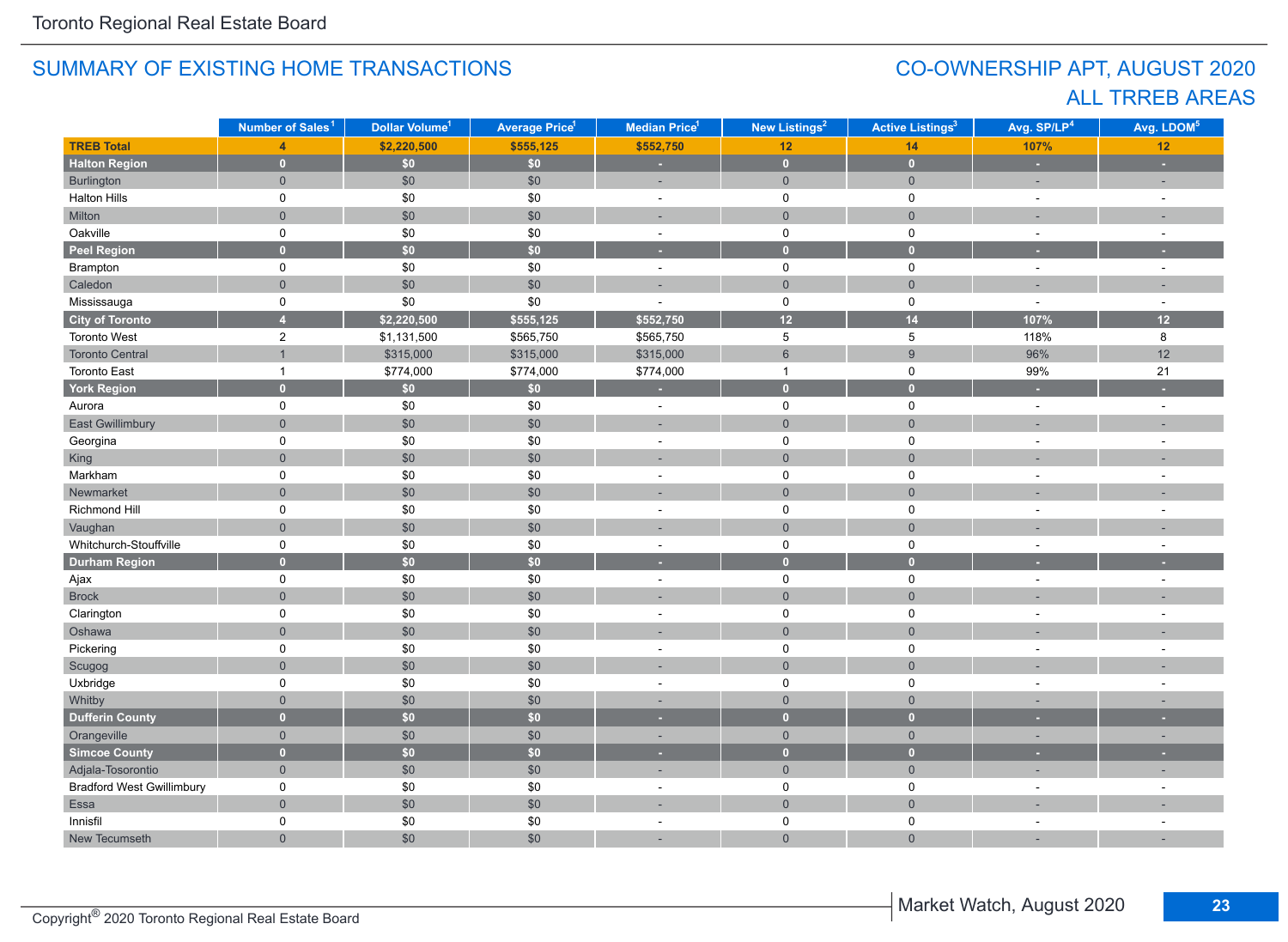## SUMMARY OF EXISTING HOME TRANSACTIONS

## CO-OWNERSHIP APT, AUGUST 2020
## ALL TRREB AREAS

| | Number of Sales[1] | Dollar Volume[1] | Average Price[1] | Median Price[1] | New Listings[2] | Active Listings[3] | Avg. SP/LP[4] | Avg. LDOM[5] |
|---|---|---|---|---|---|---|---|---|
| **TREB Total** | **4** | **$2,220,500** | **$555,125** | **$552,750** | **12** | **14** | **107%** | **12** |
| **Halton Region** | **0** | **$0** | **$0** | **-** | **0** | **0** | **-** | **-** |
| Burlington | 0 | $0 | $0 | - | 0 | 0 | - | - |
| Halton Hills | 0 | $0 | $0 | - | 0 | 0 | - | - |
| Milton | 0 | $0 | $0 | - | 0 | 0 | - | - |
| Oakville | 0 | $0 | $0 | - | 0 | 0 | - | - |
| **Peel Region** | **0** | **$0** | **$0** | **-** | **0** | **0** | **-** | **-** |
| Brampton | 0 | $0 | $0 | - | 0 | 0 | - | - |
| Caledon | 0 | $0 | $0 | - | 0 | 0 | - | - |
| Mississauga | 0 | $0 | $0 | - | 0 | 0 | - | - |
| **City of Toronto** | **4** | **$2,220,500** | **$555,125** | **$552,750** | **12** | **14** | **107%** | **12** |
| Toronto West | 2 | $1,131,500 | $565,750 | $565,750 | 5 | 5 | 118% | 8 |
| Toronto Central | 1 | $315,000 | $315,000 | $315,000 | 6 | 9 | 96% | 12 |
| Toronto East | 1 | $774,000 | $774,000 | $774,000 | 1 | 0 | 99% | 21 |
| **York Region** | **0** | **$0** | **$0** | **-** | **0** | **0** | **-** | **-** |
| Aurora | 0 | $0 | $0 | - | 0 | 0 | - | - |
| East Gwillimbury | 0 | $0 | $0 | - | 0 | 0 | - | - |
| Georgina | 0 | $0 | $0 | - | 0 | 0 | - | - |
| King | 0 | $0 | $0 | - | 0 | 0 | - | - |
| Markham | 0 | $0 | $0 | - | 0 | 0 | - | - |
| Newmarket | 0 | $0 | $0 | - | 0 | 0 | - | - |
| Richmond Hill | 0 | $0 | $0 | - | 0 | 0 | - | - |
| Vaughan | 0 | $0 | $0 | - | 0 | 0 | - | - |
| Whitchurch-Stouffville | 0 | $0 | $0 | - | 0 | 0 | - | - |
| **Durham Region** | **0** | **$0** | **$0** | **-** | **0** | **0** | **-** | **-** |
| Ajax | 0 | $0 | $0 | - | 0 | 0 | - | - |
| Brock | 0 | $0 | $0 | - | 0 | 0 | - | - |
| Clarington | 0 | $0 | $0 | - | 0 | 0 | - | - |
| Oshawa | 0 | $0 | $0 | - | 0 | 0 | - | - |
| Pickering | 0 | $0 | $0 | - | 0 | 0 | - | - |
| Scugog | 0 | $0 | $0 | - | 0 | 0 | - | - |
| Uxbridge | 0 | $0 | $0 | - | 0 | 0 | - | - |
| Whitby | 0 | $0 | $0 | - | 0 | 0 | - | - |
| **Dufferin County** | **0** | **$0** | **$0** | **-** | **0** | **0** | **-** | **-** |
| Orangeville | 0 | $0 | $0 | - | 0 | 0 | - | - |
| **Simcoe County** | **0** | **$0** | **$0** | **-** | **0** | **0** | **-** | **-** |
| Adjala-Tosorontio | 0 | $0 | $0 | - | 0 | 0 | - | - |
| Bradford West Gwillimbury | 0 | $0 | $0 | - | 0 | 0 | - | - |
| Essa | 0 | $0 | $0 | - | 0 | 0 | - | - |
| Innisfil | 0 | $0 | $0 | - | 0 | 0 | - | - |
| New Tecumseth | 0 | $0 | $0 | - | 0 | 0 | - | - |

Copyright® 2020 Toronto Regional Real Estate Board

Market Watch, August 2020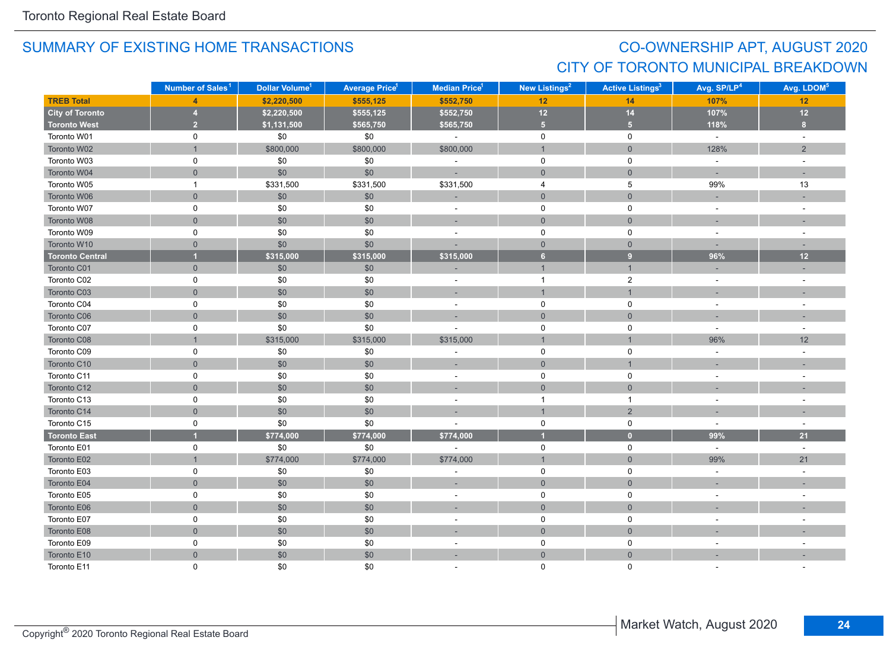## SUMMARY OF EXISTING HOME TRANSACTIONS

## CO-OWNERSHIP APT, AUGUST 2020
## CITY OF TORONTO MUNICIPAL BREAKDOWN

| | Number of Sales[1] | Dollar Volume[1] | Average Price[1] | Median Price[1] | New Listings[2] | Active Listings[3] | Avg. SP/LP[4] | Avg. LDOM[5] |
|---|---|---|---|---|---|---|---|---|
| **TREB Total** | **4** | **$2,220,500** | **$555,125** | **$552,750** | **12** | **14** | **107%** | **12** |
| **City of Toronto** | **4** | **$2,220,500** | **$555,125** | **$552,750** | **12** | **14** | **107%** | **12** |
| **Toronto West** | **2** | **$1,131,500** | **$565,750** | **$565,750** | **5** | **5** | **118%** | **8** |
| Toronto W01 | 0 | $0 | $0 | - | 0 | 0 | - | - |
| Toronto W02 | 1 | $800,000 | $800,000 | $800,000 | 1 | 0 | 128% | 2 |
| Toronto W03 | 0 | $0 | $0 | - | 0 | 0 | - | - |
| Toronto W04 | 0 | $0 | $0 | - | 0 | 0 | - | - |
| Toronto W05 | 1 | $331,500 | $331,500 | $331,500 | 4 | 5 | 99% | 13 |
| Toronto W06 | 0 | $0 | $0 | - | 0 | 0 | - | - |
| Toronto W07 | 0 | $0 | $0 | - | 0 | 0 | - | - |
| Toronto W08 | 0 | $0 | $0 | - | 0 | 0 | - | - |
| Toronto W09 | 0 | $0 | $0 | - | 0 | 0 | - | - |
| Toronto W10 | 0 | $0 | $0 | - | 0 | 0 | - | - |
| **Toronto Central** | **1** | **$315,000** | **$315,000** | **$315,000** | **6** | **9** | **96%** | **12** |
| Toronto C01 | 0 | $0 | $0 | - | 1 | 1 | - | - |
| Toronto C02 | 0 | $0 | $0 | - | 1 | 2 | - | - |
| Toronto C03 | 0 | $0 | $0 | - | 1 | 1 | - | - |
| Toronto C04 | 0 | $0 | $0 | - | 0 | 0 | - | - |
| Toronto C06 | 0 | $0 | $0 | - | 0 | 0 | - | - |
| Toronto C07 | 0 | $0 | $0 | - | 0 | 0 | - | - |
| Toronto C08 | 1 | $315,000 | $315,000 | $315,000 | 1 | 1 | 96% | 12 |
| Toronto C09 | 0 | $0 | $0 | - | 0 | 0 | - | - |
| Toronto C10 | 0 | $0 | $0 | - | 0 | 1 | - | - |
| Toronto C11 | 0 | $0 | $0 | - | 0 | 0 | - | - |
| Toronto C12 | 0 | $0 | $0 | - | 0 | 0 | - | - |
| Toronto C13 | 0 | $0 | $0 | - | 1 | 1 | - | - |
| Toronto C14 | 0 | $0 | $0 | - | 1 | 2 | - | - |
| Toronto C15 | 0 | $0 | $0 | - | 0 | 0 | - | - |
| **Toronto East** | **1** | **$774,000** | **$774,000** | **$774,000** | **1** | **0** | **99%** | **21** |
| Toronto E01 | 0 | $0 | $0 | - | 0 | 0 | - | - |
| Toronto E02 | 1 | $774,000 | $774,000 | $774,000 | 1 | 0 | 99% | 21 |
| Toronto E03 | 0 | $0 | $0 | - | 0 | 0 | - | - |
| Toronto E04 | 0 | $0 | $0 | - | 0 | 0 | - | - |
| Toronto E05 | 0 | $0 | $0 | - | 0 | 0 | - | - |
| Toronto E06 | 0 | $0 | $0 | - | 0 | 0 | - | - |
| Toronto E07 | 0 | $0 | $0 | - | 0 | 0 | - | - |
| Toronto E08 | 0 | $0 | $0 | - | 0 | 0 | - | - |
| Toronto E09 | 0 | $0 | $0 | - | 0 | 0 | - | - |
| Toronto E10 | 0 | $0 | $0 | - | 0 | 0 | - | - |
| Toronto E11 | 0 | $0 | $0 | - | 0 | 0 | - | - |

Copyright® 2020 Toronto Regional Real Estate Board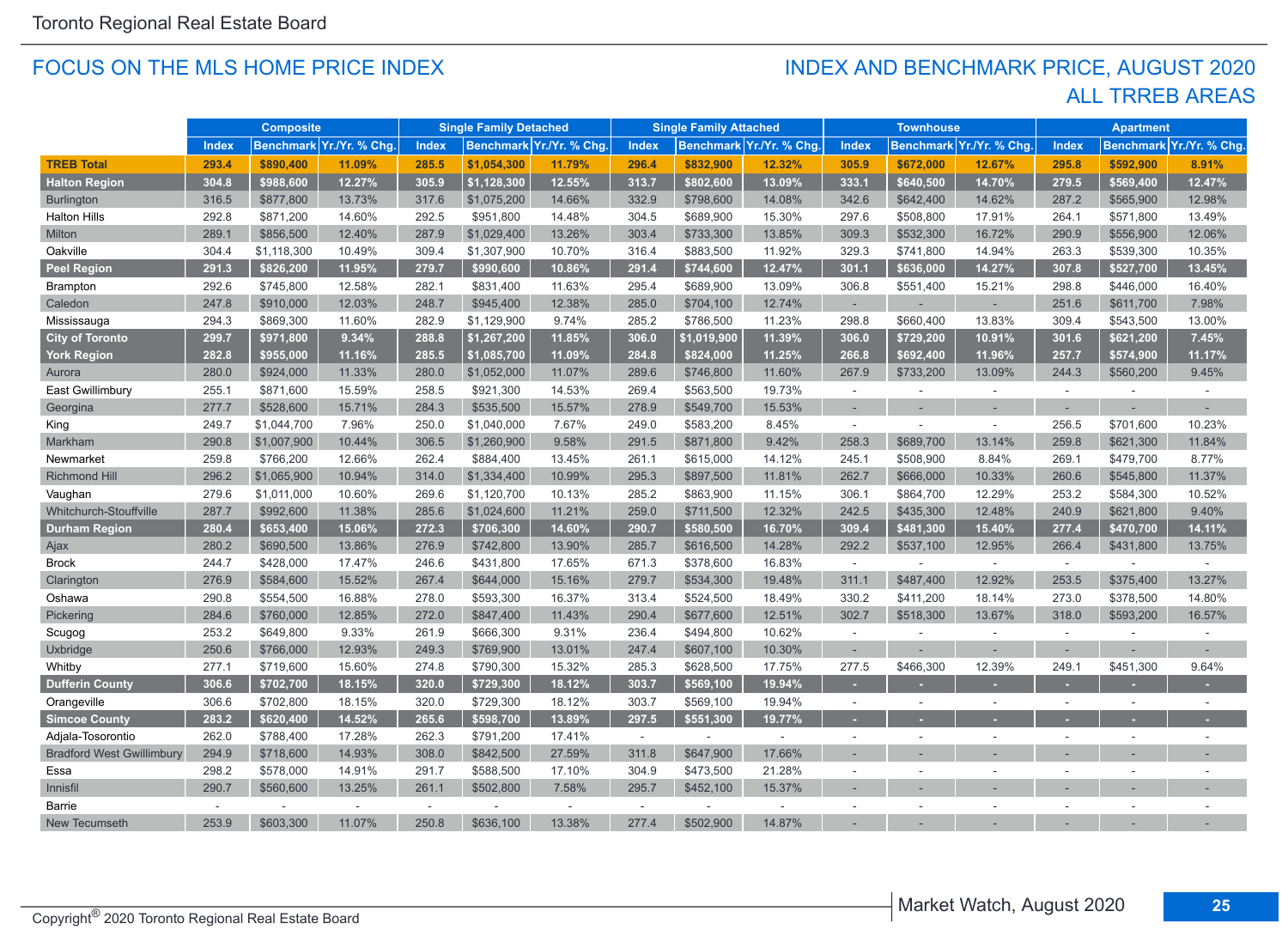Toronto Regional Real Estate Board

## FOCUS ON THE MLS HOME PRICE INDEX

## INDEX AND BENCHMARK PRICE, AUGUST 2020
## ALL TRREB AREAS

| | Composite | | | Single Family Detached | | | Single Family Attached | | | Townhouse | | | Apartment | | |
|---|---|---|---|---|---|---|---|---|---|---|---|---|---|---|---|
| | Index | Benchmark | Yr./Yr. % Chg. | Index | Benchmark | Yr./Yr. % Chg. | Index | Benchmark | Yr./Yr. % Chg. | Index | Benchmark | Yr./Yr. % Chg. | Index | Benchmark | Yr./Yr. % Chg. |
| **TREB Total** | **293.4** | **$890,400** | **11.09%** | **285.5** | **$1,054,300** | **11.79%** | **296.4** | **$832,900** | **12.32%** | **305.9** | **$672,000** | **12.67%** | **295.8** | **$592,900** | **8.91%** |
| **Halton Region** | **304.8** | **$988,600** | **12.27%** | **305.9** | **$1,128,300** | **12.55%** | **313.7** | **$802,600** | **13.09%** | **333.1** | **$640,500** | **14.70%** | **279.5** | **$569,400** | **12.47%** |
| Burlington | 316.5 | $877,800 | 13.73% | 317.6 | $1,075,200 | 14.66% | 332.9 | $798,600 | 14.08% | 342.6 | $642,400 | 14.62% | 287.2 | $565,900 | 12.98% |
| Halton Hills | 292.8 | $871,200 | 14.60% | 292.5 | $951,800 | 14.48% | 304.5 | $689,900 | 15.30% | 297.6 | $508,800 | 17.91% | 264.1 | $571,800 | 13.49% |
| Milton | 289.1 | $856,500 | 12.40% | 287.9 | $1,029,400 | 13.26% | 303.4 | $733,300 | 13.85% | 309.3 | $532,300 | 16.72% | 290.9 | $556,900 | 12.06% |
| Oakville | 304.4 | $1,118,300 | 10.49% | 309.4 | $1,307,900 | 10.70% | 316.4 | $883,500 | 11.92% | 329.3 | $741,800 | 14.94% | 263.3 | $539,300 | 10.35% |
| **Peel Region** | **291.3** | **$826,200** | **11.95%** | **279.7** | **$990,600** | **10.86%** | **291.4** | **$744,600** | **12.47%** | **301.1** | **$636,000** | **14.27%** | **307.8** | **$527,700** | **13.45%** |
| Brampton | 292.6 | $745,800 | 12.58% | 282.1 | $831,400 | 11.63% | 295.4 | $689,900 | 13.09% | 306.8 | $551,400 | 15.21% | 298.8 | $446,000 | 16.40% |
| Caledon | 247.8 | $910,000 | 12.03% | 248.7 | $945,400 | 12.38% | 285.0 | $704,100 | 12.74% | - | - | - | 251.6 | $611,700 | 7.98% |
| Mississauga | 294.3 | $869,300 | 11.60% | 282.9 | $1,129,900 | 9.74% | 285.2 | $786,500 | 11.23% | 298.8 | $660,400 | 13.83% | 309.4 | $543,500 | 13.00% |
| **City of Toronto** | **299.7** | **$971,800** | **9.34%** | **288.8** | **$1,267,200** | **11.85%** | **306.0** | **$1,019,900** | **11.39%** | **306.0** | **$729,200** | **10.91%** | **301.6** | **$621,200** | **7.45%** |
| **York Region** | **282.8** | **$955,000** | **11.16%** | **285.5** | **$1,085,700** | **11.09%** | **284.8** | **$824,000** | **11.25%** | **266.8** | **$692,400** | **11.96%** | **257.7** | **$574,900** | **11.17%** |
| Aurora | 280.0 | $924,000 | 11.33% | 280.0 | $1,052,000 | 11.07% | 289.6 | $746,800 | 11.60% | 267.9 | $733,200 | 13.09% | 244.3 | $560,200 | 9.45% |
| East Gwillimbury | 255.1 | $871,600 | 15.59% | 258.5 | $921,300 | 14.53% | 269.4 | $563,500 | 19.73% | - | - | - | - | - | - |
| Georgina | 277.7 | $528,600 | 15.71% | 284.3 | $535,500 | 15.57% | 278.9 | $549,700 | 15.53% | - | - | - | - | - | - |
| King | 249.7 | $1,044,700 | 7.96% | 250.0 | $1,040,000 | 7.67% | 249.0 | $583,200 | 8.45% | - | - | - | 256.5 | $701,600 | 10.23% |
| Markham | 290.8 | $1,007,900 | 10.44% | 306.5 | $1,260,900 | 9.58% | 291.5 | $871,800 | 9.42% | 258.3 | $689,700 | 13.14% | 259.8 | $621,300 | 11.84% |
| Newmarket | 259.8 | $766,200 | 12.66% | 262.4 | $884,400 | 13.45% | 261.1 | $615,000 | 14.12% | 245.1 | $508,900 | 8.84% | 269.1 | $479,700 | 8.77% |
| Richmond Hill | 296.2 | $1,065,900 | 10.94% | 314.0 | $1,334,400 | 10.99% | 295.3 | $897,500 | 11.81% | 262.7 | $666,000 | 10.33% | 260.6 | $545,800 | 11.37% |
| Vaughan | 279.6 | $1,011,000 | 10.60% | 269.6 | $1,120,700 | 10.13% | 285.2 | $863,900 | 11.15% | 306.1 | $864,700 | 12.29% | 253.2 | $584,300 | 10.52% |
| Whitchurch-Stouffville | 287.7 | $992,600 | 11.38% | 285.6 | $1,024,600 | 11.21% | 259.0 | $711,500 | 12.32% | 242.5 | $435,300 | 12.48% | 240.9 | $621,800 | 9.40% |
| **Durham Region** | **280.4** | **$653,400** | **15.06%** | **272.3** | **$706,300** | **14.60%** | **290.7** | **$580,500** | **16.70%** | **309.4** | **$481,300** | **15.40%** | **277.4** | **$470,700** | **14.11%** |
| Ajax | 280.2 | $690,500 | 13.86% | 276.9 | $742,800 | 13.90% | 285.7 | $616,500 | 14.28% | 292.2 | $537,100 | 12.95% | 266.4 | $431,800 | 13.75% |
| Brock | 244.7 | $428,000 | 17.47% | 246.6 | $431,800 | 17.65% | 671.3 | $378,600 | 16.83% | - | - | - | - | - | - |
| Clarington | 276.9 | $584,600 | 15.52% | 267.4 | $644,000 | 15.16% | 279.7 | $534,300 | 19.48% | 311.1 | $487,400 | 12.92% | 253.5 | $375,400 | 13.27% |
| Oshawa | 290.8 | $554,500 | 16.88% | 278.0 | $593,300 | 16.37% | 313.4 | $524,500 | 18.49% | 330.2 | $411,200 | 18.14% | 273.0 | $378,500 | 14.80% |
| Pickering | 284.6 | $760,000 | 12.85% | 272.0 | $847,400 | 11.43% | 290.4 | $677,600 | 12.51% | 302.7 | $518,300 | 13.67% | 318.0 | $593,200 | 16.57% |
| Scugog | 253.2 | $649,800 | 9.33% | 261.9 | $666,300 | 9.31% | 236.4 | $494,800 | 10.62% | - | - | - | - | - | - |
| Uxbridge | 250.6 | $766,000 | 12.93% | 249.3 | $769,900 | 13.01% | 247.4 | $607,100 | 10.30% | - | - | - | - | - | - |
| Whitby | 277.1 | $719,600 | 15.60% | 274.8 | $790,300 | 15.32% | 285.3 | $628,500 | 17.75% | 277.5 | $466,300 | 12.39% | 249.1 | $451,300 | 9.64% |
| **Dufferin County** | **306.6** | **$702,700** | **18.15%** | **320.0** | **$729,300** | **18.12%** | **303.7** | **$569,100** | **19.94%** | - | - | - | - | - | - |
| Orangeville | 306.6 | $702,800 | 18.15% | 320.0 | $729,300 | 18.12% | 303.7 | $569,100 | 19.94% | - | - | - | - | - | - |
| **Simcoe County** | **283.2** | **$620,400** | **14.52%** | **265.6** | **$598,700** | **13.89%** | **297.5** | **$551,300** | **19.77%** | - | - | - | - | - | - |
| Adjala-Tosorontio | 262.0 | $788,400 | 17.28% | 262.3 | $791,200 | 17.41% | - | - | - | - | - | - | - | - | - |
| Bradford West Gwillimbury | 294.9 | $718,600 | 14.93% | 308.0 | $842,500 | 27.59% | 311.8 | $647,900 | 17.66% | - | - | - | - | - | - |
| Essa | 298.2 | $578,000 | 14.91% | 291.7 | $588,500 | 17.10% | 304.9 | $473,500 | 21.28% | - | - | - | - | - | - |
| Innisfil | 290.7 | $560,600 | 13.25% | 261.1 | $502,800 | 7.58% | 295.7 | $452,100 | 15.37% | - | - | - | - | - | - |
| Barrie | - | - | - | - | - | - | - | - | - | - | - | - | - | - | - |
| New Tecumseth | 253.9 | $603,300 | 11.07% | 250.8 | $636,100 | 13.38% | 277.4 | $502,900 | 14.87% | - | - | - | - | - | - |

Copyright® 2020 Toronto Regional Real Estate Board

Market Watch, August 2020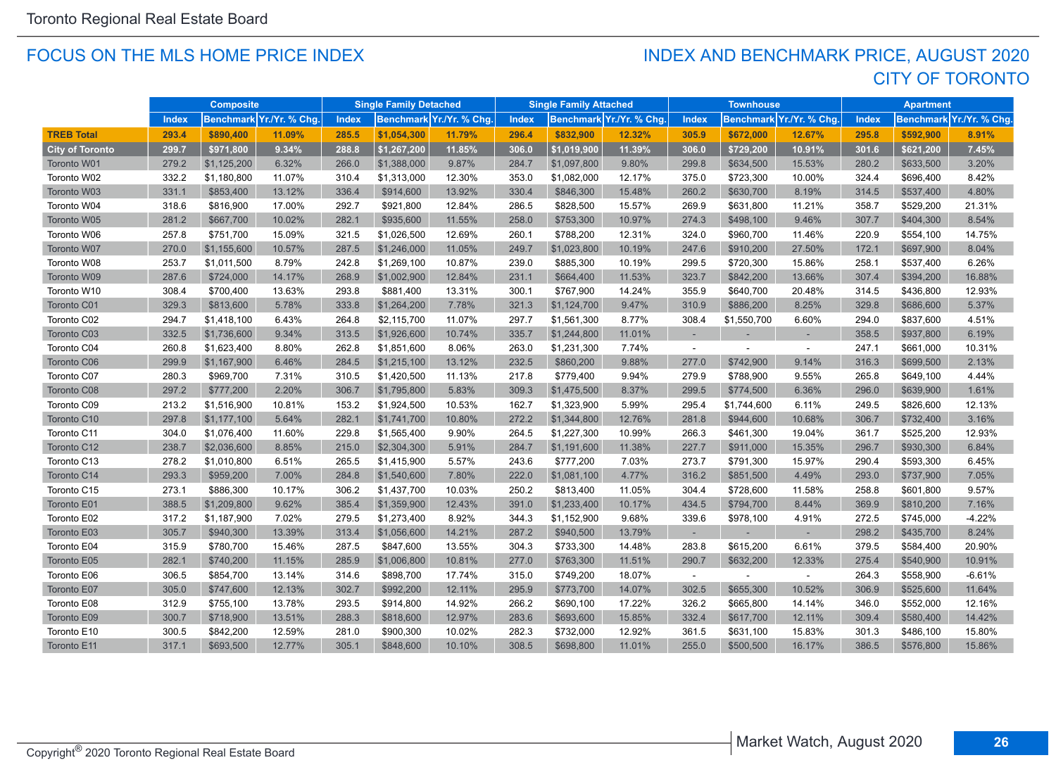## FOCUS ON THE MLS HOME PRICE INDEX

## INDEX AND BENCHMARK PRICE, AUGUST 2020
## CITY OF TORONTO

| | Composite | | | Single Family Detached | | | Single Family Attached | | | Townhouse | | | Apartment | | |
|---|---|---|---|---|---|---|---|---|---|---|---|---|---|---|---|
| | Index | Benchmark | Yr./Yr. % Chg. | Index | Benchmark | Yr./Yr. % Chg. | Index | Benchmark | Yr./Yr. % Chg. | Index | Benchmark | Yr./Yr. % Chg. | Index | Benchmark | Yr./Yr. % Chg. |
| **TREB Total** | **293.4** | **$890,400** | **11.09%** | **285.5** | **$1,054,300** | **11.79%** | **296.4** | **$832,900** | **12.32%** | **305.9** | **$672,000** | **12.67%** | **295.8** | **$592,900** | **8.91%** |
| **City of Toronto** | **299.7** | **$971,800** | **9.34%** | **288.8** | **$1,267,200** | **11.85%** | **306.0** | **$1,019,900** | **11.39%** | **306.0** | **$729,200** | **10.91%** | **301.6** | **$621,200** | **7.45%** |
| Toronto W01 | 279.2 | $1,125,200 | 6.32% | 266.0 | $1,388,000 | 9.87% | 284.7 | $1,097,800 | 9.80% | 299.8 | $634,500 | 15.53% | 280.2 | $633,500 | 3.20% |
| Toronto W02 | 332.2 | $1,180,800 | 11.07% | 310.4 | $1,313,000 | 12.30% | 353.0 | $1,082,000 | 12.17% | 375.0 | $723,300 | 10.00% | 324.4 | $696,400 | 8.42% |
| Toronto W03 | 331.1 | $853,400 | 13.12% | 336.4 | $914,600 | 13.92% | 330.4 | $846,300 | 15.48% | 260.2 | $630,700 | 8.19% | 314.5 | $537,400 | 4.80% |
| Toronto W04 | 318.6 | $816,900 | 17.00% | 292.7 | $921,800 | 12.84% | 286.5 | $828,500 | 15.57% | 269.9 | $631,800 | 11.21% | 358.7 | $529,200 | 21.31% |
| Toronto W05 | 281.2 | $667,700 | 10.02% | 282.1 | $935,600 | 11.55% | 258.0 | $753,300 | 10.97% | 274.3 | $498,100 | 9.46% | 307.7 | $404,300 | 8.54% |
| Toronto W06 | 257.8 | $751,700 | 15.09% | 321.5 | $1,026,500 | 12.69% | 260.1 | $788,200 | 12.31% | 324.0 | $960,700 | 11.46% | 220.9 | $554,100 | 14.75% |
| Toronto W07 | 270.0 | $1,155,600 | 10.57% | 287.5 | $1,246,000 | 11.05% | 249.7 | $1,023,800 | 10.19% | 247.6 | $910,200 | 27.50% | 172.1 | $697,900 | 8.04% |
| Toronto W08 | 253.7 | $1,011,500 | 8.79% | 242.8 | $1,269,100 | 10.87% | 239.0 | $885,300 | 10.19% | 299.5 | $720,300 | 15.86% | 258.1 | $537,400 | 6.26% |
| Toronto W09 | 287.6 | $724,000 | 14.17% | 268.9 | $1,002,900 | 12.84% | 231.1 | $664,400 | 11.53% | 323.7 | $842,200 | 13.66% | 307.4 | $394,200 | 16.88% |
| Toronto W10 | 308.4 | $700,400 | 13.63% | 293.8 | $881,400 | 13.31% | 300.1 | $767,900 | 14.24% | 355.9 | $640,700 | 20.48% | 314.5 | $436,800 | 12.93% |
| Toronto C01 | 329.3 | $813,600 | 5.78% | 333.8 | $1,264,200 | 7.78% | 321.3 | $1,124,700 | 9.47% | 310.9 | $886,200 | 8.25% | 329.8 | $686,600 | 5.37% |
| Toronto C02 | 294.7 | $1,418,100 | 6.43% | 264.8 | $2,115,700 | 11.07% | 297.7 | $1,561,300 | 8.77% | 308.4 | $1,550,700 | 6.60% | 294.0 | $837,600 | 4.51% |
| Toronto C03 | 332.5 | $1,736,600 | 9.34% | 313.5 | $1,926,600 | 10.74% | 335.7 | $1,244,800 | 11.01% | - | - | - | 358.5 | $937,800 | 6.19% |
| Toronto C04 | 260.8 | $1,623,400 | 8.80% | 262.8 | $1,851,600 | 8.06% | 263.0 | $1,231,300 | 7.74% | - | - | - | 247.1 | $661,000 | 10.31% |
| Toronto C06 | 299.9 | $1,167,900 | 6.46% | 284.5 | $1,215,100 | 13.12% | 232.5 | $860,200 | 9.88% | 277.0 | $742,900 | 9.14% | 316.3 | $699,500 | 2.13% |
| Toronto C07 | 280.3 | $969,700 | 7.31% | 310.5 | $1,420,500 | 11.13% | 217.8 | $779,400 | 9.94% | 279.9 | $788,900 | 9.55% | 265.8 | $649,100 | 4.44% |
| Toronto C08 | 297.2 | $777,200 | 2.20% | 306.7 | $1,795,800 | 5.83% | 309.3 | $1,475,500 | 8.37% | 299.5 | $774,500 | 6.36% | 296.0 | $639,900 | 1.61% |
| Toronto C09 | 213.2 | $1,516,900 | 10.81% | 153.2 | $1,924,500 | 10.53% | 162.7 | $1,323,900 | 5.99% | 295.4 | $1,744,600 | 6.11% | 249.5 | $826,600 | 12.13% |
| Toronto C10 | 297.8 | $1,177,100 | 5.64% | 282.1 | $1,741,700 | 10.80% | 272.2 | $1,344,800 | 12.76% | 281.8 | $944,600 | 10.68% | 306.7 | $732,400 | 3.16% |
| Toronto C11 | 304.0 | $1,076,400 | 11.60% | 229.8 | $1,565,400 | 9.90% | 264.5 | $1,227,300 | 10.99% | 266.3 | $461,300 | 19.04% | 361.7 | $525,200 | 12.93% |
| Toronto C12 | 238.7 | $2,036,600 | 8.85% | 215.0 | $2,304,300 | 5.91% | 284.7 | $1,191,600 | 11.38% | 227.7 | $911,000 | 15.35% | 296.7 | $930,300 | 6.84% |
| Toronto C13 | 278.2 | $1,010,800 | 6.51% | 265.5 | $1,415,900 | 5.57% | 243.6 | $777,200 | 7.03% | 273.7 | $791,300 | 15.97% | 290.4 | $593,300 | 6.45% |
| Toronto C14 | 293.3 | $959,200 | 7.00% | 284.8 | $1,540,600 | 7.80% | 222.0 | $1,081,100 | 4.77% | 316.2 | $851,500 | 4.49% | 293.0 | $737,900 | 7.05% |
| Toronto C15 | 273.1 | $886,300 | 10.17% | 306.2 | $1,437,700 | 10.03% | 250.2 | $813,400 | 11.05% | 304.4 | $728,600 | 11.58% | 258.8 | $601,800 | 9.57% |
| Toronto E01 | 388.5 | $1,209,800 | 9.62% | 385.4 | $1,359,900 | 12.43% | 391.0 | $1,233,400 | 10.17% | 434.5 | $794,700 | 8.44% | 369.9 | $810,200 | 7.16% |
| Toronto E02 | 317.2 | $1,187,900 | 7.02% | 279.5 | $1,273,400 | 8.92% | 344.3 | $1,152,900 | 9.68% | 339.6 | $978,100 | 4.91% | 272.5 | $745,000 | -4.22% |
| Toronto E03 | 305.7 | $940,300 | 13.39% | 313.4 | $1,056,600 | 14.21% | 287.2 | $940,500 | 13.79% | - | - | - | 298.2 | $435,700 | 8.24% |
| Toronto E04 | 315.9 | $780,700 | 15.46% | 287.5 | $847,600 | 13.55% | 304.3 | $733,300 | 14.48% | 283.8 | $615,200 | 6.61% | 379.5 | $584,400 | 20.90% |
| Toronto E05 | 282.1 | $740,200 | 11.15% | 285.9 | $1,006,800 | 10.81% | 277.0 | $763,300 | 11.51% | 290.7 | $632,200 | 12.33% | 275.4 | $540,900 | 10.91% |
| Toronto E06 | 306.5 | $854,700 | 13.14% | 314.6 | $898,700 | 17.74% | 315.0 | $749,200 | 18.07% | - | - | - | 264.3 | $558,900 | -6.61% |
| Toronto E07 | 305.0 | $747,600 | 12.13% | 302.7 | $992,200 | 12.11% | 295.9 | $773,700 | 14.07% | 302.5 | $655,300 | 10.52% | 306.9 | $525,600 | 11.64% |
| Toronto E08 | 312.9 | $755,100 | 13.78% | 293.5 | $914,800 | 14.92% | 266.2 | $690,100 | 17.22% | 326.2 | $665,800 | 14.14% | 346.0 | $552,000 | 12.16% |
| Toronto E09 | 300.7 | $718,900 | 13.51% | 288.3 | $818,600 | 12.97% | 283.6 | $693,600 | 15.85% | 332.4 | $617,700 | 12.11% | 309.4 | $580,400 | 14.42% |
| Toronto E10 | 300.5 | $842,200 | 12.59% | 281.0 | $900,300 | 10.02% | 282.3 | $732,000 | 12.92% | 361.5 | $631,100 | 15.83% | 301.3 | $486,100 | 15.80% |
| Toronto E11 | 317.1 | $693,500 | 12.77% | 305.1 | $848,600 | 10.10% | 308.5 | $698,800 | 11.01% | 255.0 | $500,500 | 16.17% | 386.5 | $576,800 | 15.86% |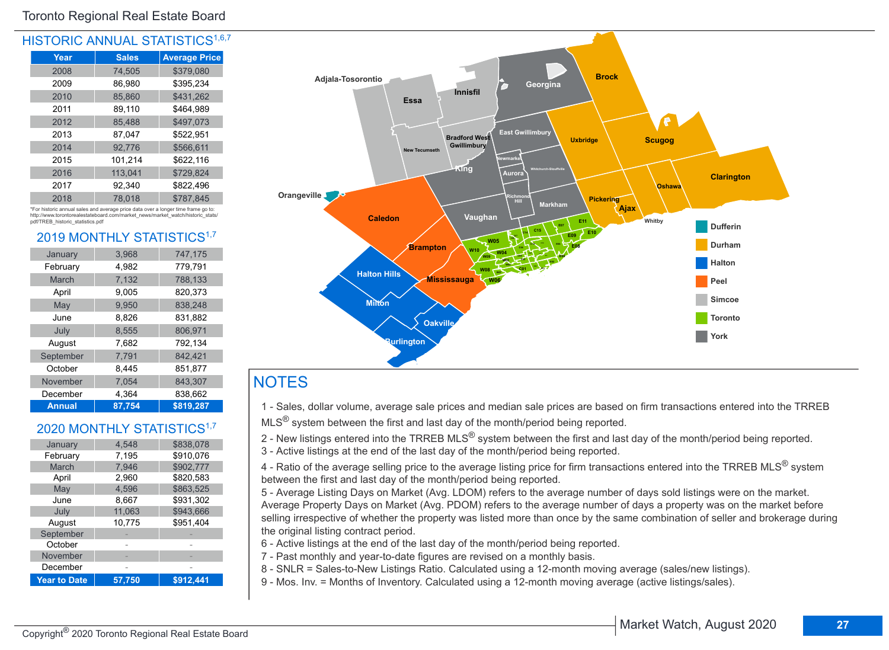## HISTORIC ANNUAL STATISTICS[1,6,7]

| Year | Sales | Average Price |
|---|---|---|
| 2008 | 74,505 | $379,080 |
| 2009 | 86,980 | $395,234 |
| 2010 | 85,860 | $431,262 |
| 2011 | 89,110 | $464,989 |
| 2012 | 85,488 | $497,073 |
| 2013 | 87,047 | $522,951 |
| 2014 | 92,776 | $566,611 |
| 2015 | 101,214 | $622,116 |
| 2016 | 113,041 | $729,824 |
| 2017 | 92,340 | $822,496 |
| 2018 | 78,018 | $787,845 |

*For historic annual sales and average price data over a longer time frame go to: http://www.torontorealestateboard.com/market_news/market_watch/historic_stats/pdf/TREB_historic_statistics.pdf

## 2019 MONTHLY STATISTICS[1,7]

| | | |
|---|---|---|
| January | 3,968 | 747,175 |
| February | 4,982 | 779,791 |
| March | 7,132 | 788,133 |
| April | 9,005 | 820,373 |
| May | 9,950 | 838,248 |
| June | 8,826 | 831,882 |
| July | 8,555 | 806,971 |
| August | 7,682 | 792,134 |
| September | 7,791 | 842,421 |
| October | 8,445 | 851,877 |
| November | 7,054 | 843,307 |
| December | 4,364 | 838,662 |
| **Annual** | **87,754** | **$819,287** |

## 2020 MONTHLY STATISTICS[1,7]

| | | |
|---|---|---|
| January | 4,548 | $838,078 |
| February | 7,195 | $910,076 |
| March | 7,946 | $902,777 |
| April | 2,960 | $820,583 |
| May | 4,596 | $863,525 |
| June | 8,667 | $931,302 |
| July | 11,063 | $943,666 |
| August | 10,775 | $951,404 |
| September | - | - |
| October | - | - |
| November | - | - |
| December | - | - |
| **Year to Date** | **57,750** | **$912,441** |

Adjala-Tosorontio
Essa
Innisfil
Georgina
Brock
New Tecumseth
Bradford West Gwillimbury
East Gwillimbury
Uxbridge
Scugog
Newmarket
Whitchurch-Stouffville
King
Aurora
Orangeville
Richmond Hill
Markham
Pickering
Ajax
Oshawa
Clarington
Whitby
Caledon
Vaughan
Brampton
Halton Hills
Mississauga
Milton
Oakville
Burlington

Dufferin
Durham
Halton
Peel
Simcoe
Toronto
York

## NOTES

1 - Sales, dollar volume, average sale prices and median sale prices are based on firm transactions entered into the TRREB MLS® system between the first and last day of the month/period being reported.

2 - New listings entered into the TRREB MLS® system between the first and last day of the month/period being reported.

3 - Active listings at the end of the last day of the month/period being reported.

4 - Ratio of the average selling price to the average listing price for firm transactions entered into the TRREB MLS® system between the first and last day of the month/period being reported.

5 - Average Listing Days on Market (Avg. LDOM) refers to the average number of days sold listings were on the market. Average Property Days on Market (Avg. PDOM) refers to the average number of days a property was on the market before selling irrespective of whether the property was listed more than once by the same combination of seller and brokerage during the original listing contract period.

6 - Active listings at the end of the last day of the month/period being reported.

7 - Past monthly and year-to-date figures are revised on a monthly basis.

8 - SNLR = Sales-to-New Listings Ratio. Calculated using a 12-month moving average (sales/new listings).

9 - Mos. Inv. = Months of Inventory. Calculated using a 12-month moving average (active listings/sales).

Copyright® 2020 Toronto Regional Real Estate Board